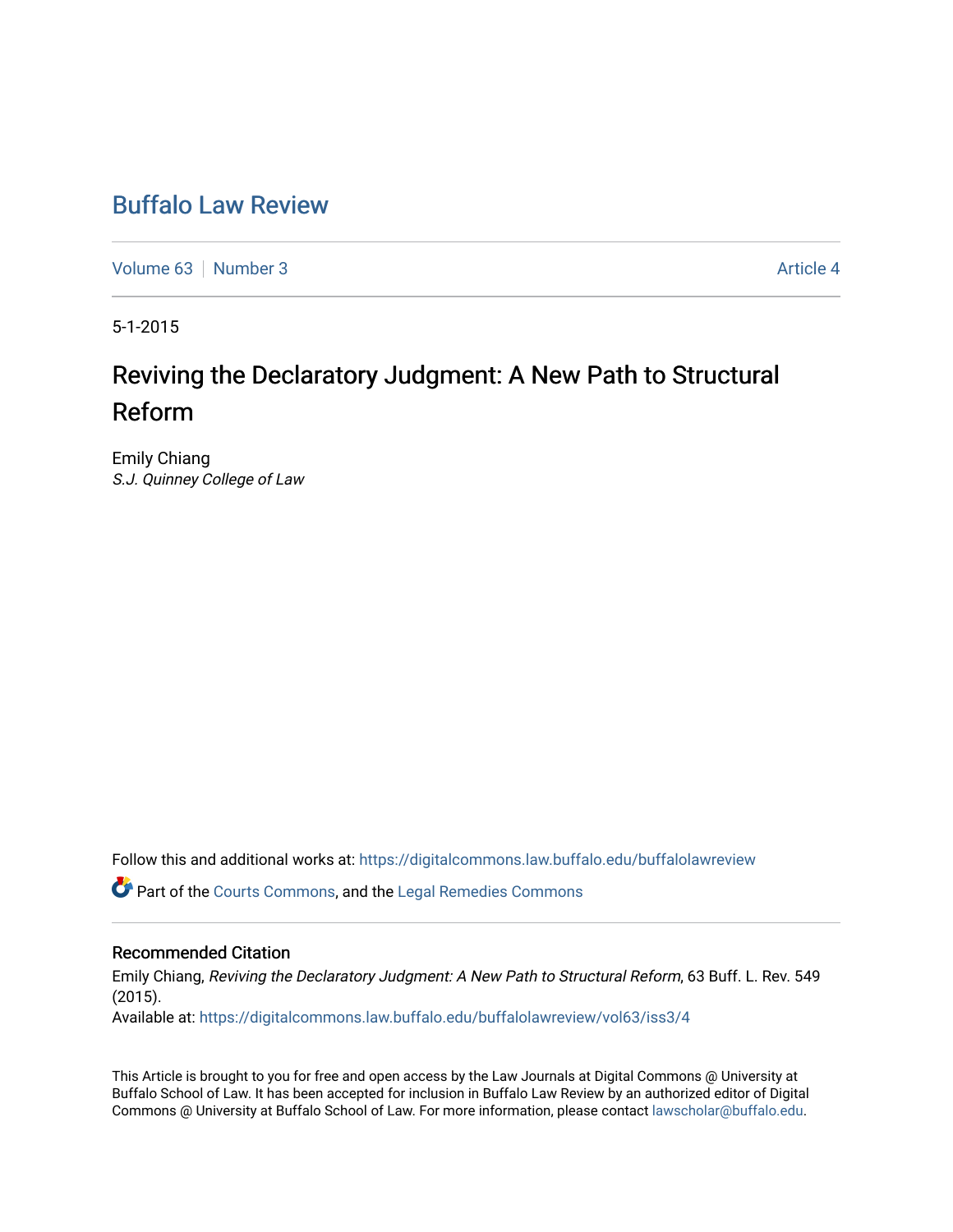# Buffalo Law Review

Volume 63 | Number 3 Article 4

5-1-2015

## Reviving the Declaratory Judgment: A New Path to Structural Reform

Emily Chiang
*S.J. Quinney College of Law*

Follow this and additional works at: https://digitalcommons.law.buffalo.edu/buffalolawreview

Part of the Courts Commons, and the Legal Remedies Commons

### Recommended Citation

Emily Chiang, *Reviving the Declaratory Judgment: A New Path to Structural Reform*, 63 Buff. L. Rev. 549 (2015).
Available at: https://digitalcommons.law.buffalo.edu/buffalolawreview/vol63/iss3/4

This Article is brought to you for free and open access by the Law Journals at Digital Commons @ University at Buffalo School of Law. It has been accepted for inclusion in Buffalo Law Review by an authorized editor of Digital Commons @ University at Buffalo School of Law. For more information, please contact lawscholar@buffalo.edu.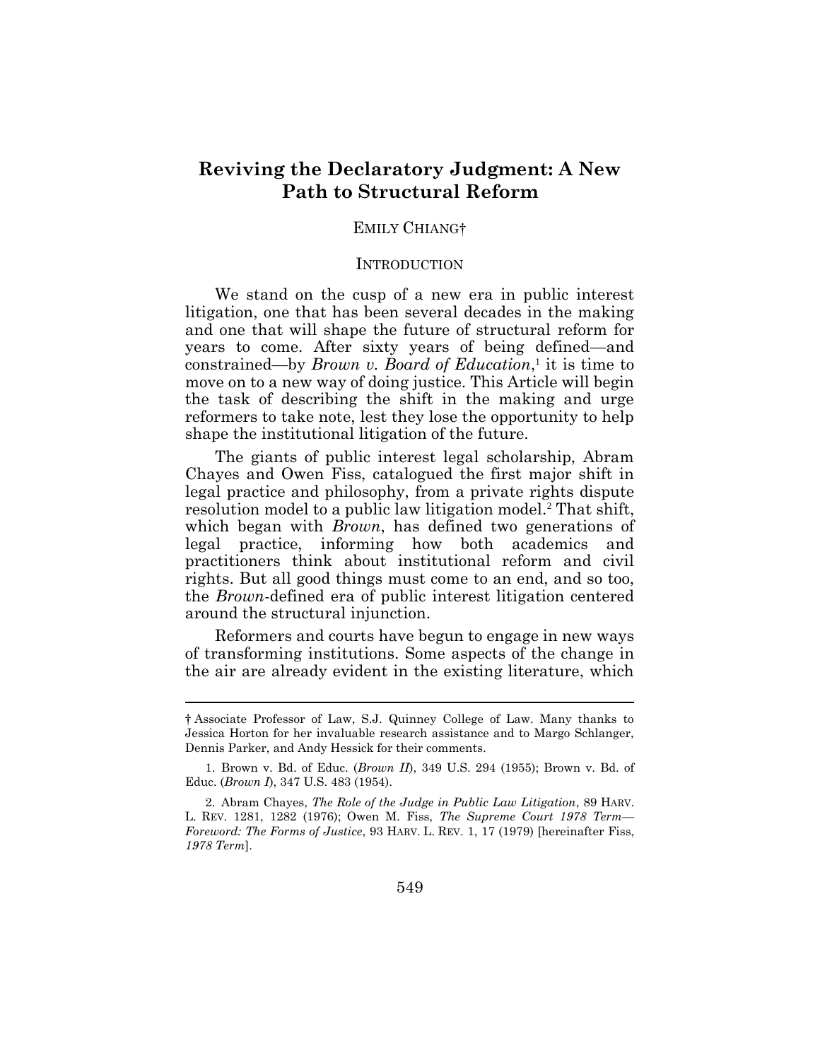# Reviving the Declaratory Judgment: A New Path to Structural Reform

EMILY CHIANG†

## INTRODUCTION

We stand on the cusp of a new era in public interest litigation, one that has been several decades in the making and one that will shape the future of structural reform for years to come. After sixty years of being defined—and constrained—by *Brown v. Board of Education*,[1] it is time to move on to a new way of doing justice. This Article will begin the task of describing the shift in the making and urge reformers to take note, lest they lose the opportunity to help shape the institutional litigation of the future.

The giants of public interest legal scholarship, Abram Chayes and Owen Fiss, catalogued the first major shift in legal practice and philosophy, from a private rights dispute resolution model to a public law litigation model.[2] That shift, which began with *Brown*, has defined two generations of legal practice, informing how both academics and practitioners think about institutional reform and civil rights. But all good things must come to an end, and so too, the *Brown*-defined era of public interest litigation centered around the structural injunction.

Reformers and courts have begun to engage in new ways of transforming institutions. Some aspects of the change in the air are already evident in the existing literature, which

---

† Associate Professor of Law, S.J. Quinney College of Law. Many thanks to Jessica Horton for her invaluable research assistance and to Margo Schlanger, Dennis Parker, and Andy Hessick for their comments.

1. Brown v. Bd. of Educ. (*Brown II*), 349 U.S. 294 (1955); Brown v. Bd. of Educ. (*Brown I*), 347 U.S. 483 (1954).

2. Abram Chayes, *The Role of the Judge in Public Law Litigation*, 89 HARV. L. REV. 1281, 1282 (1976); Owen M. Fiss, *The Supreme Court 1978 Term—Foreword: The Forms of Justice*, 93 HARV. L. REV. 1, 17 (1979) [hereinafter Fiss, *1978 Term*].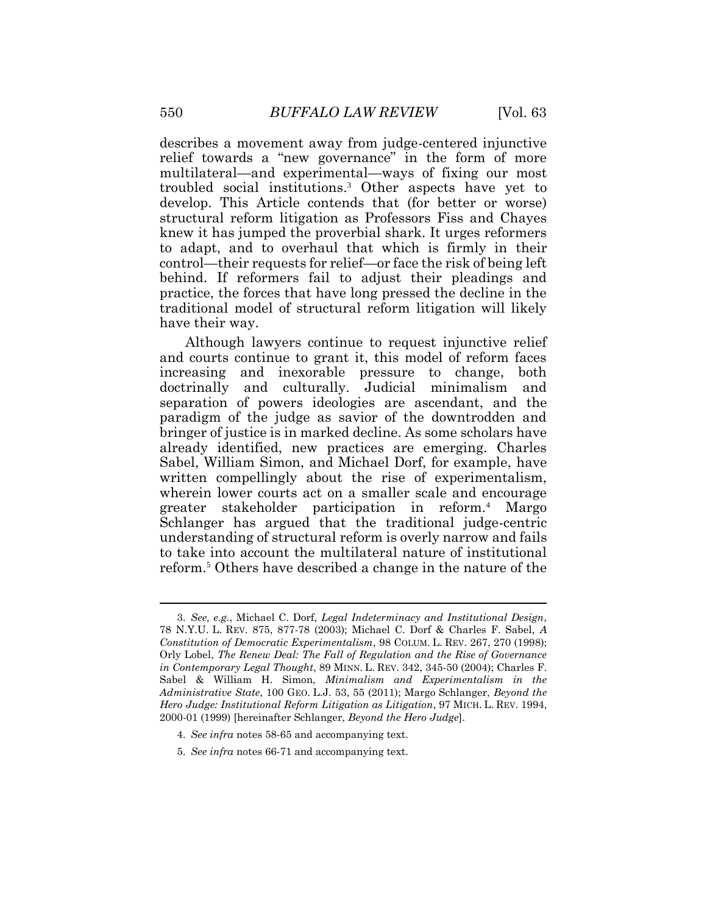describes a movement away from judge-centered injunctive relief towards a "new governance" in the form of more multilateral—and experimental—ways of fixing our most troubled social institutions.[3] Other aspects have yet to develop. This Article contends that (for better or worse) structural reform litigation as Professors Fiss and Chayes knew it has jumped the proverbial shark. It urges reformers to adapt, and to overhaul that which is firmly in their control—their requests for relief—or face the risk of being left behind. If reformers fail to adjust their pleadings and practice, the forces that have long pressed the decline in the traditional model of structural reform litigation will likely have their way.

Although lawyers continue to request injunctive relief and courts continue to grant it, this model of reform faces increasing and inexorable pressure to change, both doctrinally and culturally. Judicial minimalism and separation of powers ideologies are ascendant, and the paradigm of the judge as savior of the downtrodden and bringer of justice is in marked decline. As some scholars have already identified, new practices are emerging. Charles Sabel, William Simon, and Michael Dorf, for example, have written compellingly about the rise of experimentalism, wherein lower courts act on a smaller scale and encourage greater stakeholder participation in reform.[4] Margo Schlanger has argued that the traditional judge-centric understanding of structural reform is overly narrow and fails to take into account the multilateral nature of institutional reform.[5] Others have described a change in the nature of the

---

3. *See, e.g.*, Michael C. Dorf, *Legal Indeterminacy and Institutional Design*, 78 N.Y.U. L. REV. 875, 877-78 (2003); Michael C. Dorf & Charles F. Sabel, *A Constitution of Democratic Experimentalism*, 98 COLUM. L. REV. 267, 270 (1998); Orly Lobel, *The Renew Deal: The Fall of Regulation and the Rise of Governance in Contemporary Legal Thought*, 89 MINN. L. REV. 342, 345-50 (2004); Charles F. Sabel & William H. Simon, *Minimalism and Experimentalism in the Administrative State*, 100 GEO. L.J. 53, 55 (2011); Margo Schlanger, *Beyond the Hero Judge: Institutional Reform Litigation as Litigation*, 97 MICH. L. REV. 1994, 2000-01 (1999) [hereinafter Schlanger, *Beyond the Hero Judge*].

4. *See infra* notes 58-65 and accompanying text.

5. *See infra* notes 66-71 and accompanying text.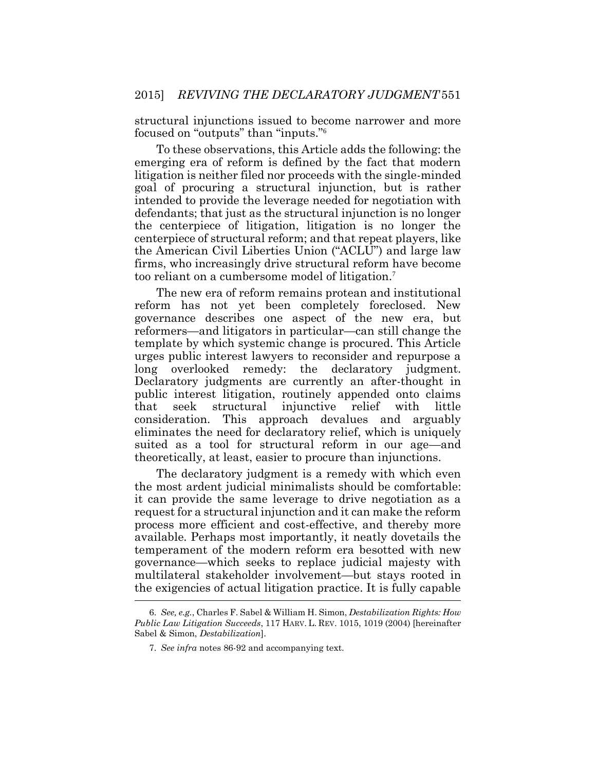structural injunctions issued to become narrower and more focused on "outputs" than "inputs."[6]

To these observations, this Article adds the following: the emerging era of reform is defined by the fact that modern litigation is neither filed nor proceeds with the single-minded goal of procuring a structural injunction, but is rather intended to provide the leverage needed for negotiation with defendants; that just as the structural injunction is no longer the centerpiece of litigation, litigation is no longer the centerpiece of structural reform; and that repeat players, like the American Civil Liberties Union ("ACLU") and large law firms, who increasingly drive structural reform have become too reliant on a cumbersome model of litigation.[7]

The new era of reform remains protean and institutional reform has not yet been completely foreclosed. New governance describes one aspect of the new era, but reformers—and litigators in particular—can still change the template by which systemic change is procured. This Article urges public interest lawyers to reconsider and repurpose a long overlooked remedy: the declaratory judgment. Declaratory judgments are currently an after-thought in public interest litigation, routinely appended onto claims that seek structural injunctive relief with little consideration. This approach devalues and arguably eliminates the need for declaratory relief, which is uniquely suited as a tool for structural reform in our age—and theoretically, at least, easier to procure than injunctions.

The declaratory judgment is a remedy with which even the most ardent judicial minimalists should be comfortable: it can provide the same leverage to drive negotiation as a request for a structural injunction and it can make the reform process more efficient and cost-effective, and thereby more available. Perhaps most importantly, it neatly dovetails the temperament of the modern reform era besotted with new governance—which seeks to replace judicial majesty with multilateral stakeholder involvement—but stays rooted in the exigencies of actual litigation practice. It is fully capable

---

6. *See, e.g.*, Charles F. Sabel & William H. Simon, *Destabilization Rights: How Public Law Litigation Succeeds*, 117 HARV. L. REV. 1015, 1019 (2004) [hereinafter Sabel & Simon, *Destabilization*].

7. *See infra* notes 86-92 and accompanying text.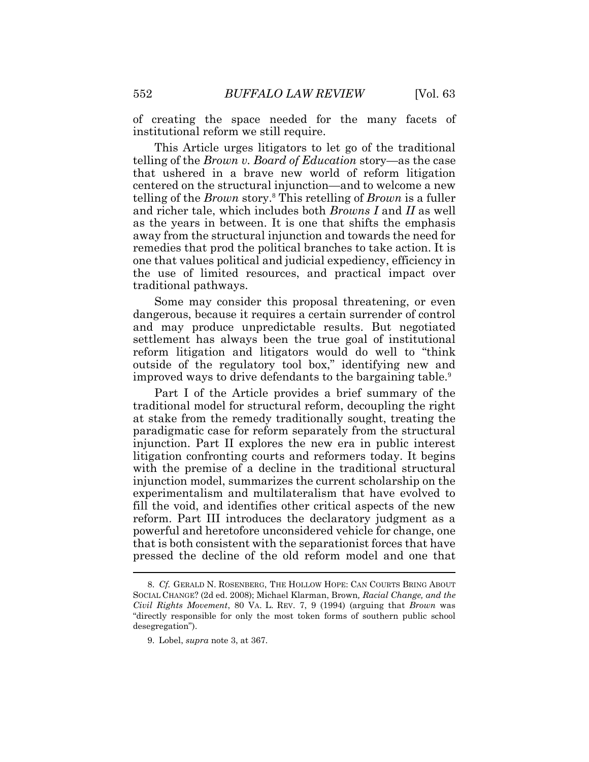of creating the space needed for the many facets of institutional reform we still require.

This Article urges litigators to let go of the traditional telling of the *Brown v. Board of Education* story—as the case that ushered in a brave new world of reform litigation centered on the structural injunction—and to welcome a new telling of the *Brown* story.[8] This retelling of *Brown* is a fuller and richer tale, which includes both *Browns I* and *II* as well as the years in between. It is one that shifts the emphasis away from the structural injunction and towards the need for remedies that prod the political branches to take action. It is one that values political and judicial expediency, efficiency in the use of limited resources, and practical impact over traditional pathways.

Some may consider this proposal threatening, or even dangerous, because it requires a certain surrender of control and may produce unpredictable results. But negotiated settlement has always been the true goal of institutional reform litigation and litigators would do well to "think outside of the regulatory tool box," identifying new and improved ways to drive defendants to the bargaining table.[9]

Part I of the Article provides a brief summary of the traditional model for structural reform, decoupling the right at stake from the remedy traditionally sought, treating the paradigmatic case for reform separately from the structural injunction. Part II explores the new era in public interest litigation confronting courts and reformers today. It begins with the premise of a decline in the traditional structural injunction model, summarizes the current scholarship on the experimentalism and multilateralism that have evolved to fill the void, and identifies other critical aspects of the new reform. Part III introduces the declaratory judgment as a powerful and heretofore unconsidered vehicle for change, one that is both consistent with the separationist forces that have pressed the decline of the old reform model and one that

---

8. *Cf.* GERALD N. ROSENBERG, THE HOLLOW HOPE: CAN COURTS BRING ABOUT SOCIAL CHANGE? (2d ed. 2008); Michael Klarman, Brown*, Racial Change, and the Civil Rights Movement*, 80 VA. L. REV. 7, 9 (1994) (arguing that *Brown* was "directly responsible for only the most token forms of southern public school desegregation").

9. Lobel, *supra* note 3, at 367.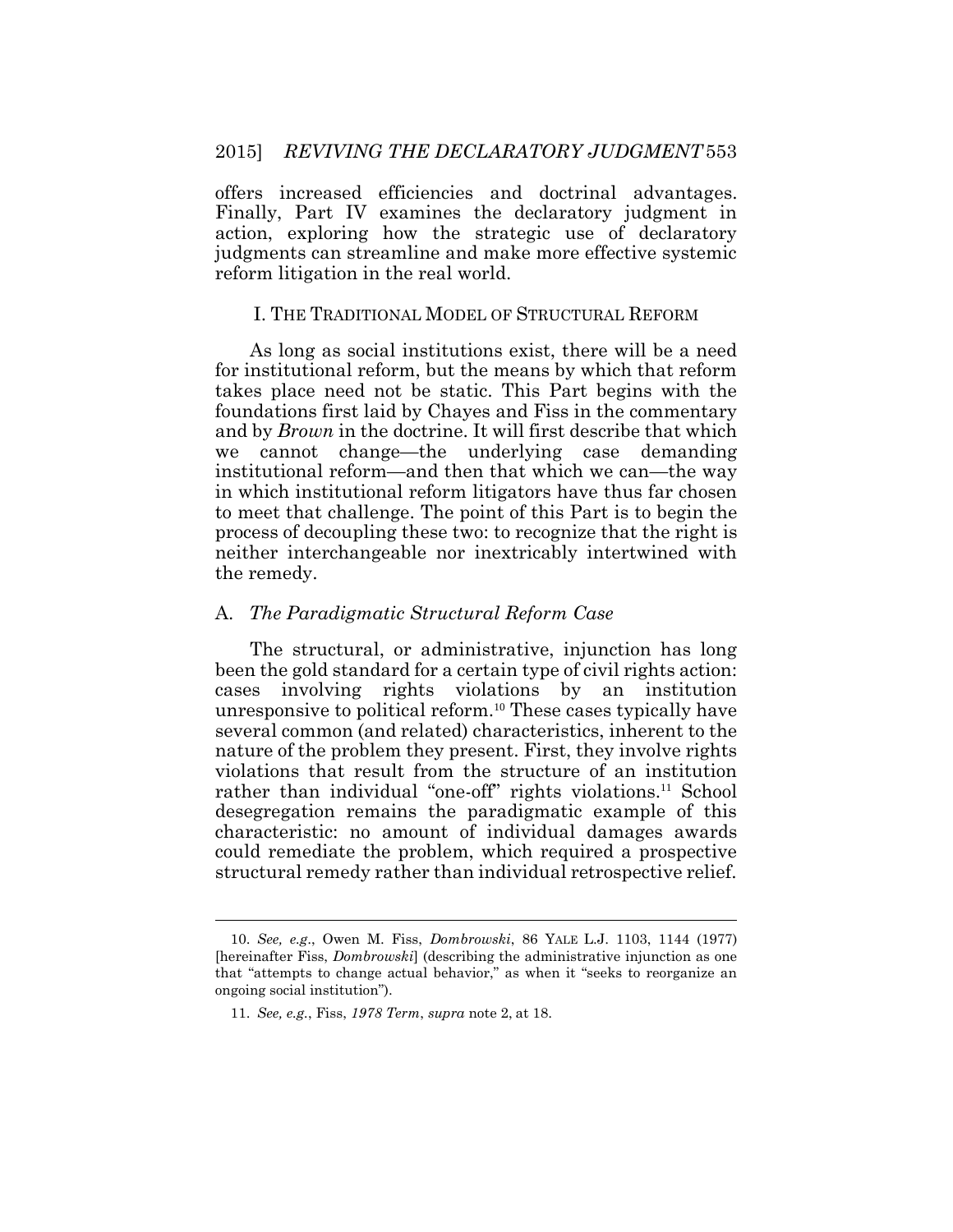offers increased efficiencies and doctrinal advantages. Finally, Part IV examines the declaratory judgment in action, exploring how the strategic use of declaratory judgments can streamline and make more effective systemic reform litigation in the real world.

## I. THE TRADITIONAL MODEL OF STRUCTURAL REFORM

As long as social institutions exist, there will be a need for institutional reform, but the means by which that reform takes place need not be static. This Part begins with the foundations first laid by Chayes and Fiss in the commentary and by *Brown* in the doctrine. It will first describe that which we cannot change—the underlying case demanding institutional reform—and then that which we can—the way in which institutional reform litigators have thus far chosen to meet that challenge. The point of this Part is to begin the process of decoupling these two: to recognize that the right is neither interchangeable nor inextricably intertwined with the remedy.

### A. *The Paradigmatic Structural Reform Case*

The structural, or administrative, injunction has long been the gold standard for a certain type of civil rights action: cases involving rights violations by an institution unresponsive to political reform.[10] These cases typically have several common (and related) characteristics, inherent to the nature of the problem they present. First, they involve rights violations that result from the structure of an institution rather than individual "one-off" rights violations.[11] School desegregation remains the paradigmatic example of this characteristic: no amount of individual damages awards could remediate the problem, which required a prospective structural remedy rather than individual retrospective relief.

---

10. *See, e.g.*, Owen M. Fiss, *Dombrowski*, 86 YALE L.J. 1103, 1144 (1977) [hereinafter Fiss, *Dombrowski*] (describing the administrative injunction as one that "attempts to change actual behavior," as when it "seeks to reorganize an ongoing social institution").

11. *See, e.g.*, Fiss, *1978 Term*, *supra* note 2, at 18.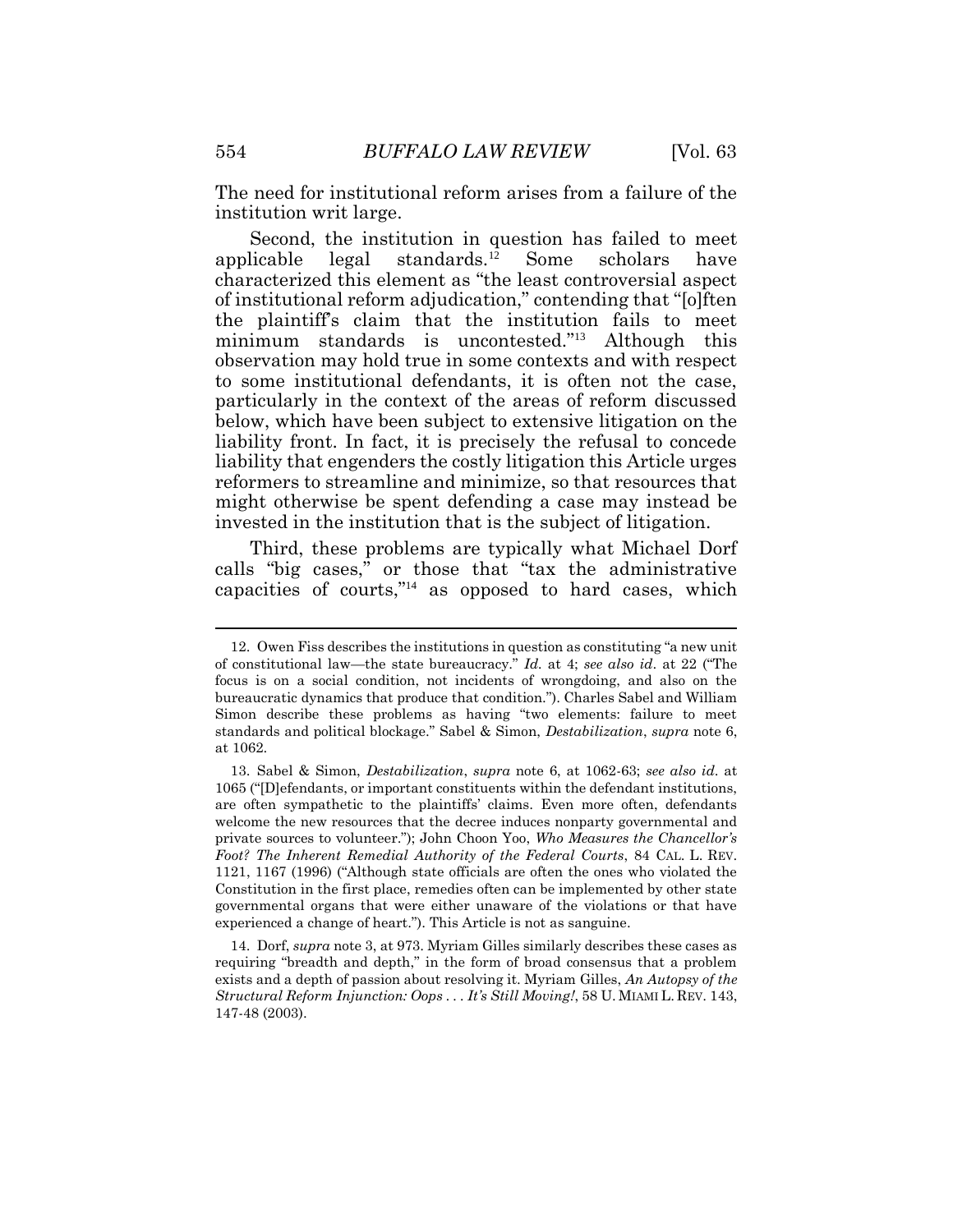The need for institutional reform arises from a failure of the institution writ large.

Second, the institution in question has failed to meet applicable legal standards.[12] Some scholars have characterized this element as "the least controversial aspect of institutional reform adjudication," contending that "[o]ften the plaintiff's claim that the institution fails to meet minimum standards is uncontested."[13] Although this observation may hold true in some contexts and with respect to some institutional defendants, it is often not the case, particularly in the context of the areas of reform discussed below, which have been subject to extensive litigation on the liability front. In fact, it is precisely the refusal to concede liability that engenders the costly litigation this Article urges reformers to streamline and minimize, so that resources that might otherwise be spent defending a case may instead be invested in the institution that is the subject of litigation.

Third, these problems are typically what Michael Dorf calls "big cases," or those that "tax the administrative capacities of courts,"[14] as opposed to hard cases, which

---

12. Owen Fiss describes the institutions in question as constituting "a new unit of constitutional law—the state bureaucracy." *Id.* at 4; *see also id*. at 22 ("The focus is on a social condition, not incidents of wrongdoing, and also on the bureaucratic dynamics that produce that condition."). Charles Sabel and William Simon describe these problems as having "two elements: failure to meet standards and political blockage." Sabel & Simon, *Destabilization*, *supra* note 6, at 1062.

13. Sabel & Simon, *Destabilization*, *supra* note 6, at 1062-63; *see also id*. at 1065 ("[D]efendants, or important constituents within the defendant institutions, are often sympathetic to the plaintiffs' claims. Even more often, defendants welcome the new resources that the decree induces nonparty governmental and private sources to volunteer."); John Choon Yoo, *Who Measures the Chancellor's Foot? The Inherent Remedial Authority of the Federal Courts*, 84 CAL. L. REV. 1121, 1167 (1996) ("Although state officials are often the ones who violated the Constitution in the first place, remedies often can be implemented by other state governmental organs that were either unaware of the violations or that have experienced a change of heart."). This Article is not as sanguine.

14. Dorf, *supra* note 3, at 973. Myriam Gilles similarly describes these cases as requiring "breadth and depth," in the form of broad consensus that a problem exists and a depth of passion about resolving it. Myriam Gilles, *An Autopsy of the Structural Reform Injunction: Oops . . . It's Still Moving!*, 58 U. MIAMI L. REV. 143, 147-48 (2003).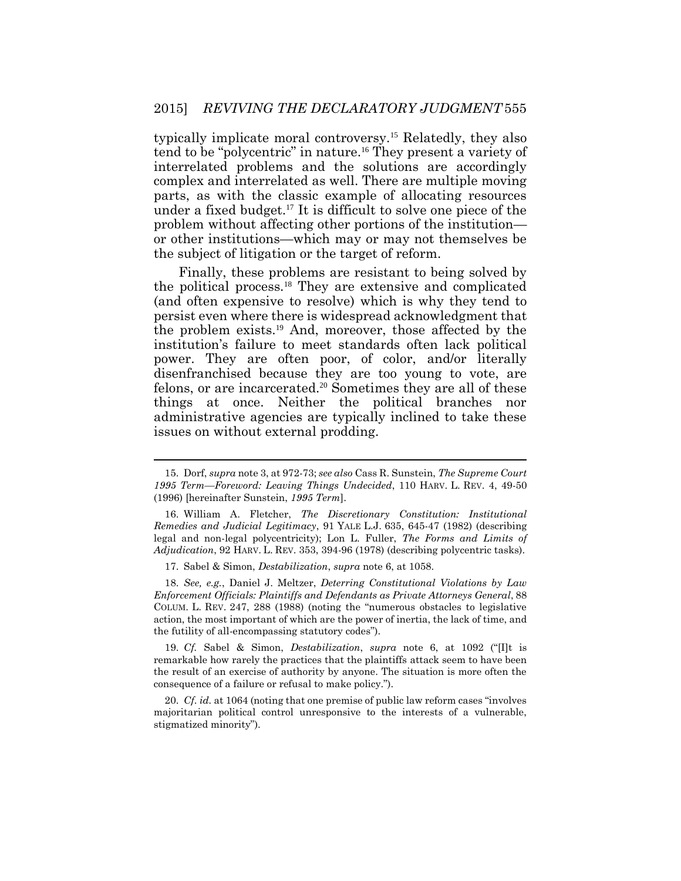typically implicate moral controversy.[15] Relatedly, they also tend to be "polycentric" in nature.[16] They present a variety of interrelated problems and the solutions are accordingly complex and interrelated as well. There are multiple moving parts, as with the classic example of allocating resources under a fixed budget.[17] It is difficult to solve one piece of the problem without affecting other portions of the institution—or other institutions—which may or may not themselves be the subject of litigation or the target of reform.

Finally, these problems are resistant to being solved by the political process.[18] They are extensive and complicated (and often expensive to resolve) which is why they tend to persist even where there is widespread acknowledgment that the problem exists.[19] And, moreover, those affected by the institution's failure to meet standards often lack political power. They are often poor, of color, and/or literally disenfranchised because they are too young to vote, are felons, or are incarcerated.[20] Sometimes they are all of these things at once. Neither the political branches nor administrative agencies are typically inclined to take these issues on without external prodding.

---

15. Dorf, *supra* note 3, at 972-73; *see also* Cass R. Sunstein, *The Supreme Court 1995 Term—Foreword: Leaving Things Undecided*, 110 HARV. L. REV. 4, 49-50 (1996) [hereinafter Sunstein, *1995 Term*].

16. William A. Fletcher, *The Discretionary Constitution: Institutional Remedies and Judicial Legitimacy*, 91 YALE L.J. 635, 645-47 (1982) (describing legal and non-legal polycentricity); Lon L. Fuller, *The Forms and Limits of Adjudication*, 92 HARV. L. REV. 353, 394-96 (1978) (describing polycentric tasks).

17. Sabel & Simon, *Destabilization*, *supra* note 6, at 1058.

18. *See, e.g.*, Daniel J. Meltzer, *Deterring Constitutional Violations by Law Enforcement Officials: Plaintiffs and Defendants as Private Attorneys General*, 88 COLUM. L. REV. 247, 288 (1988) (noting the "numerous obstacles to legislative action, the most important of which are the power of inertia, the lack of time, and the futility of all-encompassing statutory codes").

19. *Cf.* Sabel & Simon, *Destabilization*, *supra* note 6, at 1092 ("[I]t is remarkable how rarely the practices that the plaintiffs attack seem to have been the result of an exercise of authority by anyone. The situation is more often the consequence of a failure or refusal to make policy.").

20. *Cf. id.* at 1064 (noting that one premise of public law reform cases "involves majoritarian political control unresponsive to the interests of a vulnerable, stigmatized minority").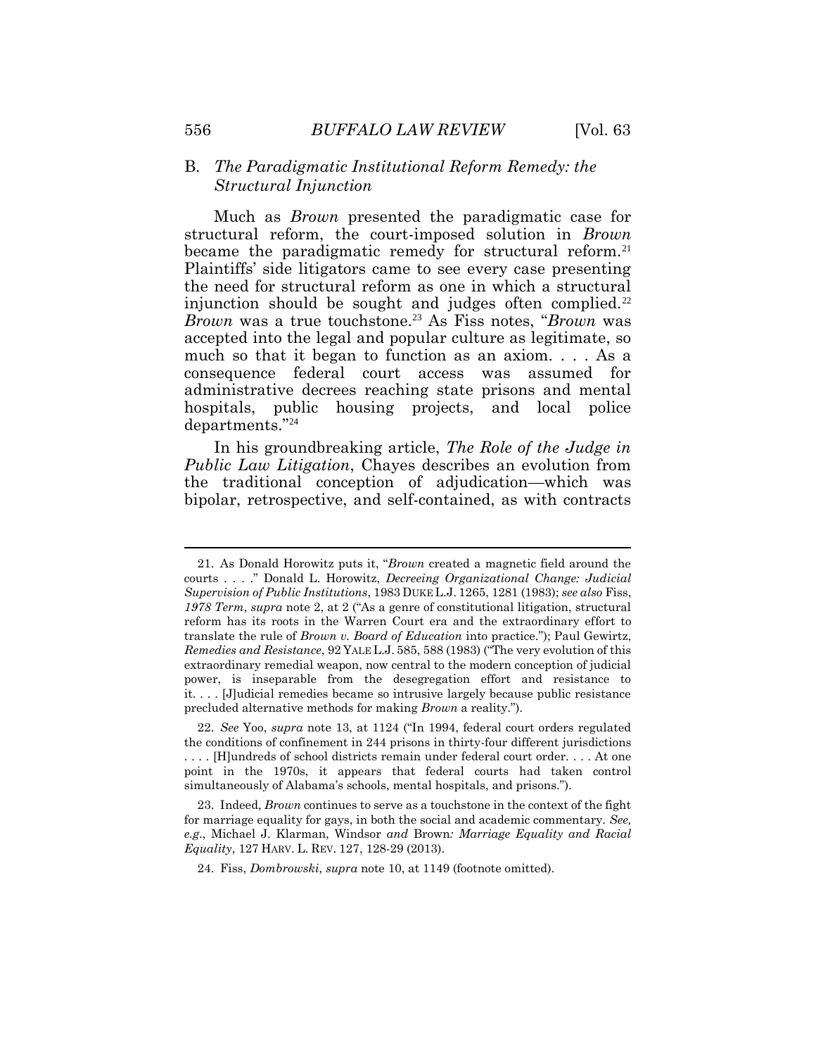### B. *The Paradigmatic Institutional Reform Remedy: the Structural Injunction*

Much as *Brown* presented the paradigmatic case for structural reform, the court-imposed solution in *Brown* became the paradigmatic remedy for structural reform.[21] Plaintiffs' side litigators came to see every case presenting the need for structural reform as one in which a structural injunction should be sought and judges often complied.[22] *Brown* was a true touchstone.[23] As Fiss notes, "*Brown* was accepted into the legal and popular culture as legitimate, so much so that it began to function as an axiom. . . . As a consequence federal court access was assumed for administrative decrees reaching state prisons and mental hospitals, public housing projects, and local police departments."[24]

In his groundbreaking article, *The Role of the Judge in Public Law Litigation*, Chayes describes an evolution from the traditional conception of adjudication—which was bipolar, retrospective, and self-contained, as with contracts

---

21. As Donald Horowitz puts it, "*Brown* created a magnetic field around the courts . . . ." Donald L. Horowitz, *Decreeing Organizational Change: Judicial Supervision of Public Institutions*, 1983 DUKE L.J. 1265, 1281 (1983); *see also* Fiss, *1978 Term*, *supra* note 2, at 2 ("As a genre of constitutional litigation, structural reform has its roots in the Warren Court era and the extraordinary effort to translate the rule of *Brown v. Board of Education* into practice."); Paul Gewirtz, *Remedies and Resistance*, 92 YALE L.J. 585, 588 (1983) ("The very evolution of this extraordinary remedial weapon, now central to the modern conception of judicial power, is inseparable from the desegregation effort and resistance to it. . . . [J]udicial remedies became so intrusive largely because public resistance precluded alternative methods for making *Brown* a reality.").

22. *See* Yoo, *supra* note 13, at 1124 ("In 1994, federal court orders regulated the conditions of confinement in 244 prisons in thirty-four different jurisdictions . . . . [H]undreds of school districts remain under federal court order. . . . At one point in the 1970s, it appears that federal courts had taken control simultaneously of Alabama's schools, mental hospitals, and prisons.").

23. Indeed, *Brown* continues to serve as a touchstone in the context of the fight for marriage equality for gays, in both the social and academic commentary. *See, e.g.*, Michael J. Klarman, *Windsor and Brown: Marriage Equality and Racial Equality*, 127 HARV. L. REV. 127, 128-29 (2013).

24. Fiss, *Dombrowski*, *supra* note 10, at 1149 (footnote omitted).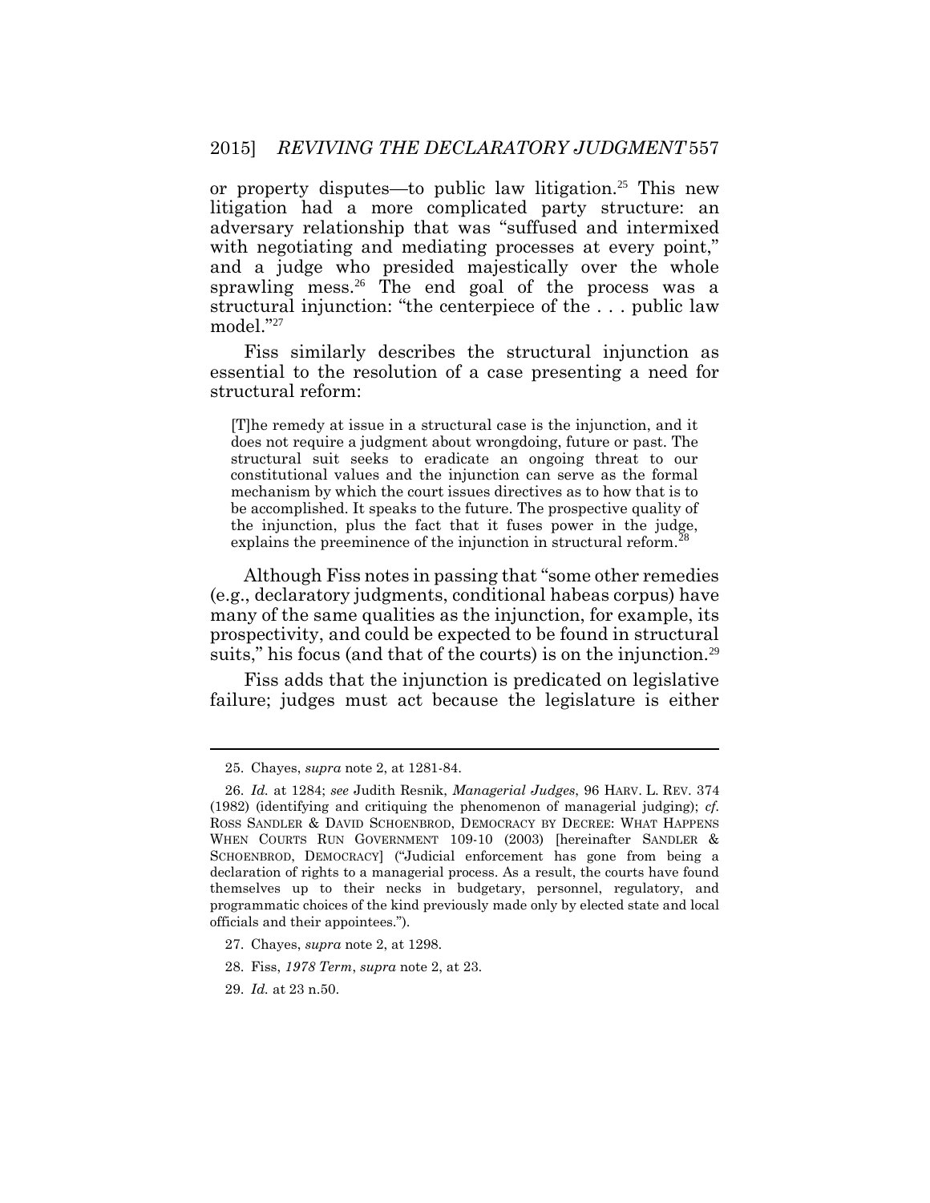or property disputes—to public law litigation.[25] This new litigation had a more complicated party structure: an adversary relationship that was "suffused and intermixed with negotiating and mediating processes at every point," and a judge who presided majestically over the whole sprawling mess.[26] The end goal of the process was a structural injunction: "the centerpiece of the . . . public law model."[27]

Fiss similarly describes the structural injunction as essential to the resolution of a case presenting a need for structural reform:

> [T]he remedy at issue in a structural case is the injunction, and it does not require a judgment about wrongdoing, future or past. The structural suit seeks to eradicate an ongoing threat to our constitutional values and the injunction can serve as the formal mechanism by which the court issues directives as to how that is to be accomplished. It speaks to the future. The prospective quality of the injunction, plus the fact that it fuses power in the judge, explains the preeminence of the injunction in structural reform.[28]

Although Fiss notes in passing that "some other remedies (e.g., declaratory judgments, conditional habeas corpus) have many of the same qualities as the injunction, for example, its prospectivity, and could be expected to be found in structural suits," his focus (and that of the courts) is on the injunction.[29]

Fiss adds that the injunction is predicated on legislative failure; judges must act because the legislature is either

---

25. Chayes, *supra* note 2, at 1281-84.

26. *Id.* at 1284; *see* Judith Resnik, *Managerial Judges*, 96 HARV. L. REV. 374 (1982) (identifying and critiquing the phenomenon of managerial judging); *cf.* ROSS SANDLER & DAVID SCHOENBROD, DEMOCRACY BY DECREE: WHAT HAPPENS WHEN COURTS RUN GOVERNMENT 109-10 (2003) [hereinafter SANDLER & SCHOENBROD, DEMOCRACY] ("Judicial enforcement has gone from being a declaration of rights to a managerial process. As a result, the courts have found themselves up to their necks in budgetary, personnel, regulatory, and programmatic choices of the kind previously made only by elected state and local officials and their appointees.").

27. Chayes, *supra* note 2, at 1298.

28. Fiss, *1978 Term*, *supra* note 2, at 23.

29. *Id.* at 23 n.50.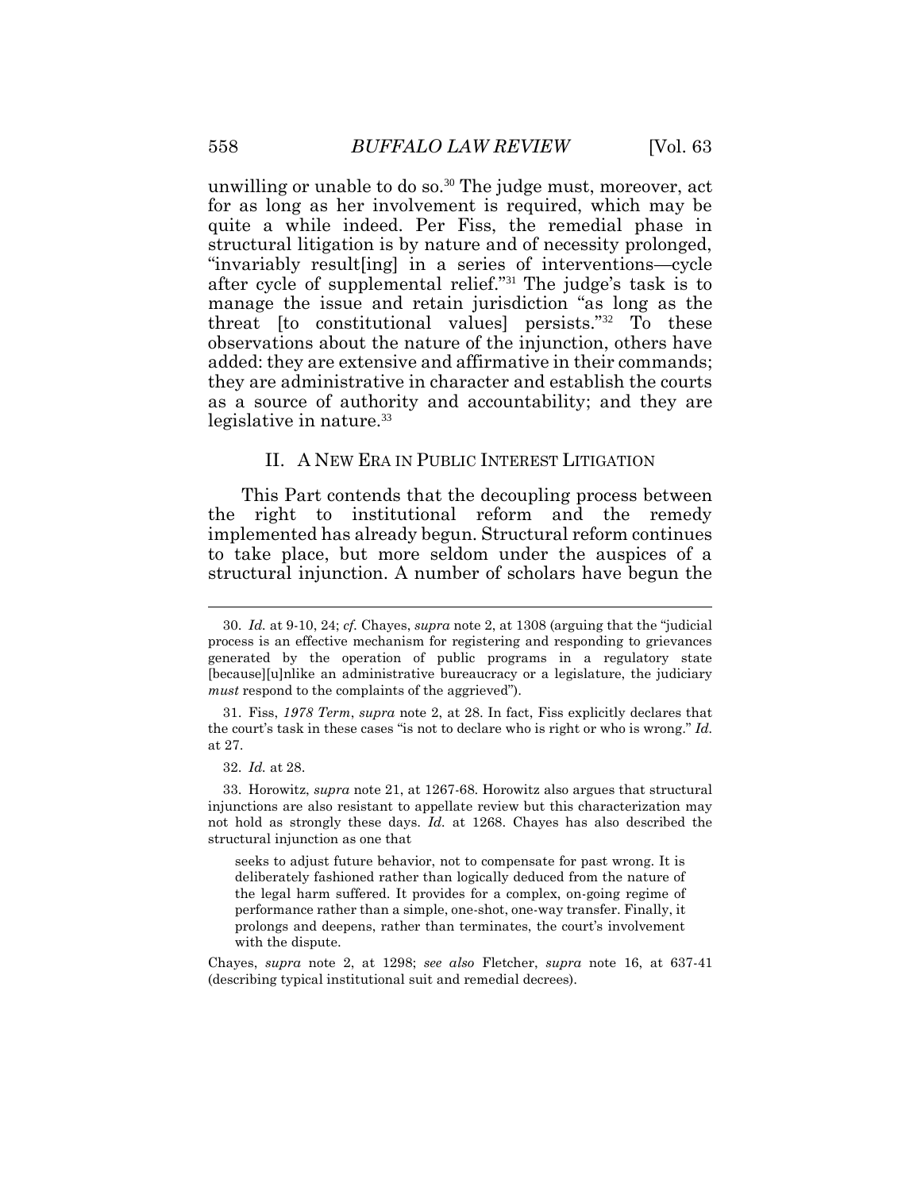unwilling or unable to do so.[30] The judge must, moreover, act for as long as her involvement is required, which may be quite a while indeed. Per Fiss, the remedial phase in structural litigation is by nature and of necessity prolonged, "invariably result[ing] in a series of interventions—cycle after cycle of supplemental relief."[31] The judge's task is to manage the issue and retain jurisdiction "as long as the threat [to constitutional values] persists."[32] To these observations about the nature of the injunction, others have added: they are extensive and affirmative in their commands; they are administrative in character and establish the courts as a source of authority and accountability; and they are legislative in nature.[33]

## II. A NEW ERA IN PUBLIC INTEREST LITIGATION

This Part contends that the decoupling process between the right to institutional reform and the remedy implemented has already begun. Structural reform continues to take place, but more seldom under the auspices of a structural injunction. A number of scholars have begun the

---

30. *Id.* at 9-10, 24; *cf.* Chayes, *supra* note 2, at 1308 (arguing that the "judicial process is an effective mechanism for registering and responding to grievances generated by the operation of public programs in a regulatory state [because][u]nlike an administrative bureaucracy or a legislature, the judiciary *must* respond to the complaints of the aggrieved").

31. Fiss, *1978 Term*, *supra* note 2, at 28. In fact, Fiss explicitly declares that the court's task in these cases "is not to declare who is right or who is wrong." *Id.* at 27.

32. *Id.* at 28.

33. Horowitz, *supra* note 21, at 1267-68. Horowitz also argues that structural injunctions are also resistant to appellate review but this characterization may not hold as strongly these days. *Id.* at 1268. Chayes has also described the structural injunction as one that

> seeks to adjust future behavior, not to compensate for past wrong. It is deliberately fashioned rather than logically deduced from the nature of the legal harm suffered. It provides for a complex, on-going regime of performance rather than a simple, one-shot, one-way transfer. Finally, it prolongs and deepens, rather than terminates, the court's involvement with the dispute.

Chayes, *supra* note 2, at 1298; *see also* Fletcher, *supra* note 16, at 637-41 (describing typical institutional suit and remedial decrees).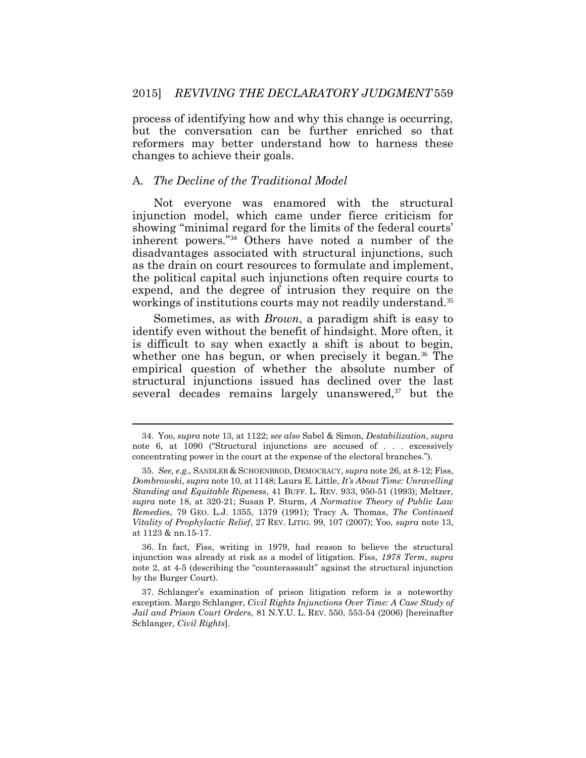process of identifying how and why this change is occurring, but the conversation can be further enriched so that reformers may better understand how to harness these changes to achieve their goals.

### A. *The Decline of the Traditional Model*

Not everyone was enamored with the structural injunction model, which came under fierce criticism for showing "minimal regard for the limits of the federal courts' inherent powers."[34] Others have noted a number of the disadvantages associated with structural injunctions, such as the drain on court resources to formulate and implement, the political capital such injunctions often require courts to expend, and the degree of intrusion they require on the workings of institutions courts may not readily understand.[35]

Sometimes, as with *Brown*, a paradigm shift is easy to identify even without the benefit of hindsight. More often, it is difficult to say when exactly a shift is about to begin, whether one has begun, or when precisely it began.[36] The empirical question of whether the absolute number of structural injunctions issued has declined over the last several decades remains largely unanswered,[37] but the

---

34. Yoo, *supra* note 13, at 1122; *see also* Sabel & Simon, *Destabilization*, *supra* note 6, at 1090 ("Structural injunctions are accused of . . . excessively concentrating power in the court at the expense of the electoral branches.").

35. *See, e.g.*, SANDLER & SCHOENBROD, DEMOCRACY, *supra* note 26, at 8-12; Fiss, *Dombrowski*, *supra* note 10, at 1148; Laura E. Little, *It's About Time: Unravelling Standing and Equitable Ripeness*, 41 BUFF. L. REV. 933, 950-51 (1993); Meltzer, *supra* note 18, at 320-21; Susan P. Sturm, *A Normative Theory of Public Law Remedies*, 79 GEO. L.J. 1355, 1379 (1991); Tracy A. Thomas, *The Continued Vitality of Prophylactic Relief*, 27 REV. LITIG. 99, 107 (2007); Yoo, *supra* note 13, at 1123 & nn.15-17.

36. In fact, Fiss, writing in 1979, had reason to believe the structural injunction was already at risk as a model of litigation. Fiss, *1978 Term*, *supra* note 2, at 4-5 (describing the "counterassault" against the structural injunction by the Burger Court).

37. Schlanger's examination of prison litigation reform is a noteworthy exception. Margo Schlanger, *Civil Rights Injunctions Over Time: A Case Study of Jail and Prison Court Orders*, 81 N.Y.U. L. REV. 550, 553-54 (2006) [hereinafter Schlanger, *Civil Rights*].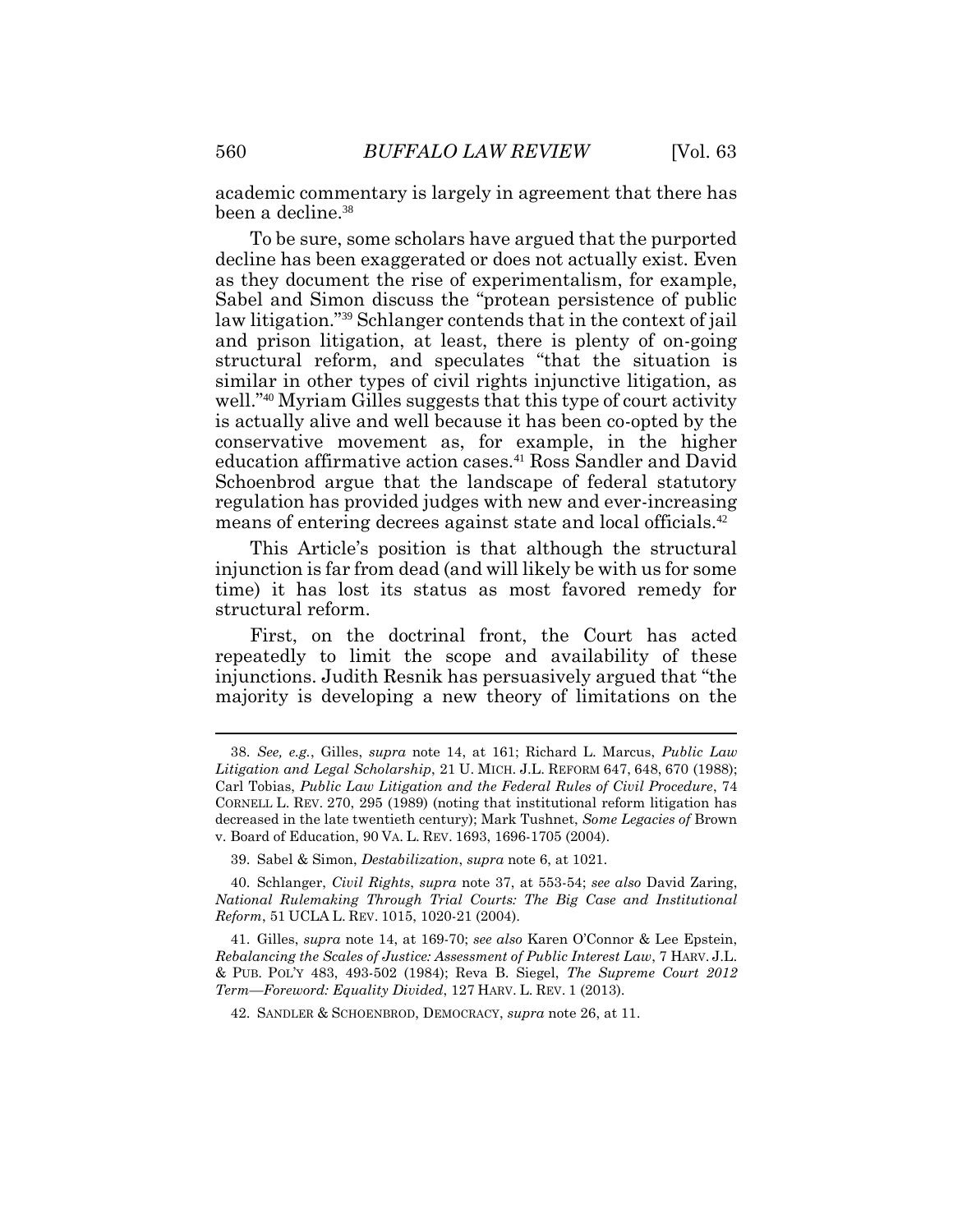academic commentary is largely in agreement that there has been a decline.[38]

To be sure, some scholars have argued that the purported decline has been exaggerated or does not actually exist. Even as they document the rise of experimentalism, for example, Sabel and Simon discuss the "protean persistence of public law litigation."[39] Schlanger contends that in the context of jail and prison litigation, at least, there is plenty of on-going structural reform, and speculates "that the situation is similar in other types of civil rights injunctive litigation, as well."[40] Myriam Gilles suggests that this type of court activity is actually alive and well because it has been co-opted by the conservative movement as, for example, in the higher education affirmative action cases.[41] Ross Sandler and David Schoenbrod argue that the landscape of federal statutory regulation has provided judges with new and ever-increasing means of entering decrees against state and local officials.[42]

This Article's position is that although the structural injunction is far from dead (and will likely be with us for some time) it has lost its status as most favored remedy for structural reform.

First, on the doctrinal front, the Court has acted repeatedly to limit the scope and availability of these injunctions. Judith Resnik has persuasively argued that "the majority is developing a new theory of limitations on the

---

38. *See, e.g.*, Gilles, *supra* note 14, at 161; Richard L. Marcus, *Public Law Litigation and Legal Scholarship*, 21 U. MICH. J.L. REFORM 647, 648, 670 (1988); Carl Tobias, *Public Law Litigation and the Federal Rules of Civil Procedure*, 74 CORNELL L. REV. 270, 295 (1989) (noting that institutional reform litigation has decreased in the late twentieth century); Mark Tushnet, *Some Legacies of* Brown v. Board of Education, 90 VA. L. REV. 1693, 1696-1705 (2004).

39. Sabel & Simon, *Destabilization*, *supra* note 6, at 1021.

40. Schlanger, *Civil Rights*, *supra* note 37, at 553-54; *see also* David Zaring, *National Rulemaking Through Trial Courts: The Big Case and Institutional Reform*, 51 UCLA L. REV. 1015, 1020-21 (2004).

41. Gilles, *supra* note 14, at 169-70; *see also* Karen O'Connor & Lee Epstein, *Rebalancing the Scales of Justice: Assessment of Public Interest Law*, 7 HARV. J.L. & PUB. POL'Y 483, 493-502 (1984); Reva B. Siegel, *The Supreme Court 2012 Term—Foreword: Equality Divided*, 127 HARV. L. REV. 1 (2013).

42. SANDLER & SCHOENBROD, DEMOCRACY, *supra* note 26, at 11.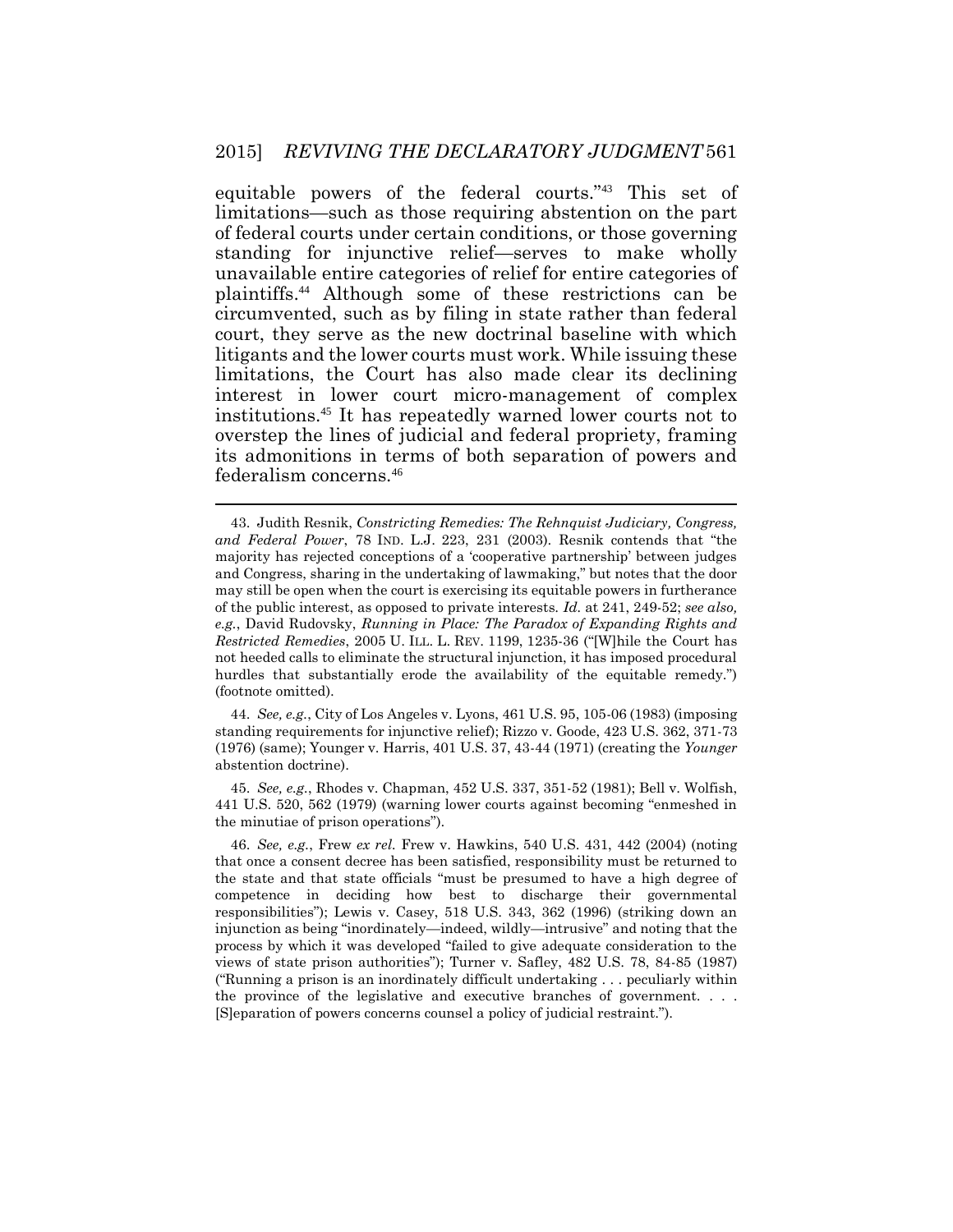equitable powers of the federal courts."[43] This set of limitations—such as those requiring abstention on the part of federal courts under certain conditions, or those governing standing for injunctive relief—serves to make wholly unavailable entire categories of relief for entire categories of plaintiffs.[44] Although some of these restrictions can be circumvented, such as by filing in state rather than federal court, they serve as the new doctrinal baseline with which litigants and the lower courts must work. While issuing these limitations, the Court has also made clear its declining interest in lower court micro-management of complex institutions.[45] It has repeatedly warned lower courts not to overstep the lines of judicial and federal propriety, framing its admonitions in terms of both separation of powers and federalism concerns.[46]

---

43. Judith Resnik, *Constricting Remedies: The Rehnquist Judiciary, Congress, and Federal Power*, 78 IND. L.J. 223, 231 (2003). Resnik contends that "the majority has rejected conceptions of a 'cooperative partnership' between judges and Congress, sharing in the undertaking of lawmaking," but notes that the door may still be open when the court is exercising its equitable powers in furtherance of the public interest, as opposed to private interests. *Id.* at 241, 249-52; *see also, e.g.*, David Rudovsky, *Running in Place: The Paradox of Expanding Rights and Restricted Remedies*, 2005 U. ILL. L. REV. 1199, 1235-36 ("[W]hile the Court has not heeded calls to eliminate the structural injunction, it has imposed procedural hurdles that substantially erode the availability of the equitable remedy.") (footnote omitted).

44. *See, e.g.*, City of Los Angeles v. Lyons, 461 U.S. 95, 105-06 (1983) (imposing standing requirements for injunctive relief); Rizzo v. Goode, 423 U.S. 362, 371-73 (1976) (same); Younger v. Harris, 401 U.S. 37, 43-44 (1971) (creating the *Younger* abstention doctrine).

45. *See, e.g.*, Rhodes v. Chapman, 452 U.S. 337, 351-52 (1981); Bell v. Wolfish, 441 U.S. 520, 562 (1979) (warning lower courts against becoming "enmeshed in the minutiae of prison operations").

46. *See, e.g.*, Frew *ex rel.* Frew v. Hawkins, 540 U.S. 431, 442 (2004) (noting that once a consent decree has been satisfied, responsibility must be returned to the state and that state officials "must be presumed to have a high degree of competence in deciding how best to discharge their governmental responsibilities"); Lewis v. Casey, 518 U.S. 343, 362 (1996) (striking down an injunction as being "inordinately—indeed, wildly—intrusive" and noting that the process by which it was developed "failed to give adequate consideration to the views of state prison authorities"); Turner v. Safley, 482 U.S. 78, 84-85 (1987) ("Running a prison is an inordinately difficult undertaking . . . peculiarly within the province of the legislative and executive branches of government. . . . [S]eparation of powers concerns counsel a policy of judicial restraint.").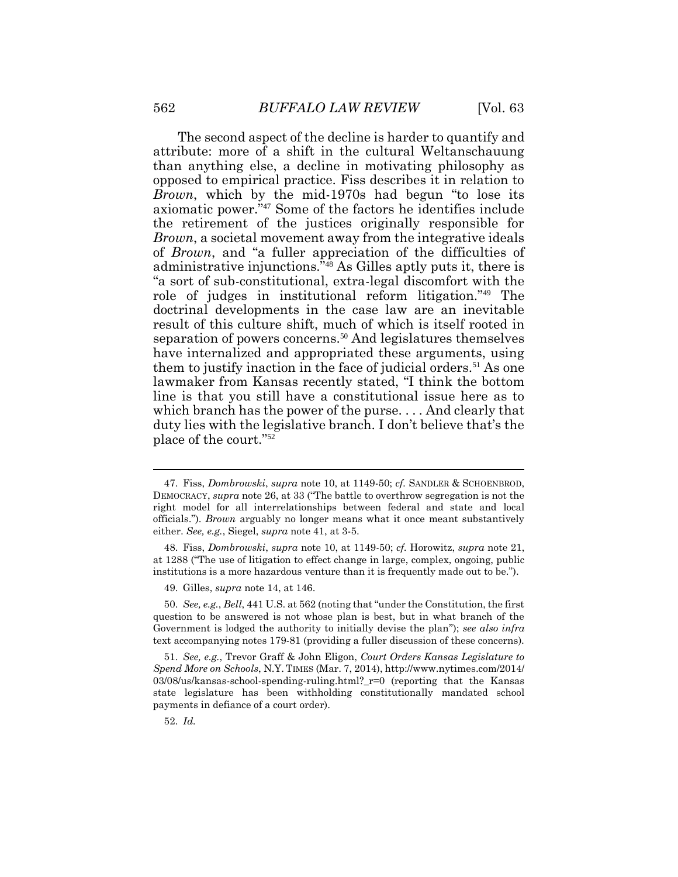The second aspect of the decline is harder to quantify and attribute: more of a shift in the cultural Weltanschauung than anything else, a decline in motivating philosophy as opposed to empirical practice. Fiss describes it in relation to *Brown*, which by the mid-1970s had begun "to lose its axiomatic power."[47] Some of the factors he identifies include the retirement of the justices originally responsible for *Brown*, a societal movement away from the integrative ideals of *Brown*, and "a fuller appreciation of the difficulties of administrative injunctions."[48] As Gilles aptly puts it, there is "a sort of sub-constitutional, extra-legal discomfort with the role of judges in institutional reform litigation."[49] The doctrinal developments in the case law are an inevitable result of this culture shift, much of which is itself rooted in separation of powers concerns.[50] And legislatures themselves have internalized and appropriated these arguments, using them to justify inaction in the face of judicial orders.[51] As one lawmaker from Kansas recently stated, "I think the bottom line is that you still have a constitutional issue here as to which branch has the power of the purse. . . . And clearly that duty lies with the legislative branch. I don't believe that's the place of the court."[52]

---

47. Fiss, *Dombrowski*, *supra* note 10, at 1149-50; *cf.* SANDLER & SCHOENBROD, DEMOCRACY, *supra* note 26, at 33 ("The battle to overthrow segregation is not the right model for all interrelationships between federal and state and local officials."). *Brown* arguably no longer means what it once meant substantively either. *See, e.g.*, Siegel, *supra* note 41, at 3-5.

48. Fiss, *Dombrowski*, *supra* note 10, at 1149-50; *cf.* Horowitz, *supra* note 21, at 1288 ("The use of litigation to effect change in large, complex, ongoing, public institutions is a more hazardous venture than it is frequently made out to be.").

49. Gilles, *supra* note 14, at 146.

50. *See, e.g.*, *Bell*, 441 U.S. at 562 (noting that "under the Constitution, the first question to be answered is not whose plan is best, but in what branch of the Government is lodged the authority to initially devise the plan"); *see also infra* text accompanying notes 179-81 (providing a fuller discussion of these concerns).

51. *See, e.g.*, Trevor Graff & John Eligon, *Court Orders Kansas Legislature to Spend More on Schools*, N.Y. TIMES (Mar. 7, 2014), http://www.nytimes.com/2014/03/08/us/kansas-school-spending-ruling.html?_r=0 (reporting that the Kansas state legislature has been withholding constitutionally mandated school payments in defiance of a court order).

52. *Id.*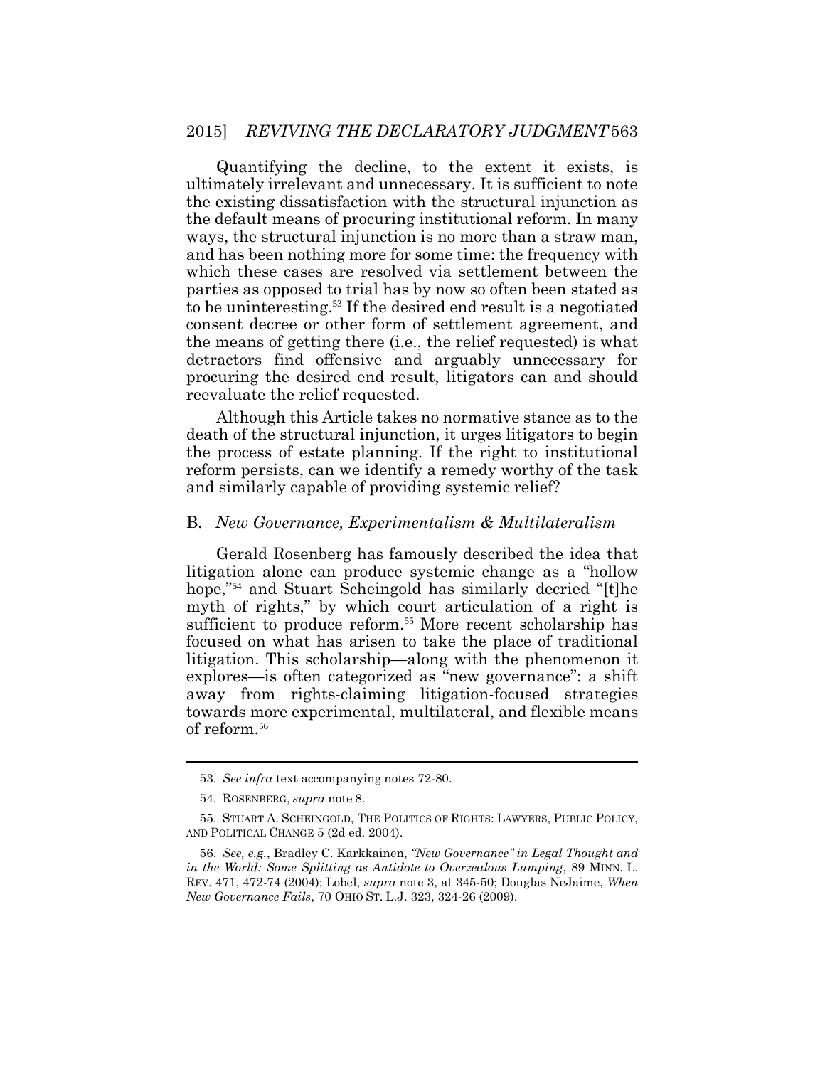Quantifying the decline, to the extent it exists, is ultimately irrelevant and unnecessary. It is sufficient to note the existing dissatisfaction with the structural injunction as the default means of procuring institutional reform. In many ways, the structural injunction is no more than a straw man, and has been nothing more for some time: the frequency with which these cases are resolved via settlement between the parties as opposed to trial has by now so often been stated as to be uninteresting.[53] If the desired end result is a negotiated consent decree or other form of settlement agreement, and the means of getting there (i.e., the relief requested) is what detractors find offensive and arguably unnecessary for procuring the desired end result, litigators can and should reevaluate the relief requested.

Although this Article takes no normative stance as to the death of the structural injunction, it urges litigators to begin the process of estate planning. If the right to institutional reform persists, can we identify a remedy worthy of the task and similarly capable of providing systemic relief?

## B. *New Governance, Experimentalism & Multilateralism*

Gerald Rosenberg has famously described the idea that litigation alone can produce systemic change as a "hollow hope,"[54] and Stuart Scheingold has similarly decried "[t]he myth of rights," by which court articulation of a right is sufficient to produce reform.[55] More recent scholarship has focused on what has arisen to take the place of traditional litigation. This scholarship—along with the phenomenon it explores—is often categorized as "new governance": a shift away from rights-claiming litigation-focused strategies towards more experimental, multilateral, and flexible means of reform.[56]

---

53. *See infra* text accompanying notes 72-80.

54. ROSENBERG, *supra* note 8.

55. STUART A. SCHEINGOLD, THE POLITICS OF RIGHTS: LAWYERS, PUBLIC POLICY, AND POLITICAL CHANGE 5 (2d ed. 2004).

56. *See, e.g.*, Bradley C. Karkkainen, *"New Governance" in Legal Thought and in the World: Some Splitting as Antidote to Overzealous Lumping*, 89 MINN. L. REV. 471, 472-74 (2004); Lobel, *supra* note 3, at 345-50; Douglas NeJaime, *When New Governance Fails*, 70 OHIO ST. L.J. 323, 324-26 (2009).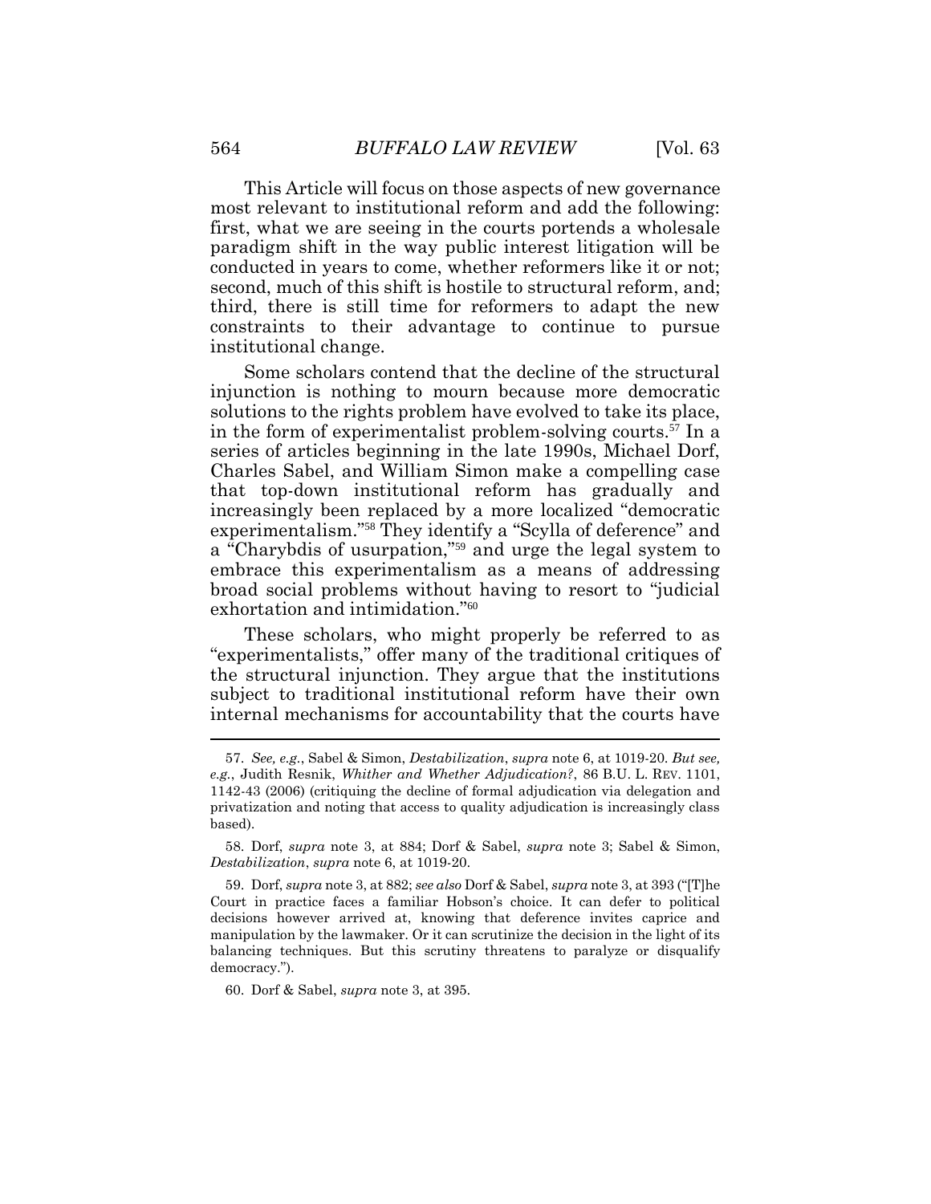This Article will focus on those aspects of new governance most relevant to institutional reform and add the following: first, what we are seeing in the courts portends a wholesale paradigm shift in the way public interest litigation will be conducted in years to come, whether reformers like it or not; second, much of this shift is hostile to structural reform, and; third, there is still time for reformers to adapt the new constraints to their advantage to continue to pursue institutional change.

Some scholars contend that the decline of the structural injunction is nothing to mourn because more democratic solutions to the rights problem have evolved to take its place, in the form of experimentalist problem-solving courts.[57] In a series of articles beginning in the late 1990s, Michael Dorf, Charles Sabel, and William Simon make a compelling case that top-down institutional reform has gradually and increasingly been replaced by a more localized "democratic experimentalism."[58] They identify a "Scylla of deference" and a "Charybdis of usurpation,"[59] and urge the legal system to embrace this experimentalism as a means of addressing broad social problems without having to resort to "judicial exhortation and intimidation."[60]

These scholars, who might properly be referred to as "experimentalists," offer many of the traditional critiques of the structural injunction. They argue that the institutions subject to traditional institutional reform have their own internal mechanisms for accountability that the courts have

---

57. *See, e.g.*, Sabel & Simon, *Destabilization*, *supra* note 6, at 1019-20. *But see, e.g.*, Judith Resnik, *Whither and Whether Adjudication?*, 86 B.U. L. REV. 1101, 1142-43 (2006) (critiquing the decline of formal adjudication via delegation and privatization and noting that access to quality adjudication is increasingly class based).

58. Dorf, *supra* note 3, at 884; Dorf & Sabel, *supra* note 3; Sabel & Simon, *Destabilization*, *supra* note 6, at 1019-20.

59. Dorf, *supra* note 3, at 882; *see also* Dorf & Sabel, *supra* note 3, at 393 ("[T]he Court in practice faces a familiar Hobson's choice. It can defer to political decisions however arrived at, knowing that deference invites caprice and manipulation by the lawmaker. Or it can scrutinize the decision in the light of its balancing techniques. But this scrutiny threatens to paralyze or disqualify democracy.").

60. Dorf & Sabel, *supra* note 3, at 395.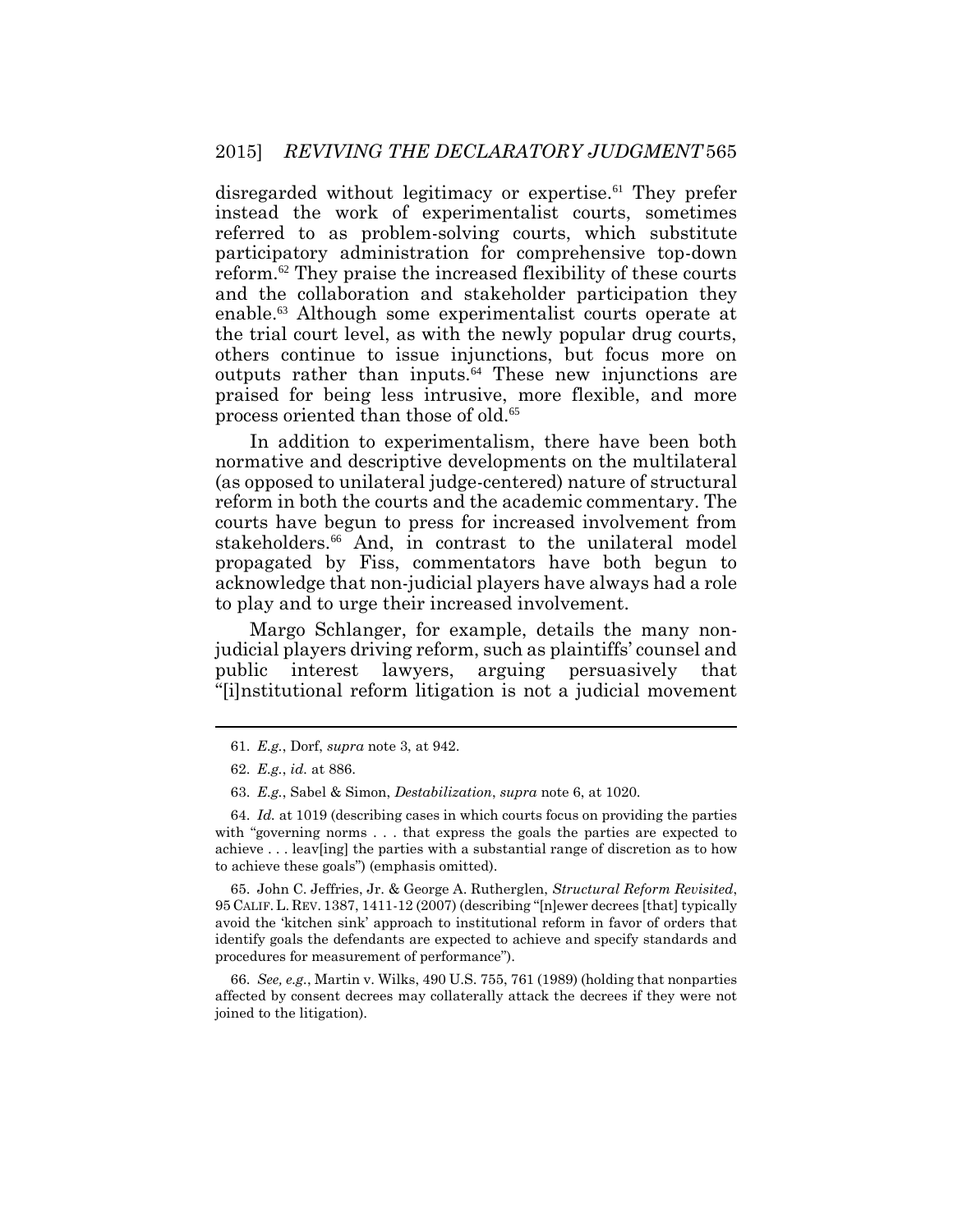disregarded without legitimacy or expertise.[61] They prefer instead the work of experimentalist courts, sometimes referred to as problem-solving courts, which substitute participatory administration for comprehensive top-down reform.[62] They praise the increased flexibility of these courts and the collaboration and stakeholder participation they enable.[63] Although some experimentalist courts operate at the trial court level, as with the newly popular drug courts, others continue to issue injunctions, but focus more on outputs rather than inputs.[64] These new injunctions are praised for being less intrusive, more flexible, and more process oriented than those of old.[65]

In addition to experimentalism, there have been both normative and descriptive developments on the multilateral (as opposed to unilateral judge-centered) nature of structural reform in both the courts and the academic commentary. The courts have begun to press for increased involvement from stakeholders.[66] And, in contrast to the unilateral model propagated by Fiss, commentators have both begun to acknowledge that non-judicial players have always had a role to play and to urge their increased involvement.

Margo Schlanger, for example, details the many non-judicial players driving reform, such as plaintiffs' counsel and public interest lawyers, arguing persuasively that "[i]nstitutional reform litigation is not a judicial movement

---

61. *E.g.*, Dorf, *supra* note 3, at 942.

62. *E.g.*, *id.* at 886.

63. *E.g.*, Sabel & Simon, *Destabilization*, *supra* note 6, at 1020.

64. *Id.* at 1019 (describing cases in which courts focus on providing the parties with "governing norms . . . that express the goals the parties are expected to achieve . . . leav[ing] the parties with a substantial range of discretion as to how to achieve these goals") (emphasis omitted).

65. John C. Jeffries, Jr. & George A. Rutherglen, *Structural Reform Revisited*, 95 CALIF. L. REV. 1387, 1411-12 (2007) (describing "[n]ewer decrees [that] typically avoid the 'kitchen sink' approach to institutional reform in favor of orders that identify goals the defendants are expected to achieve and specify standards and procedures for measurement of performance").

66. *See, e.g.*, Martin v. Wilks, 490 U.S. 755, 761 (1989) (holding that nonparties affected by consent decrees may collaterally attack the decrees if they were not joined to the litigation).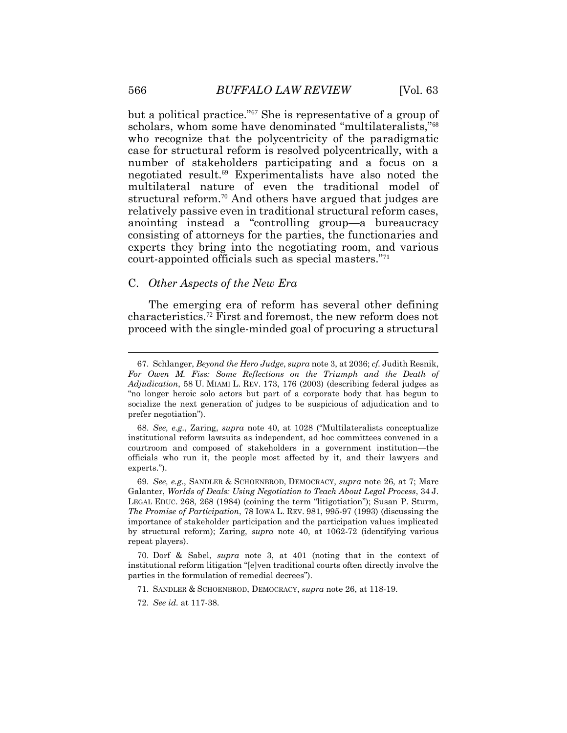but a political practice."[67] She is representative of a group of scholars, whom some have denominated "multilateralists,"[68] who recognize that the polycentricity of the paradigmatic case for structural reform is resolved polycentrically, with a number of stakeholders participating and a focus on a negotiated result.[69] Experimentalists have also noted the multilateral nature of even the traditional model of structural reform.[70] And others have argued that judges are relatively passive even in traditional structural reform cases, anointing instead a "controlling group—a bureaucracy consisting of attorneys for the parties, the functionaries and experts they bring into the negotiating room, and various court-appointed officials such as special masters."[71]

### C. *Other Aspects of the New Era*

The emerging era of reform has several other defining characteristics.[72] First and foremost, the new reform does not proceed with the single-minded goal of procuring a structural

---

67. Schlanger, *Beyond the Hero Judge*, *supra* note 3, at 2036; *cf.* Judith Resnik, *For Owen M. Fiss: Some Reflections on the Triumph and the Death of Adjudication*, 58 U. MIAMI L. REV. 173, 176 (2003) (describing federal judges as "no longer heroic solo actors but part of a corporate body that has begun to socialize the next generation of judges to be suspicious of adjudication and to prefer negotiation").

68. *See, e.g.*, Zaring, *supra* note 40, at 1028 ("Multilateralists conceptualize institutional reform lawsuits as independent, ad hoc committees convened in a courtroom and composed of stakeholders in a government institution—the officials who run it, the people most affected by it, and their lawyers and experts.").

69. *See, e.g.*, SANDLER & SCHOENBROD, DEMOCRACY, *supra* note 26, at 7; Marc Galanter, *Worlds of Deals: Using Negotiation to Teach About Legal Process*, 34 J. LEGAL EDUC. 268, 268 (1984) (coining the term "litigotiation"); Susan P. Sturm, *The Promise of Participation*, 78 IOWA L. REV. 981, 995-97 (1993) (discussing the importance of stakeholder participation and the participation values implicated by structural reform); Zaring, *supra* note 40, at 1062-72 (identifying various repeat players).

70. Dorf & Sabel, *supra* note 3, at 401 (noting that in the context of institutional reform litigation "[e]ven traditional courts often directly involve the parties in the formulation of remedial decrees").

71. SANDLER & SCHOENBROD, DEMOCRACY, *supra* note 26, at 118-19.

72. *See id.* at 117-38.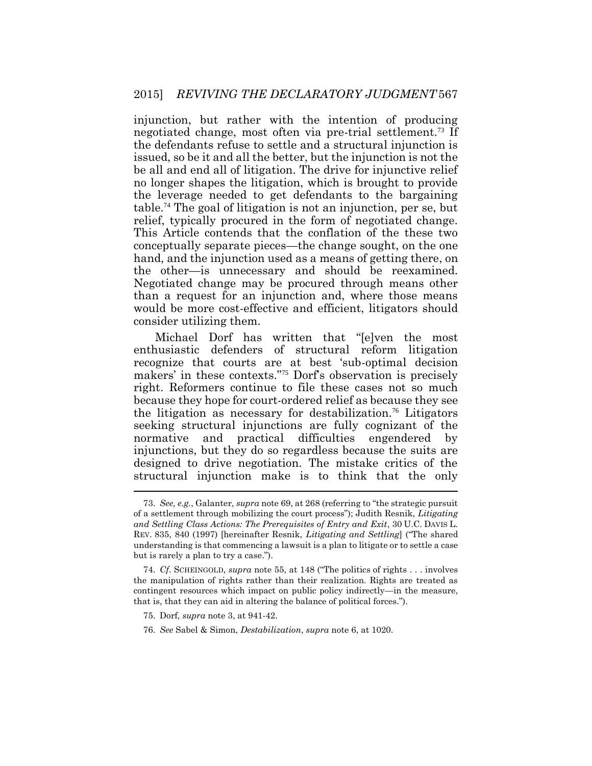injunction, but rather with the intention of producing negotiated change, most often via pre-trial settlement.[73] If the defendants refuse to settle and a structural injunction is issued, so be it and all the better, but the injunction is not the be all and end all of litigation. The drive for injunctive relief no longer shapes the litigation, which is brought to provide the leverage needed to get defendants to the bargaining table.[74] The goal of litigation is not an injunction, per se, but relief, typically procured in the form of negotiated change. This Article contends that the conflation of the these two conceptually separate pieces—the change sought, on the one hand, and the injunction used as a means of getting there, on the other—is unnecessary and should be reexamined. Negotiated change may be procured through means other than a request for an injunction and, where those means would be more cost-effective and efficient, litigators should consider utilizing them.

Michael Dorf has written that "[e]ven the most enthusiastic defenders of structural reform litigation recognize that courts are at best 'sub-optimal decision makers' in these contexts."[75] Dorf's observation is precisely right. Reformers continue to file these cases not so much because they hope for court-ordered relief as because they see the litigation as necessary for destabilization.[76] Litigators seeking structural injunctions are fully cognizant of the normative and practical difficulties engendered by injunctions, but they do so regardless because the suits are designed to drive negotiation. The mistake critics of the structural injunction make is to think that the only

---

73. *See, e.g.*, Galanter, *supra* note 69, at 268 (referring to "the strategic pursuit of a settlement through mobilizing the court process"); Judith Resnik, *Litigating and Settling Class Actions: The Prerequisites of Entry and Exit*, 30 U.C. DAVIS L. REV. 835, 840 (1997) [hereinafter Resnik, *Litigating and Settling*] ("The shared understanding is that commencing a lawsuit is a plan to litigate or to settle a case but is rarely a plan to try a case.").

74. *Cf.* SCHEINGOLD, *supra* note 55, at 148 ("The politics of rights . . . involves the manipulation of rights rather than their realization. Rights are treated as contingent resources which impact on public policy indirectly—in the measure, that is, that they can aid in altering the balance of political forces.").

75. Dorf, *supra* note 3, at 941-42.

76. *See* Sabel & Simon, *Destabilization*, *supra* note 6, at 1020.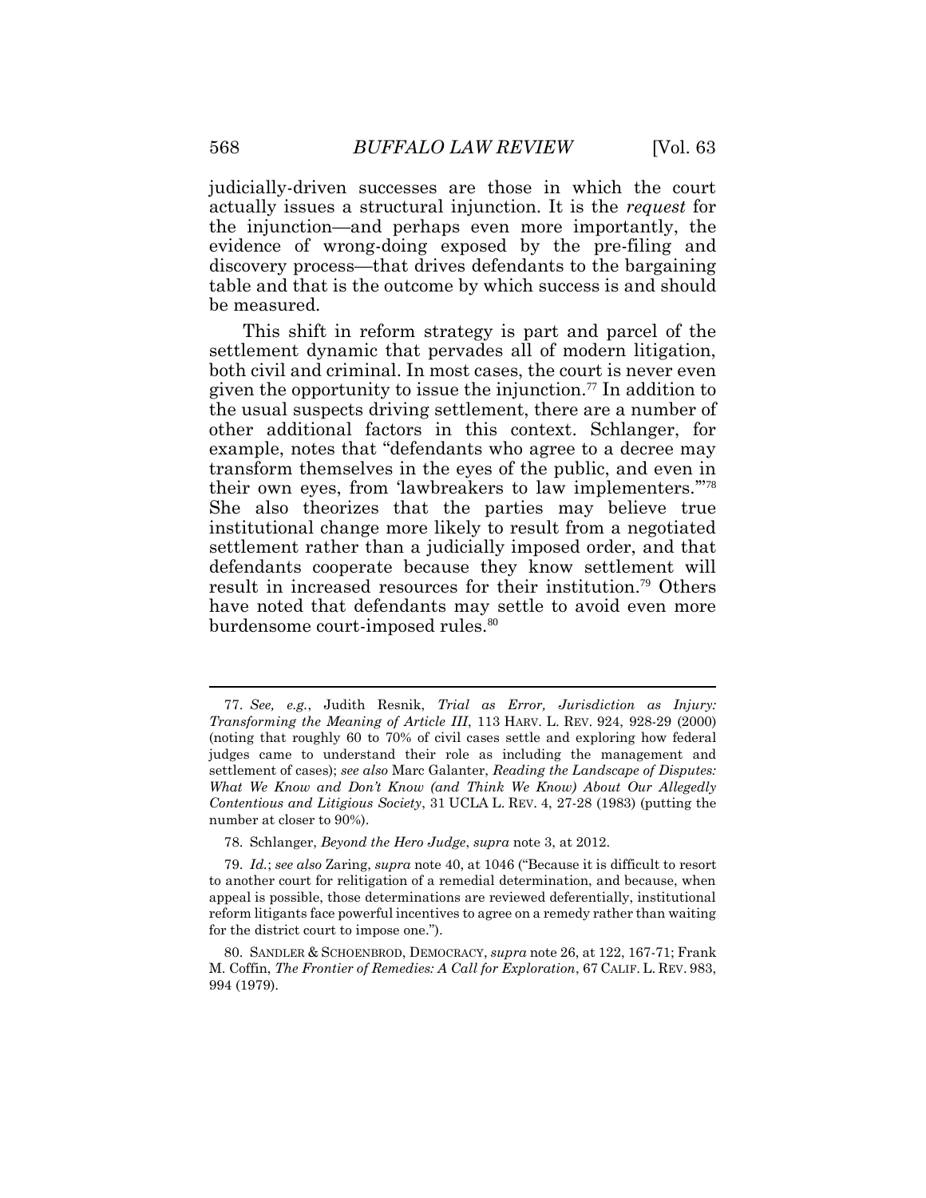judicially-driven successes are those in which the court actually issues a structural injunction. It is the *request* for the injunction—and perhaps even more importantly, the evidence of wrong-doing exposed by the pre-filing and discovery process—that drives defendants to the bargaining table and that is the outcome by which success is and should be measured.

This shift in reform strategy is part and parcel of the settlement dynamic that pervades all of modern litigation, both civil and criminal. In most cases, the court is never even given the opportunity to issue the injunction.[77] In addition to the usual suspects driving settlement, there are a number of other additional factors in this context. Schlanger, for example, notes that "defendants who agree to a decree may transform themselves in the eyes of the public, and even in their own eyes, from 'lawbreakers to law implementers.'"[78] She also theorizes that the parties may believe true institutional change more likely to result from a negotiated settlement rather than a judicially imposed order, and that defendants cooperate because they know settlement will result in increased resources for their institution.[79] Others have noted that defendants may settle to avoid even more burdensome court-imposed rules.[80]

---

77. *See, e.g.*, Judith Resnik, *Trial as Error, Jurisdiction as Injury: Transforming the Meaning of Article III*, 113 HARV. L. REV. 924, 928-29 (2000) (noting that roughly 60 to 70% of civil cases settle and exploring how federal judges came to understand their role as including the management and settlement of cases); *see also* Marc Galanter, *Reading the Landscape of Disputes: What We Know and Don't Know (and Think We Know) About Our Allegedly Contentious and Litigious Society*, 31 UCLA L. REV. 4, 27-28 (1983) (putting the number at closer to 90%).

78. Schlanger, *Beyond the Hero Judge*, *supra* note 3, at 2012.

79. *Id.*; *see also* Zaring, *supra* note 40, at 1046 ("Because it is difficult to resort to another court for relitigation of a remedial determination, and because, when appeal is possible, those determinations are reviewed deferentially, institutional reform litigants face powerful incentives to agree on a remedy rather than waiting for the district court to impose one.").

80. SANDLER & SCHOENBROD, DEMOCRACY, *supra* note 26, at 122, 167-71; Frank M. Coffin, *The Frontier of Remedies: A Call for Exploration*, 67 CALIF. L. REV. 983, 994 (1979).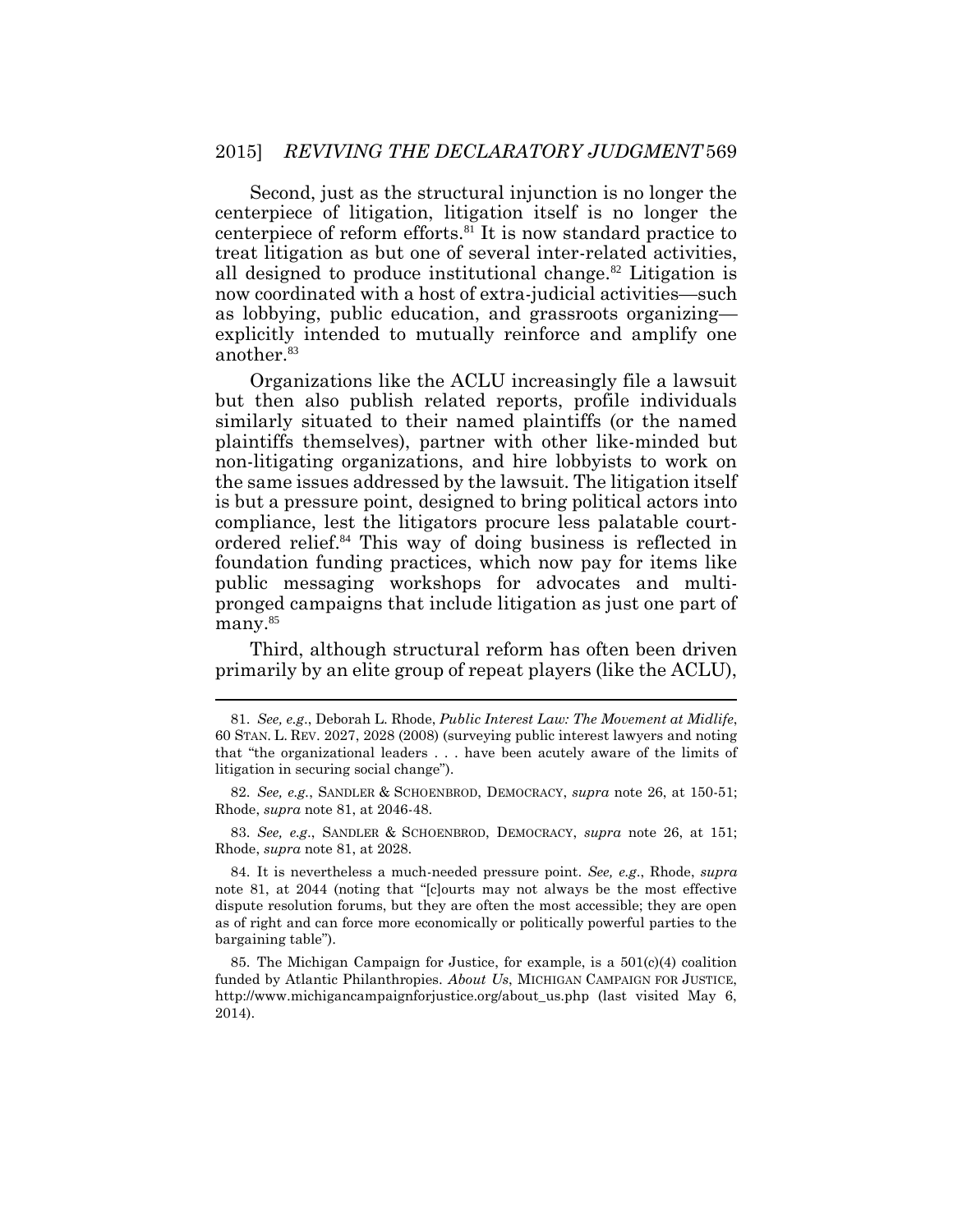Second, just as the structural injunction is no longer the centerpiece of litigation, litigation itself is no longer the centerpiece of reform efforts.[81] It is now standard practice to treat litigation as but one of several inter-related activities, all designed to produce institutional change.[82] Litigation is now coordinated with a host of extra-judicial activities—such as lobbying, public education, and grassroots organizing—explicitly intended to mutually reinforce and amplify one another.[83]

Organizations like the ACLU increasingly file a lawsuit but then also publish related reports, profile individuals similarly situated to their named plaintiffs (or the named plaintiffs themselves), partner with other like-minded but non-litigating organizations, and hire lobbyists to work on the same issues addressed by the lawsuit. The litigation itself is but a pressure point, designed to bring political actors into compliance, lest the litigators procure less palatable court-ordered relief.[84] This way of doing business is reflected in foundation funding practices, which now pay for items like public messaging workshops for advocates and multi-pronged campaigns that include litigation as just one part of many.[85]

Third, although structural reform has often been driven primarily by an elite group of repeat players (like the ACLU),

---

81. *See, e.g.*, Deborah L. Rhode, *Public Interest Law: The Movement at Midlife*, 60 STAN. L. REV. 2027, 2028 (2008) (surveying public interest lawyers and noting that "the organizational leaders . . . have been acutely aware of the limits of litigation in securing social change").

82. *See, e.g.*, SANDLER & SCHOENBROD, DEMOCRACY, *supra* note 26, at 150-51; Rhode, *supra* note 81, at 2046-48.

83. *See, e.g.*, SANDLER & SCHOENBROD, DEMOCRACY, *supra* note 26, at 151; Rhode, *supra* note 81, at 2028.

84. It is nevertheless a much-needed pressure point. *See, e.g.*, Rhode, *supra* note 81, at 2044 (noting that "[c]ourts may not always be the most effective dispute resolution forums, but they are often the most accessible; they are open as of right and can force more economically or politically powerful parties to the bargaining table").

85. The Michigan Campaign for Justice, for example, is a 501(c)(4) coalition funded by Atlantic Philanthropies. *About Us*, MICHIGAN CAMPAIGN FOR JUSTICE, http://www.michigancampaignforjustice.org/about_us.php (last visited May 6, 2014).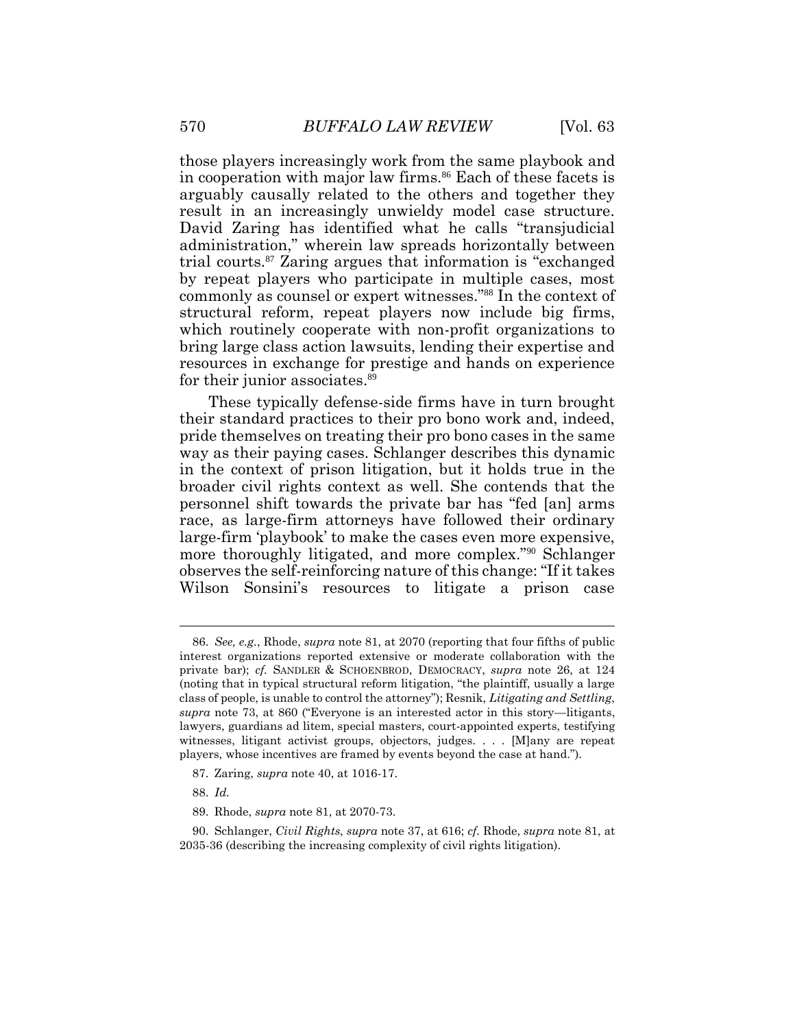those players increasingly work from the same playbook and in cooperation with major law firms.[86] Each of these facets is arguably causally related to the others and together they result in an increasingly unwieldy model case structure. David Zaring has identified what he calls "transjudicial administration," wherein law spreads horizontally between trial courts.[87] Zaring argues that information is "exchanged by repeat players who participate in multiple cases, most commonly as counsel or expert witnesses."[88] In the context of structural reform, repeat players now include big firms, which routinely cooperate with non-profit organizations to bring large class action lawsuits, lending their expertise and resources in exchange for prestige and hands on experience for their junior associates.[89]

These typically defense-side firms have in turn brought their standard practices to their pro bono work and, indeed, pride themselves on treating their pro bono cases in the same way as their paying cases. Schlanger describes this dynamic in the context of prison litigation, but it holds true in the broader civil rights context as well. She contends that the personnel shift towards the private bar has "fed [an] arms race, as large-firm attorneys have followed their ordinary large-firm 'playbook' to make the cases even more expensive, more thoroughly litigated, and more complex."[90] Schlanger observes the self-reinforcing nature of this change: "If it takes Wilson Sonsini's resources to litigate a prison case

---

86. *See, e.g.*, Rhode, *supra* note 81, at 2070 (reporting that four fifths of public interest organizations reported extensive or moderate collaboration with the private bar); *cf.* SANDLER & SCHOENBROD, DEMOCRACY, *supra* note 26, at 124 (noting that in typical structural reform litigation, "the plaintiff, usually a large class of people, is unable to control the attorney"); Resnik, *Litigating and Settling*, *supra* note 73, at 860 ("Everyone is an interested actor in this story—litigants, lawyers, guardians ad litem, special masters, court-appointed experts, testifying witnesses, litigant activist groups, objectors, judges. . . . [M]any are repeat players, whose incentives are framed by events beyond the case at hand.").

87. Zaring, *supra* note 40, at 1016-17.

88. *Id.*

89. Rhode, *supra* note 81, at 2070-73.

90. Schlanger, *Civil Rights*, *supra* note 37, at 616; *cf.* Rhode, *supra* note 81, at 2035-36 (describing the increasing complexity of civil rights litigation).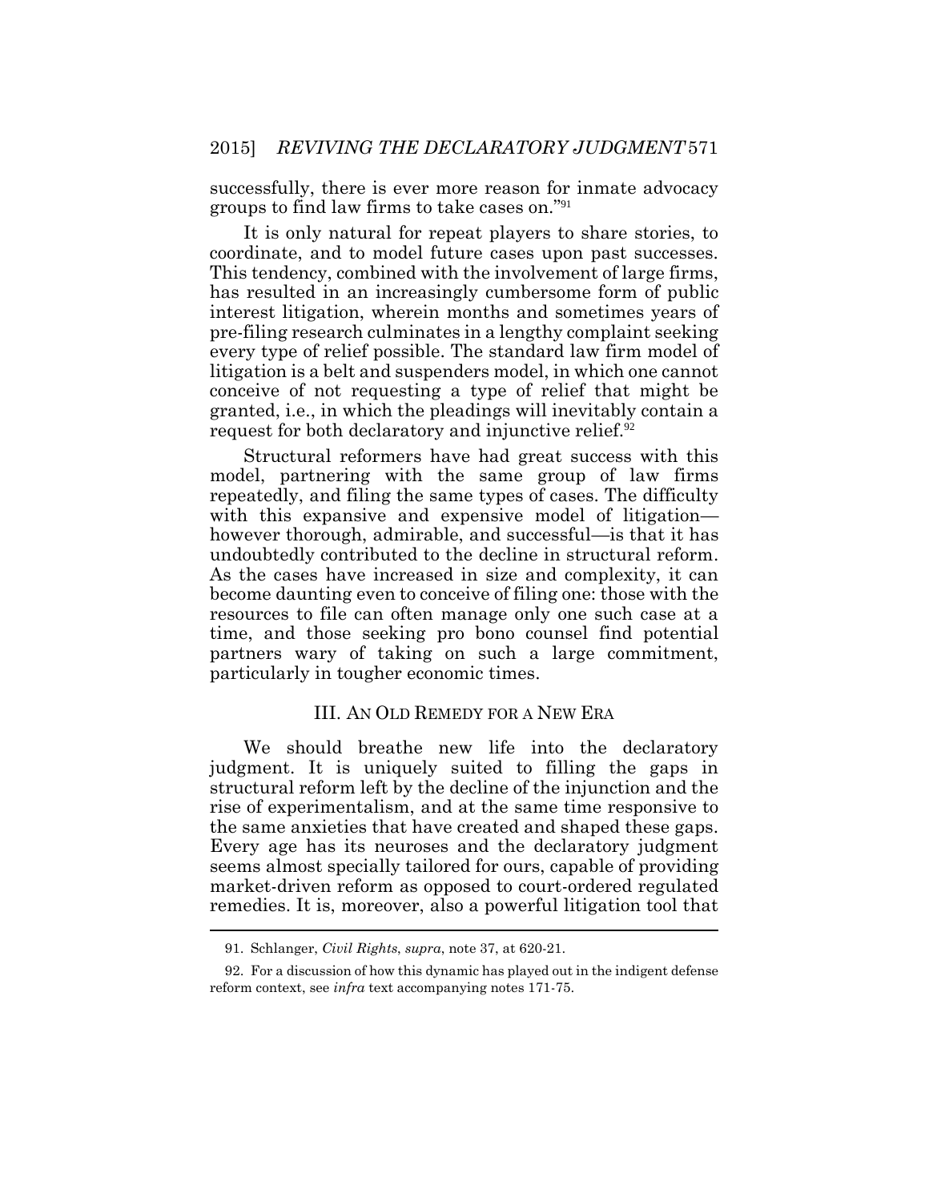successfully, there is ever more reason for inmate advocacy groups to find law firms to take cases on."[91]

It is only natural for repeat players to share stories, to coordinate, and to model future cases upon past successes. This tendency, combined with the involvement of large firms, has resulted in an increasingly cumbersome form of public interest litigation, wherein months and sometimes years of pre-filing research culminates in a lengthy complaint seeking every type of relief possible. The standard law firm model of litigation is a belt and suspenders model, in which one cannot conceive of not requesting a type of relief that might be granted, i.e., in which the pleadings will inevitably contain a request for both declaratory and injunctive relief.[92]

Structural reformers have had great success with this model, partnering with the same group of law firms repeatedly, and filing the same types of cases. The difficulty with this expansive and expensive model of litigation—however thorough, admirable, and successful—is that it has undoubtedly contributed to the decline in structural reform. As the cases have increased in size and complexity, it can become daunting even to conceive of filing one: those with the resources to file can often manage only one such case at a time, and those seeking pro bono counsel find potential partners wary of taking on such a large commitment, particularly in tougher economic times.

## III. An Old Remedy for a New Era

We should breathe new life into the declaratory judgment. It is uniquely suited to filling the gaps in structural reform left by the decline of the injunction and the rise of experimentalism, and at the same time responsive to the same anxieties that have created and shaped these gaps. Every age has its neuroses and the declaratory judgment seems almost specially tailored for ours, capable of providing market-driven reform as opposed to court-ordered regulated remedies. It is, moreover, also a powerful litigation tool that

---

91. Schlanger, *Civil Rights*, *supra*, note 37, at 620-21.

92. For a discussion of how this dynamic has played out in the indigent defense reform context, see *infra* text accompanying notes 171-75.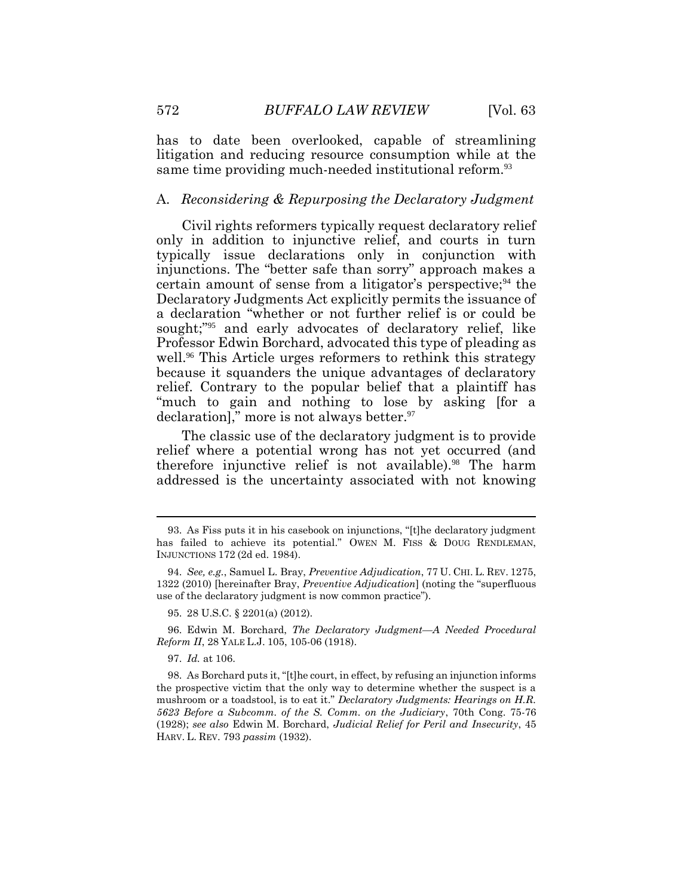has to date been overlooked, capable of streamlining litigation and reducing resource consumption while at the same time providing much-needed institutional reform.[93]

### A. *Reconsidering & Repurposing the Declaratory Judgment*

Civil rights reformers typically request declaratory relief only in addition to injunctive relief, and courts in turn typically issue declarations only in conjunction with injunctions. The "better safe than sorry" approach makes a certain amount of sense from a litigator's perspective;[94] the Declaratory Judgments Act explicitly permits the issuance of a declaration "whether or not further relief is or could be sought;"[95] and early advocates of declaratory relief, like Professor Edwin Borchard, advocated this type of pleading as well.[96] This Article urges reformers to rethink this strategy because it squanders the unique advantages of declaratory relief. Contrary to the popular belief that a plaintiff has "much to gain and nothing to lose by asking [for a declaration]," more is not always better.[97]

The classic use of the declaratory judgment is to provide relief where a potential wrong has not yet occurred (and therefore injunctive relief is not available).[98] The harm addressed is the uncertainty associated with not knowing

---

93. As Fiss puts it in his casebook on injunctions, "[t]he declaratory judgment has failed to achieve its potential." OWEN M. FISS & DOUG RENDLEMAN, INJUNCTIONS 172 (2d ed. 1984).

94. *See, e.g.*, Samuel L. Bray, *Preventive Adjudication*, 77 U. CHI. L. REV. 1275, 1322 (2010) [hereinafter Bray, *Preventive Adjudication*] (noting the "superfluous use of the declaratory judgment is now common practice").

95. 28 U.S.C. § 2201(a) (2012).

96. Edwin M. Borchard, *The Declaratory Judgment—A Needed Procedural Reform II*, 28 YALE L.J. 105, 105-06 (1918).

97. *Id.* at 106.

98. As Borchard puts it, "[t]he court, in effect, by refusing an injunction informs the prospective victim that the only way to determine whether the suspect is a mushroom or a toadstool, is to eat it." *Declaratory Judgments: Hearings on H.R. 5623 Before a Subcomm. of the S. Comm. on the Judiciary*, 70th Cong. 75-76 (1928); *see also* Edwin M. Borchard, *Judicial Relief for Peril and Insecurity*, 45 HARV. L. REV. 793 *passim* (1932).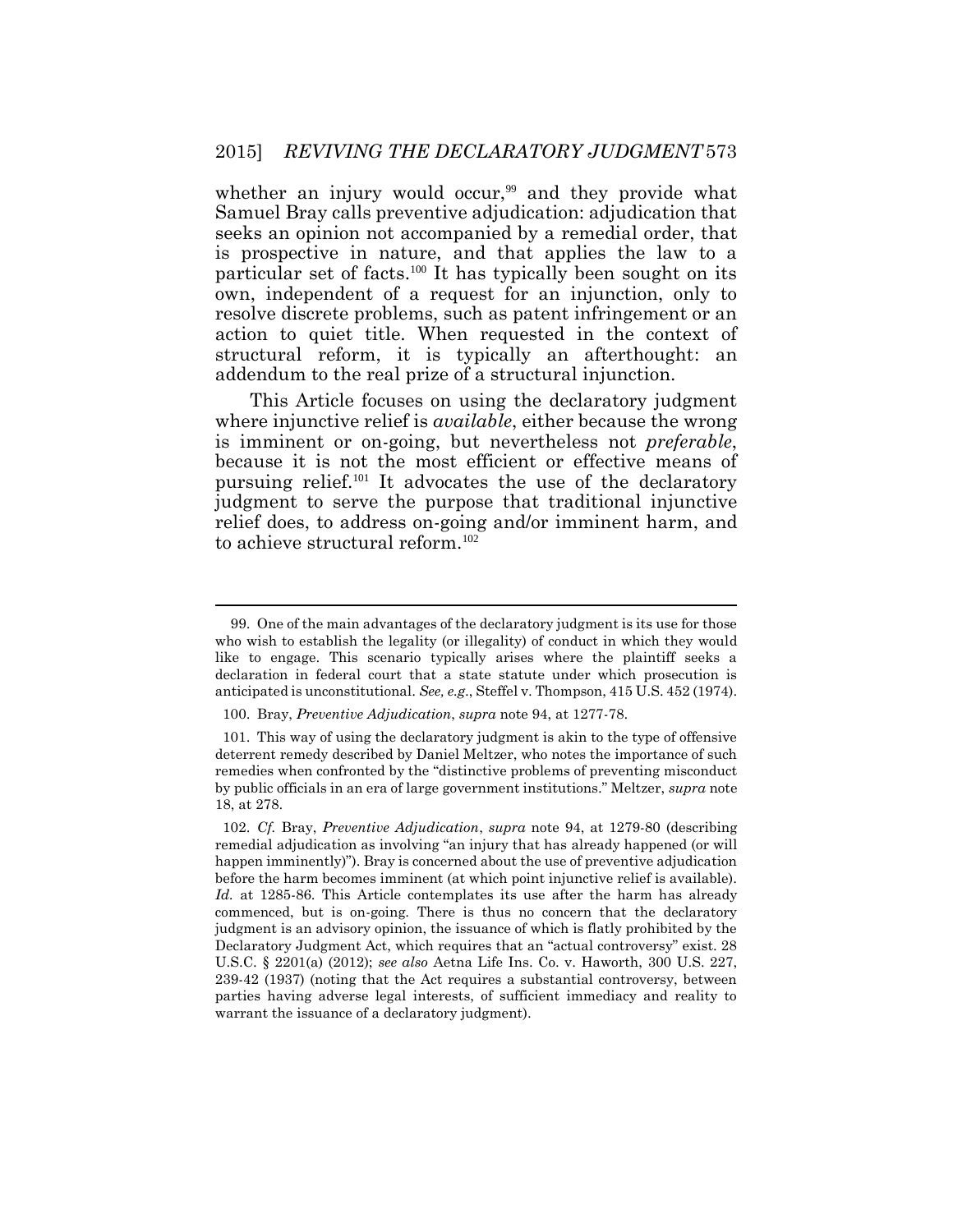whether an injury would occur,[99] and they provide what Samuel Bray calls preventive adjudication: adjudication that seeks an opinion not accompanied by a remedial order, that is prospective in nature, and that applies the law to a particular set of facts.[100] It has typically been sought on its own, independent of a request for an injunction, only to resolve discrete problems, such as patent infringement or an action to quiet title. When requested in the context of structural reform, it is typically an afterthought: an addendum to the real prize of a structural injunction.

This Article focuses on using the declaratory judgment where injunctive relief is *available*, either because the wrong is imminent or on-going, but nevertheless not *preferable*, because it is not the most efficient or effective means of pursuing relief.[101] It advocates the use of the declaratory judgment to serve the purpose that traditional injunctive relief does, to address on-going and/or imminent harm, and to achieve structural reform.[102]

---

99. One of the main advantages of the declaratory judgment is its use for those who wish to establish the legality (or illegality) of conduct in which they would like to engage. This scenario typically arises where the plaintiff seeks a declaration in federal court that a state statute under which prosecution is anticipated is unconstitutional. *See, e.g.*, Steffel v. Thompson, 415 U.S. 452 (1974).

100. Bray, *Preventive Adjudication*, *supra* note 94, at 1277-78.

101. This way of using the declaratory judgment is akin to the type of offensive deterrent remedy described by Daniel Meltzer, who notes the importance of such remedies when confronted by the "distinctive problems of preventing misconduct by public officials in an era of large government institutions." Meltzer, *supra* note 18, at 278.

102. *Cf.* Bray, *Preventive Adjudication*, *supra* note 94, at 1279-80 (describing remedial adjudication as involving "an injury that has already happened (or will happen imminently)"). Bray is concerned about the use of preventive adjudication before the harm becomes imminent (at which point injunctive relief is available). *Id.* at 1285-86. This Article contemplates its use after the harm has already commenced, but is on-going. There is thus no concern that the declaratory judgment is an advisory opinion, the issuance of which is flatly prohibited by the Declaratory Judgment Act, which requires that an "actual controversy" exist. 28 U.S.C. § 2201(a) (2012); *see also* Aetna Life Ins. Co. v. Haworth, 300 U.S. 227, 239-42 (1937) (noting that the Act requires a substantial controversy, between parties having adverse legal interests, of sufficient immediacy and reality to warrant the issuance of a declaratory judgment).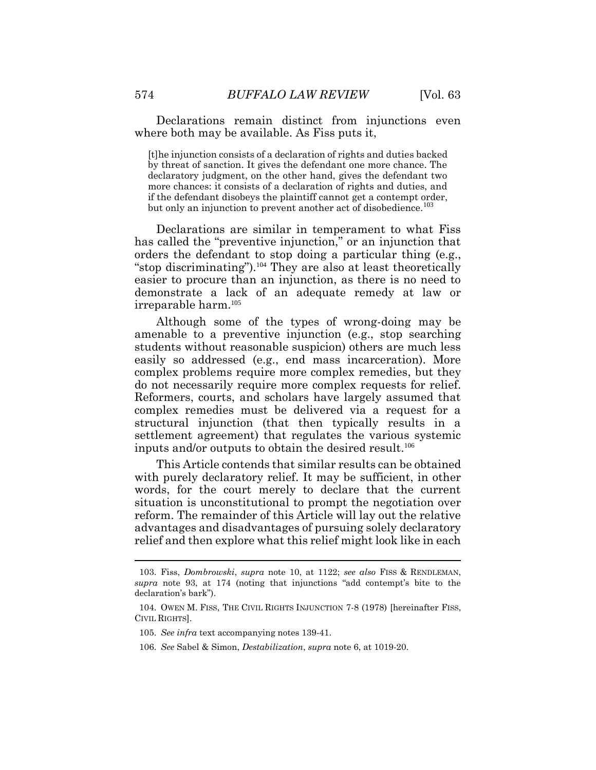Declarations remain distinct from injunctions even where both may be available. As Fiss puts it,

> [t]he injunction consists of a declaration of rights and duties backed by threat of sanction. It gives the defendant one more chance. The declaratory judgment, on the other hand, gives the defendant two more chances: it consists of a declaration of rights and duties, and if the defendant disobeys the plaintiff cannot get a contempt order, but only an injunction to prevent another act of disobedience.[103]

Declarations are similar in temperament to what Fiss has called the "preventive injunction," or an injunction that orders the defendant to stop doing a particular thing (e.g., "stop discriminating").[104] They are also at least theoretically easier to procure than an injunction, as there is no need to demonstrate a lack of an adequate remedy at law or irreparable harm.[105]

Although some of the types of wrong-doing may be amenable to a preventive injunction (e.g., stop searching students without reasonable suspicion) others are much less easily so addressed (e.g., end mass incarceration). More complex problems require more complex remedies, but they do not necessarily require more complex requests for relief. Reformers, courts, and scholars have largely assumed that complex remedies must be delivered via a request for a structural injunction (that then typically results in a settlement agreement) that regulates the various systemic inputs and/or outputs to obtain the desired result.[106]

This Article contends that similar results can be obtained with purely declaratory relief. It may be sufficient, in other words, for the court merely to declare that the current situation is unconstitutional to prompt the negotiation over reform. The remainder of this Article will lay out the relative advantages and disadvantages of pursuing solely declaratory relief and then explore what this relief might look like in each

---

103. Fiss, *Dombrowski*, *supra* note 10, at 1122; *see also* FISS & RENDLEMAN, *supra* note 93, at 174 (noting that injunctions "add contempt's bite to the declaration's bark").

104. OWEN M. FISS, THE CIVIL RIGHTS INJUNCTION 7-8 (1978) [hereinafter FISS, CIVIL RIGHTS].

105. *See infra* text accompanying notes 139-41.

106. *See* Sabel & Simon, *Destabilization*, *supra* note 6, at 1019-20.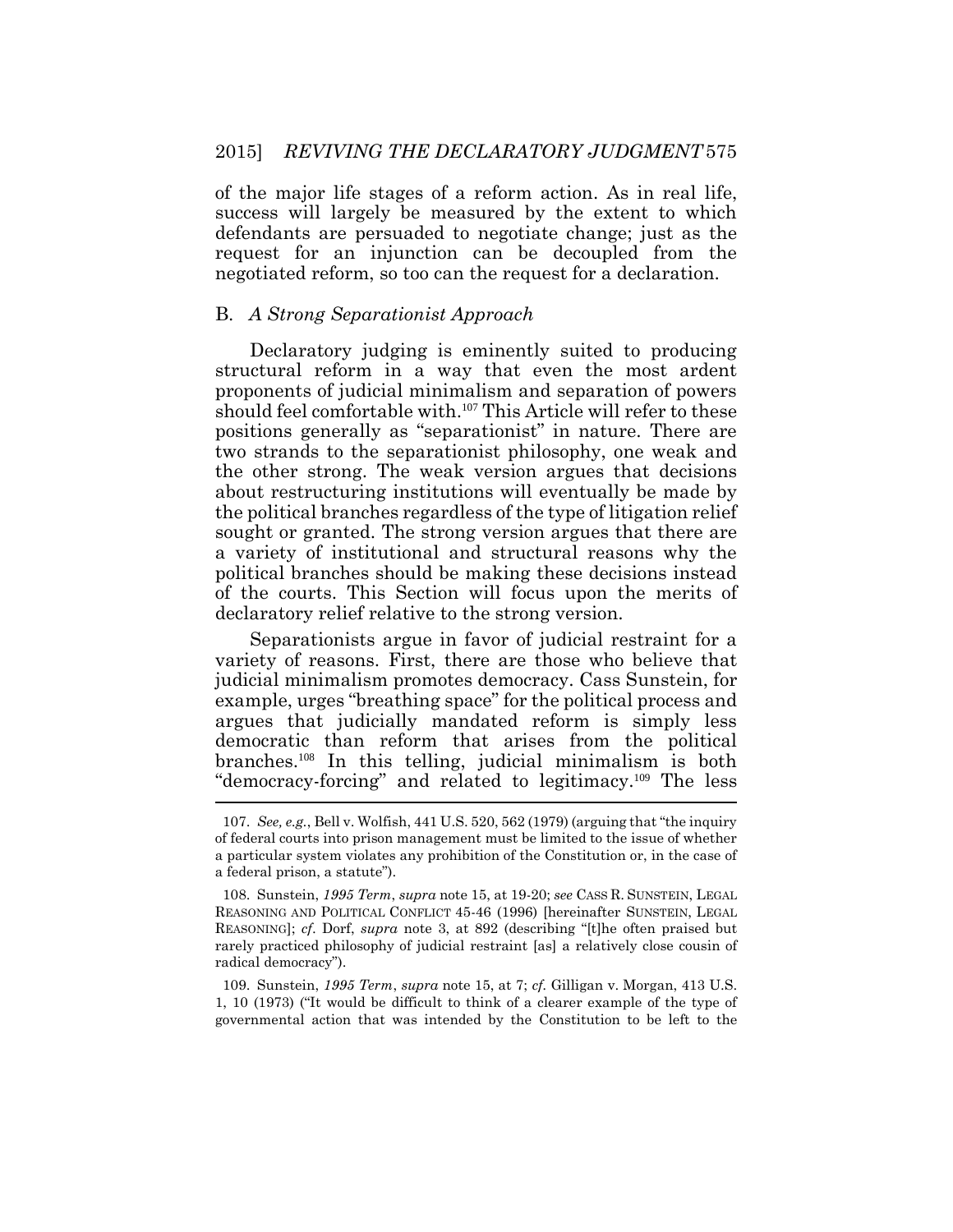of the major life stages of a reform action. As in real life, success will largely be measured by the extent to which defendants are persuaded to negotiate change; just as the request for an injunction can be decoupled from the negotiated reform, so too can the request for a declaration.

## B. *A Strong Separationist Approach*

Declaratory judging is eminently suited to producing structural reform in a way that even the most ardent proponents of judicial minimalism and separation of powers should feel comfortable with.[107] This Article will refer to these positions generally as "separationist" in nature. There are two strands to the separationist philosophy, one weak and the other strong. The weak version argues that decisions about restructuring institutions will eventually be made by the political branches regardless of the type of litigation relief sought or granted. The strong version argues that there are a variety of institutional and structural reasons why the political branches should be making these decisions instead of the courts. This Section will focus upon the merits of declaratory relief relative to the strong version.

Separationists argue in favor of judicial restraint for a variety of reasons. First, there are those who believe that judicial minimalism promotes democracy. Cass Sunstein, for example, urges "breathing space" for the political process and argues that judicially mandated reform is simply less democratic than reform that arises from the political branches.[108] In this telling, judicial minimalism is both "democracy-forcing" and related to legitimacy.[109] The less

---

107. *See, e.g.*, Bell v. Wolfish, 441 U.S. 520, 562 (1979) (arguing that "the inquiry of federal courts into prison management must be limited to the issue of whether a particular system violates any prohibition of the Constitution or, in the case of a federal prison, a statute").

108. Sunstein, *1995 Term*, *supra* note 15, at 19-20; *see* CASS R. SUNSTEIN, LEGAL REASONING AND POLITICAL CONFLICT 45-46 (1996) [hereinafter SUNSTEIN, LEGAL REASONING]; *cf*. Dorf, *supra* note 3, at 892 (describing "[t]he often praised but rarely practiced philosophy of judicial restraint [as] a relatively close cousin of radical democracy").

109. Sunstein, *1995 Term*, *supra* note 15, at 7; *cf.* Gilligan v. Morgan, 413 U.S. 1, 10 (1973) ("It would be difficult to think of a clearer example of the type of governmental action that was intended by the Constitution to be left to the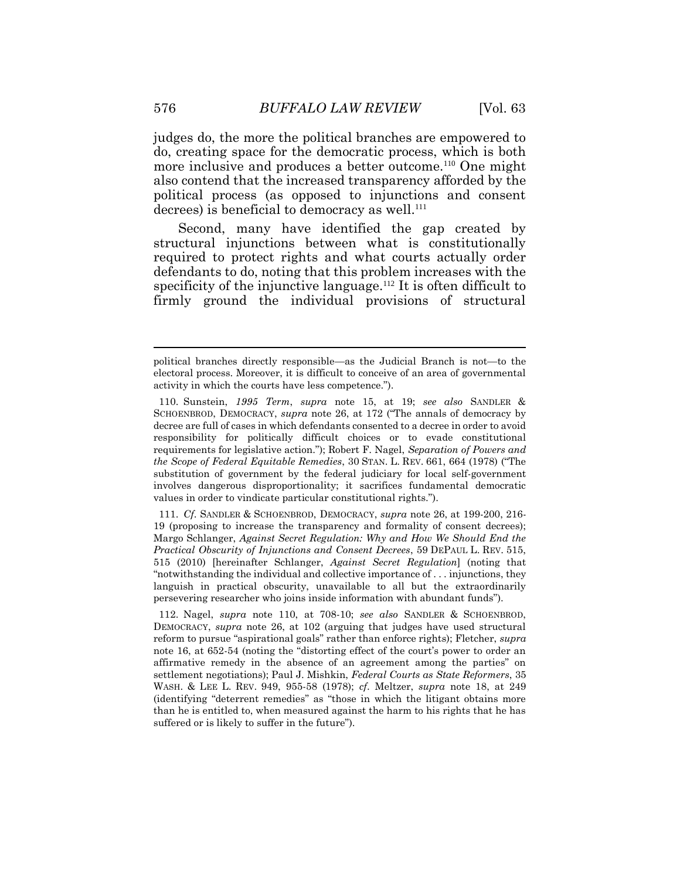judges do, the more the political branches are empowered to do, creating space for the democratic process, which is both more inclusive and produces a better outcome.[110] One might also contend that the increased transparency afforded by the political process (as opposed to injunctions and consent decrees) is beneficial to democracy as well.[111]

Second, many have identified the gap created by structural injunctions between what is constitutionally required to protect rights and what courts actually order defendants to do, noting that this problem increases with the specificity of the injunctive language.[112] It is often difficult to firmly ground the individual provisions of structural

---

political branches directly responsible—as the Judicial Branch is not—to the electoral process. Moreover, it is difficult to conceive of an area of governmental activity in which the courts have less competence.").

110. Sunstein, *1995 Term*, *supra* note 15, at 19; *see also* SANDLER & SCHOENBROD, DEMOCRACY, *supra* note 26, at 172 ("The annals of democracy by decree are full of cases in which defendants consented to a decree in order to avoid responsibility for politically difficult choices or to evade constitutional requirements for legislative action."); Robert F. Nagel, *Separation of Powers and the Scope of Federal Equitable Remedies*, 30 STAN. L. REV. 661, 664 (1978) ("The substitution of government by the federal judiciary for local self-government involves dangerous disproportionality; it sacrifices fundamental democratic values in order to vindicate particular constitutional rights.").

111. *Cf.* SANDLER & SCHOENBROD, DEMOCRACY, *supra* note 26, at 199-200, 216-19 (proposing to increase the transparency and formality of consent decrees); Margo Schlanger, *Against Secret Regulation: Why and How We Should End the Practical Obscurity of Injunctions and Consent Decrees*, 59 DEPAUL L. REV. 515, 515 (2010) [hereinafter Schlanger, *Against Secret Regulation*] (noting that "notwithstanding the individual and collective importance of . . . injunctions, they languish in practical obscurity, unavailable to all but the extraordinarily persevering researcher who joins inside information with abundant funds").

112. Nagel, *supra* note 110, at 708-10; *see also* SANDLER & SCHOENBROD, DEMOCRACY, *supra* note 26, at 102 (arguing that judges have used structural reform to pursue "aspirational goals" rather than enforce rights); Fletcher, *supra* note 16, at 652-54 (noting the "distorting effect of the court's power to order an affirmative remedy in the absence of an agreement among the parties" on settlement negotiations); Paul J. Mishkin, *Federal Courts as State Reformers*, 35 WASH. & LEE L. REV. 949, 955-58 (1978); *cf.* Meltzer, *supra* note 18, at 249 (identifying "deterrent remedies" as "those in which the litigant obtains more than he is entitled to, when measured against the harm to his rights that he has suffered or is likely to suffer in the future").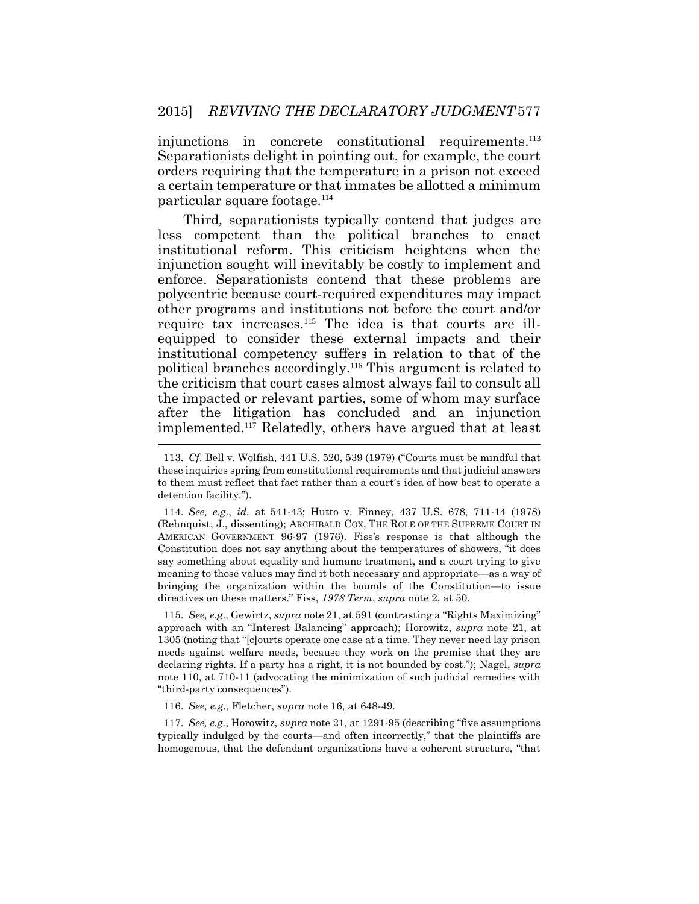injunctions in concrete constitutional requirements.[113] Separationists delight in pointing out, for example, the court orders requiring that the temperature in a prison not exceed a certain temperature or that inmates be allotted a minimum particular square footage.[114]

Third, separationists typically contend that judges are less competent than the political branches to enact institutional reform. This criticism heightens when the injunction sought will inevitably be costly to implement and enforce. Separationists contend that these problems are polycentric because court-required expenditures may impact other programs and institutions not before the court and/or require tax increases.[115] The idea is that courts are ill-equipped to consider these external impacts and their institutional competency suffers in relation to that of the political branches accordingly.[116] This argument is related to the criticism that court cases almost always fail to consult all the impacted or relevant parties, some of whom may surface after the litigation has concluded and an injunction implemented.[117] Relatedly, others have argued that at least

---

113. *Cf.* Bell v. Wolfish, 441 U.S. 520, 539 (1979) ("Courts must be mindful that these inquiries spring from constitutional requirements and that judicial answers to them must reflect that fact rather than a court's idea of how best to operate a detention facility.").

114. *See, e.g.*, *id.* at 541-43; Hutto v. Finney, 437 U.S. 678, 711-14 (1978) (Rehnquist, J., dissenting); ARCHIBALD COX, THE ROLE OF THE SUPREME COURT IN AMERICAN GOVERNMENT 96-97 (1976). Fiss's response is that although the Constitution does not say anything about the temperatures of showers, "it does say something about equality and humane treatment, and a court trying to give meaning to those values may find it both necessary and appropriate—as a way of bringing the organization within the bounds of the Constitution—to issue directives on these matters." Fiss, *1978 Term*, *supra* note 2, at 50.

115. *See, e.g.*, Gewirtz, *supra* note 21, at 591 (contrasting a "Rights Maximizing" approach with an "Interest Balancing" approach); Horowitz, *supra* note 21, at 1305 (noting that "[c]ourts operate one case at a time. They never need lay prison needs against welfare needs, because they work on the premise that they are declaring rights. If a party has a right, it is not bounded by cost."); Nagel, *supra* note 110, at 710-11 (advocating the minimization of such judicial remedies with "third-party consequences").

116. *See, e.g.*, Fletcher, *supra* note 16, at 648-49.

117. *See, e.g.*, Horowitz, *supra* note 21, at 1291-95 (describing "five assumptions typically indulged by the courts—and often incorrectly," that the plaintiffs are homogenous, that the defendant organizations have a coherent structure, "that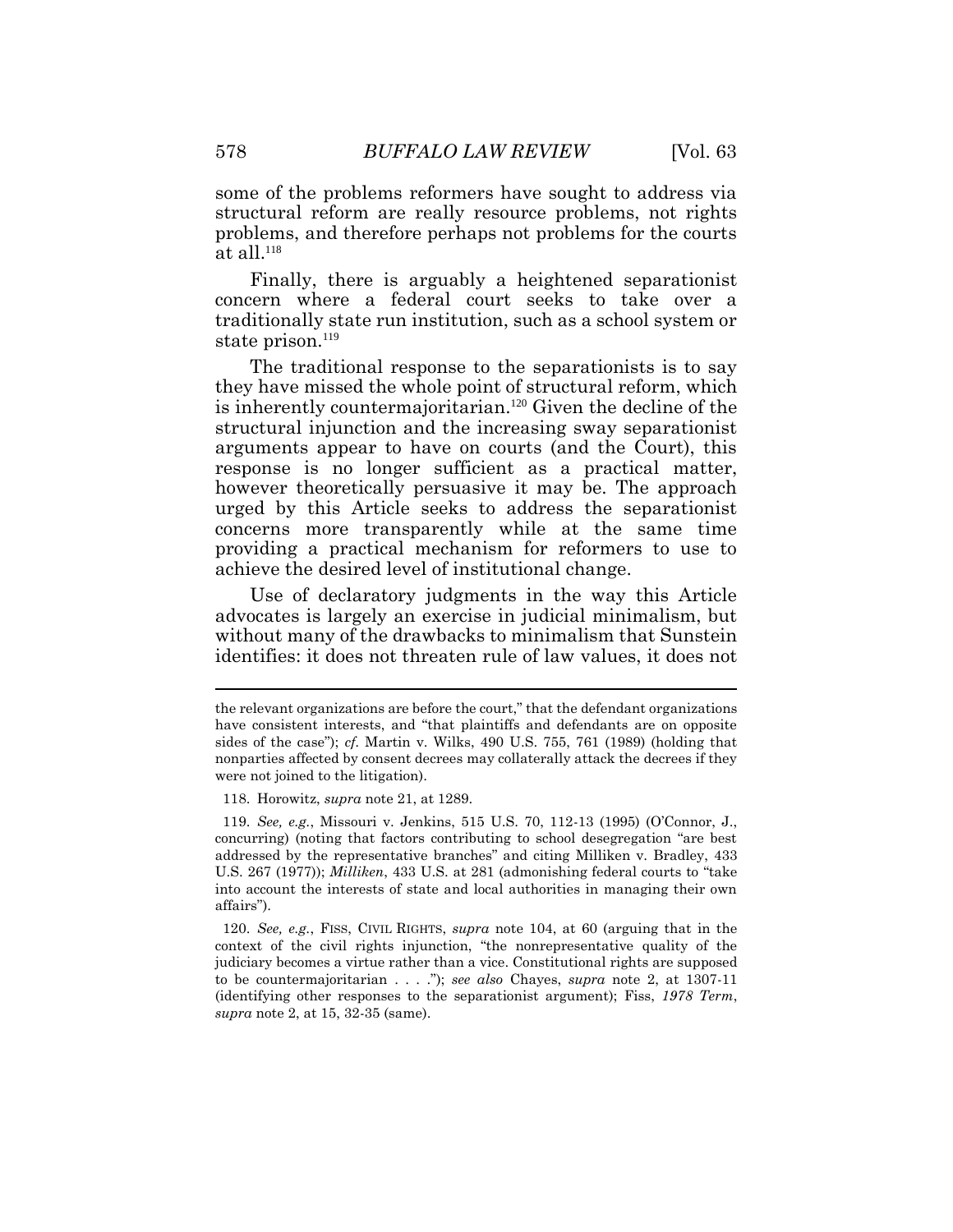some of the problems reformers have sought to address via structural reform are really resource problems, not rights problems, and therefore perhaps not problems for the courts at all.[118]

Finally, there is arguably a heightened separationist concern where a federal court seeks to take over a traditionally state run institution, such as a school system or state prison.[119]

The traditional response to the separationists is to say they have missed the whole point of structural reform, which is inherently countermajoritarian.[120] Given the decline of the structural injunction and the increasing sway separationist arguments appear to have on courts (and the Court), this response is no longer sufficient as a practical matter, however theoretically persuasive it may be. The approach urged by this Article seeks to address the separationist concerns more transparently while at the same time providing a practical mechanism for reformers to use to achieve the desired level of institutional change.

Use of declaratory judgments in the way this Article advocates is largely an exercise in judicial minimalism, but without many of the drawbacks to minimalism that Sunstein identifies: it does not threaten rule of law values, it does not

---

the relevant organizations are before the court," that the defendant organizations have consistent interests, and "that plaintiffs and defendants are on opposite sides of the case"); *cf.* Martin v. Wilks, 490 U.S. 755, 761 (1989) (holding that nonparties affected by consent decrees may collaterally attack the decrees if they were not joined to the litigation).

118. Horowitz, *supra* note 21, at 1289.

119. *See, e.g.*, Missouri v. Jenkins, 515 U.S. 70, 112-13 (1995) (O'Connor, J., concurring) (noting that factors contributing to school desegregation "are best addressed by the representative branches" and citing Milliken v. Bradley, 433 U.S. 267 (1977)); *Milliken*, 433 U.S. at 281 (admonishing federal courts to "take into account the interests of state and local authorities in managing their own affairs").

120. *See, e.g.*, FISS, CIVIL RIGHTS, *supra* note 104, at 60 (arguing that in the context of the civil rights injunction, "the nonrepresentative quality of the judiciary becomes a virtue rather than a vice. Constitutional rights are supposed to be countermajoritarian . . . ."); *see also* Chayes, *supra* note 2, at 1307-11 (identifying other responses to the separationist argument); Fiss, *1978 Term*, *supra* note 2, at 15, 32-35 (same).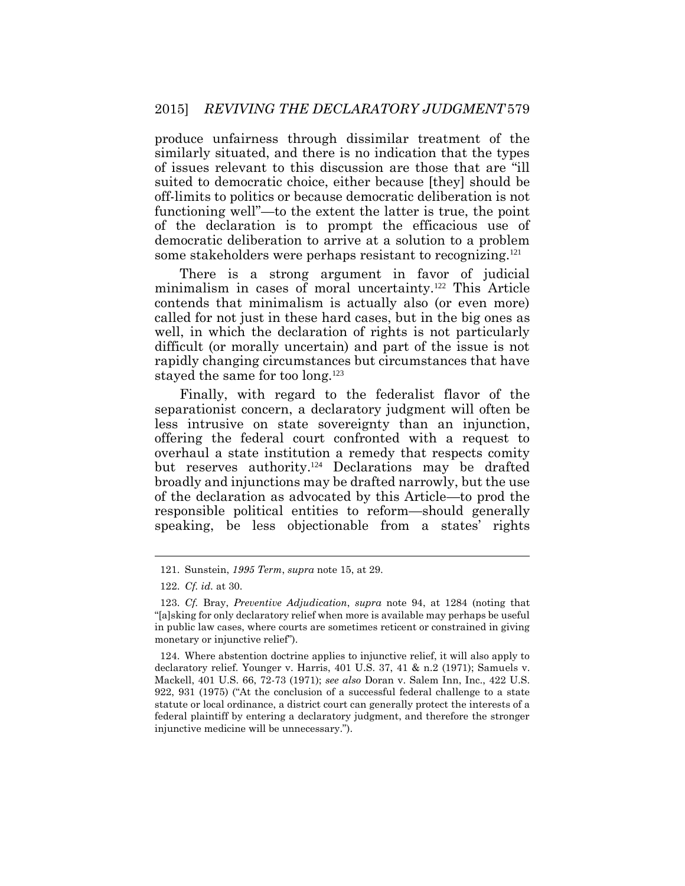produce unfairness through dissimilar treatment of the similarly situated, and there is no indication that the types of issues relevant to this discussion are those that are "ill suited to democratic choice, either because [they] should be off-limits to politics or because democratic deliberation is not functioning well"—to the extent the latter is true, the point of the declaration is to prompt the efficacious use of democratic deliberation to arrive at a solution to a problem some stakeholders were perhaps resistant to recognizing.[121]

There is a strong argument in favor of judicial minimalism in cases of moral uncertainty.[122] This Article contends that minimalism is actually also (or even more) called for not just in these hard cases, but in the big ones as well, in which the declaration of rights is not particularly difficult (or morally uncertain) and part of the issue is not rapidly changing circumstances but circumstances that have stayed the same for too long.[123]

Finally, with regard to the federalist flavor of the separationist concern, a declaratory judgment will often be less intrusive on state sovereignty than an injunction, offering the federal court confronted with a request to overhaul a state institution a remedy that respects comity but reserves authority.[124] Declarations may be drafted broadly and injunctions may be drafted narrowly, but the use of the declaration as advocated by this Article—to prod the responsible political entities to reform—should generally speaking, be less objectionable from a states' rights

---

121. Sunstein, *1995 Term*, *supra* note 15, at 29.

122. *Cf. id.* at 30.

123. *Cf.* Bray, *Preventive Adjudication*, *supra* note 94, at 1284 (noting that "[a]sking for only declaratory relief when more is available may perhaps be useful in public law cases, where courts are sometimes reticent or constrained in giving monetary or injunctive relief").

124. Where abstention doctrine applies to injunctive relief, it will also apply to declaratory relief. Younger v. Harris, 401 U.S. 37, 41 & n.2 (1971); Samuels v. Mackell, 401 U.S. 66, 72-73 (1971); *see also* Doran v. Salem Inn, Inc., 422 U.S. 922, 931 (1975) ("At the conclusion of a successful federal challenge to a state statute or local ordinance, a district court can generally protect the interests of a federal plaintiff by entering a declaratory judgment, and therefore the stronger injunctive medicine will be unnecessary.").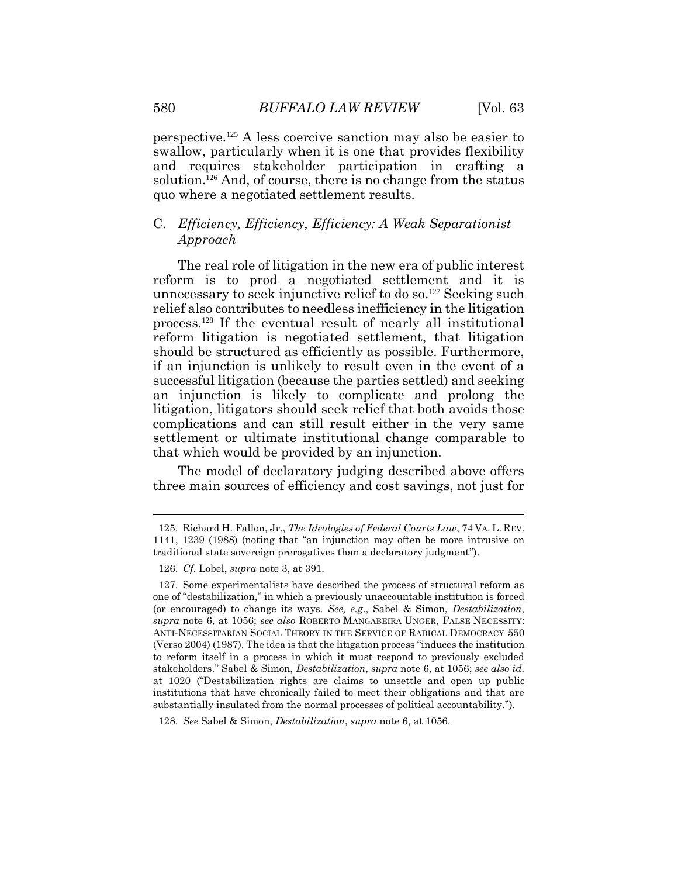perspective.[125] A less coercive sanction may also be easier to swallow, particularly when it is one that provides flexibility and requires stakeholder participation in crafting a solution.[126] And, of course, there is no change from the status quo where a negotiated settlement results.

### C. *Efficiency, Efficiency, Efficiency: A Weak Separationist Approach*

The real role of litigation in the new era of public interest reform is to prod a negotiated settlement and it is unnecessary to seek injunctive relief to do so.[127] Seeking such relief also contributes to needless inefficiency in the litigation process.[128] If the eventual result of nearly all institutional reform litigation is negotiated settlement, that litigation should be structured as efficiently as possible. Furthermore, if an injunction is unlikely to result even in the event of a successful litigation (because the parties settled) and seeking an injunction is likely to complicate and prolong the litigation, litigators should seek relief that both avoids those complications and can still result either in the very same settlement or ultimate institutional change comparable to that which would be provided by an injunction.

The model of declaratory judging described above offers three main sources of efficiency and cost savings, not just for

---

125. Richard H. Fallon, Jr., *The Ideologies of Federal Courts Law*, 74 VA. L. REV. 1141, 1239 (1988) (noting that "an injunction may often be more intrusive on traditional state sovereign prerogatives than a declaratory judgment").

126. *Cf.* Lobel, *supra* note 3, at 391.

127. Some experimentalists have described the process of structural reform as one of "destabilization," in which a previously unaccountable institution is forced (or encouraged) to change its ways. *See, e.g.*, Sabel & Simon, *Destabilization*, *supra* note 6, at 1056; *see also* ROBERTO MANGABEIRA UNGER, FALSE NECESSITY: ANTI-NECESSITARIAN SOCIAL THEORY IN THE SERVICE OF RADICAL DEMOCRACY 550 (Verso 2004) (1987). The idea is that the litigation process "induces the institution to reform itself in a process in which it must respond to previously excluded stakeholders." Sabel & Simon, *Destabilization*, *supra* note 6, at 1056; *see also id.* at 1020 ("Destabilization rights are claims to unsettle and open up public institutions that have chronically failed to meet their obligations and that are substantially insulated from the normal processes of political accountability.").

128. *See* Sabel & Simon, *Destabilization*, *supra* note 6, at 1056.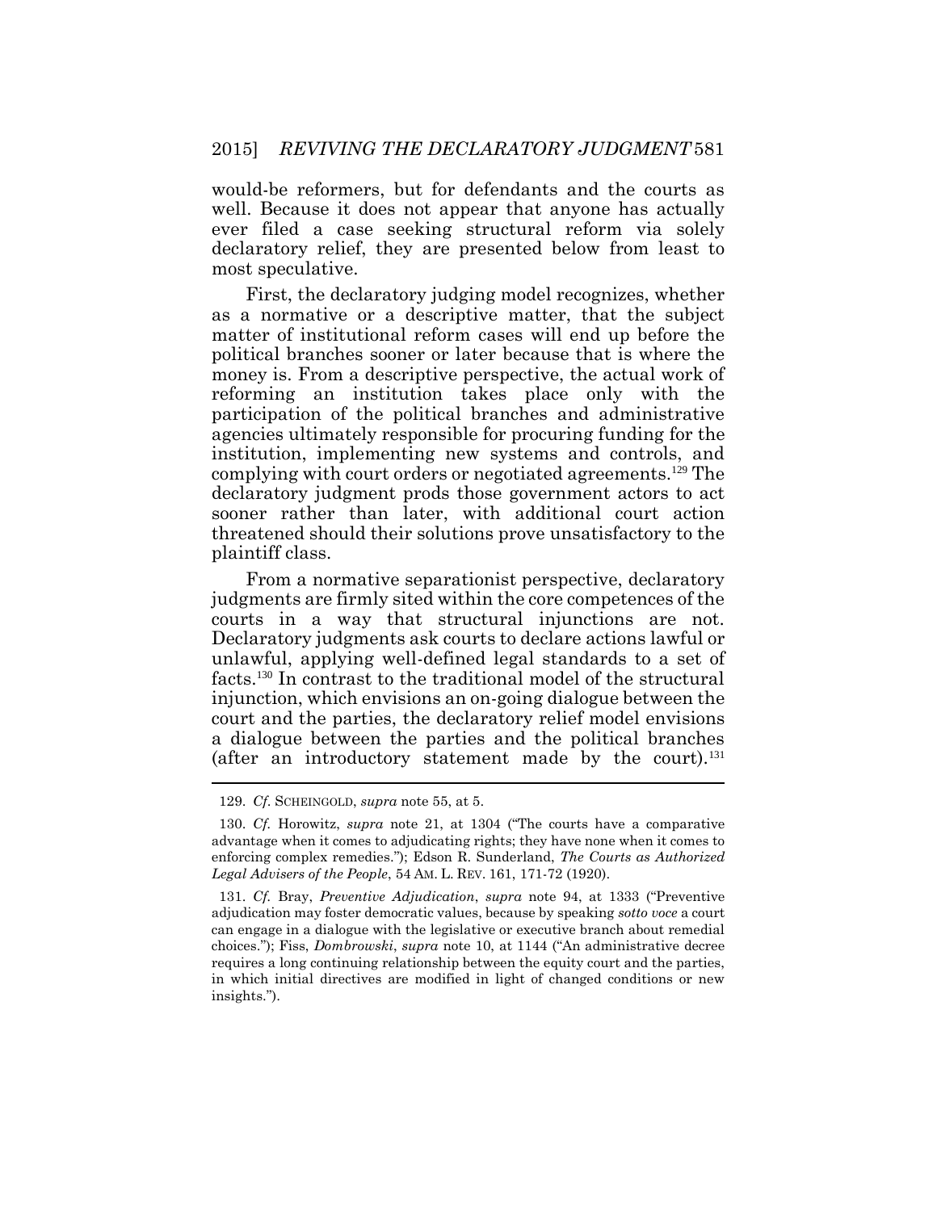would-be reformers, but for defendants and the courts as well. Because it does not appear that anyone has actually ever filed a case seeking structural reform via solely declaratory relief, they are presented below from least to most speculative.

First, the declaratory judging model recognizes, whether as a normative or a descriptive matter, that the subject matter of institutional reform cases will end up before the political branches sooner or later because that is where the money is. From a descriptive perspective, the actual work of reforming an institution takes place only with the participation of the political branches and administrative agencies ultimately responsible for procuring funding for the institution, implementing new systems and controls, and complying with court orders or negotiated agreements.[129] The declaratory judgment prods those government actors to act sooner rather than later, with additional court action threatened should their solutions prove unsatisfactory to the plaintiff class.

From a normative separationist perspective, declaratory judgments are firmly sited within the core competences of the courts in a way that structural injunctions are not. Declaratory judgments ask courts to declare actions lawful or unlawful, applying well-defined legal standards to a set of facts.[130] In contrast to the traditional model of the structural injunction, which envisions an on-going dialogue between the court and the parties, the declaratory relief model envisions a dialogue between the parties and the political branches (after an introductory statement made by the court).[131]

---

129. *Cf.* SCHEINGOLD, *supra* note 55, at 5.

130. *Cf.* Horowitz, *supra* note 21, at 1304 ("The courts have a comparative advantage when it comes to adjudicating rights; they have none when it comes to enforcing complex remedies."); Edson R. Sunderland, *The Courts as Authorized Legal Advisers of the People*, 54 AM. L. REV. 161, 171-72 (1920).

131. *Cf.* Bray, *Preventive Adjudication*, *supra* note 94, at 1333 ("Preventive adjudication may foster democratic values, because by speaking *sotto voce* a court can engage in a dialogue with the legislative or executive branch about remedial choices."); Fiss, *Dombrowski*, *supra* note 10, at 1144 ("An administrative decree requires a long continuing relationship between the equity court and the parties, in which initial directives are modified in light of changed conditions or new insights.").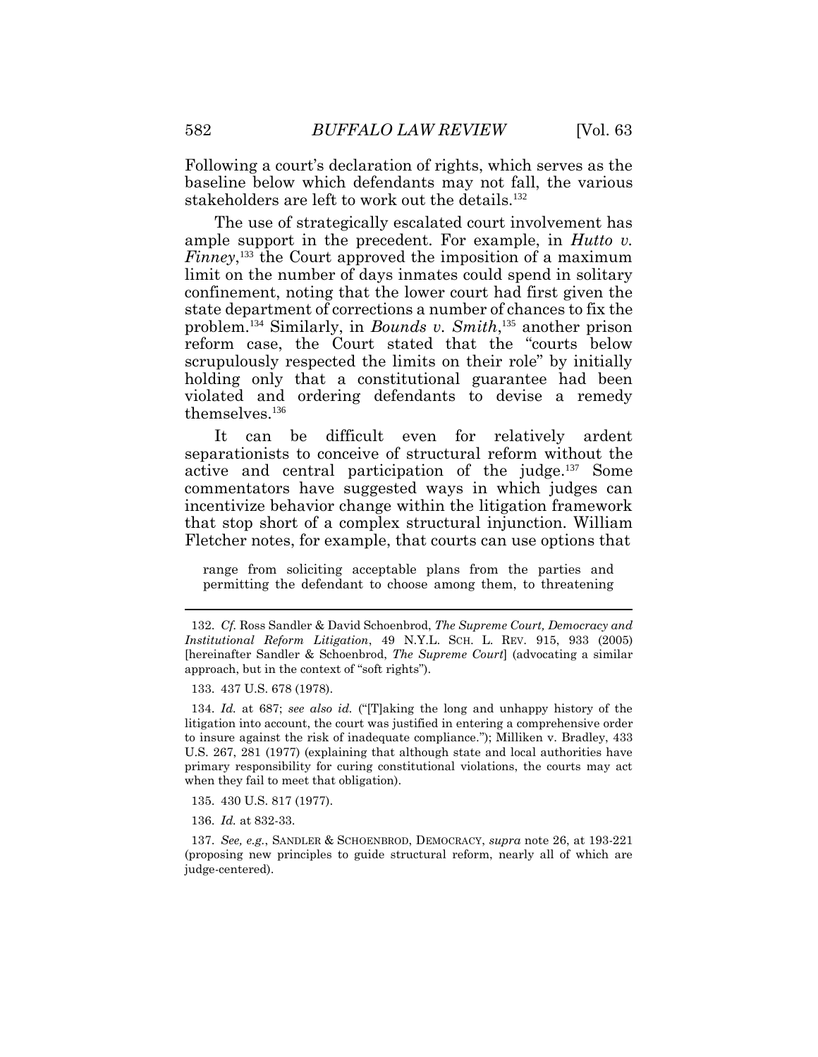Following a court's declaration of rights, which serves as the baseline below which defendants may not fall, the various stakeholders are left to work out the details.[132]

The use of strategically escalated court involvement has ample support in the precedent. For example, in *Hutto v. Finney*,[133] the Court approved the imposition of a maximum limit on the number of days inmates could spend in solitary confinement, noting that the lower court had first given the state department of corrections a number of chances to fix the problem.[134] Similarly, in *Bounds v. Smith*,[135] another prison reform case, the Court stated that the "courts below scrupulously respected the limits on their role" by initially holding only that a constitutional guarantee had been violated and ordering defendants to devise a remedy themselves.[136]

It can be difficult even for relatively ardent separationists to conceive of structural reform without the active and central participation of the judge.[137] Some commentators have suggested ways in which judges can incentivize behavior change within the litigation framework that stop short of a complex structural injunction. William Fletcher notes, for example, that courts can use options that

> range from soliciting acceptable plans from the parties and permitting the defendant to choose among them, to threatening

---

132. *Cf.* Ross Sandler & David Schoenbrod, *The Supreme Court, Democracy and Institutional Reform Litigation*, 49 N.Y.L. SCH. L. REV. 915, 933 (2005) [hereinafter Sandler & Schoenbrod, *The Supreme Court*] (advocating a similar approach, but in the context of "soft rights").

133. 437 U.S. 678 (1978).

134. *Id.* at 687; *see also id.* ("[T]aking the long and unhappy history of the litigation into account, the court was justified in entering a comprehensive order to insure against the risk of inadequate compliance."); Milliken v. Bradley, 433 U.S. 267, 281 (1977) (explaining that although state and local authorities have primary responsibility for curing constitutional violations, the courts may act when they fail to meet that obligation).

135. 430 U.S. 817 (1977).

136. *Id.* at 832-33.

137. *See, e.g.*, SANDLER & SCHOENBROD, DEMOCRACY, *supra* note 26, at 193-221 (proposing new principles to guide structural reform, nearly all of which are judge-centered).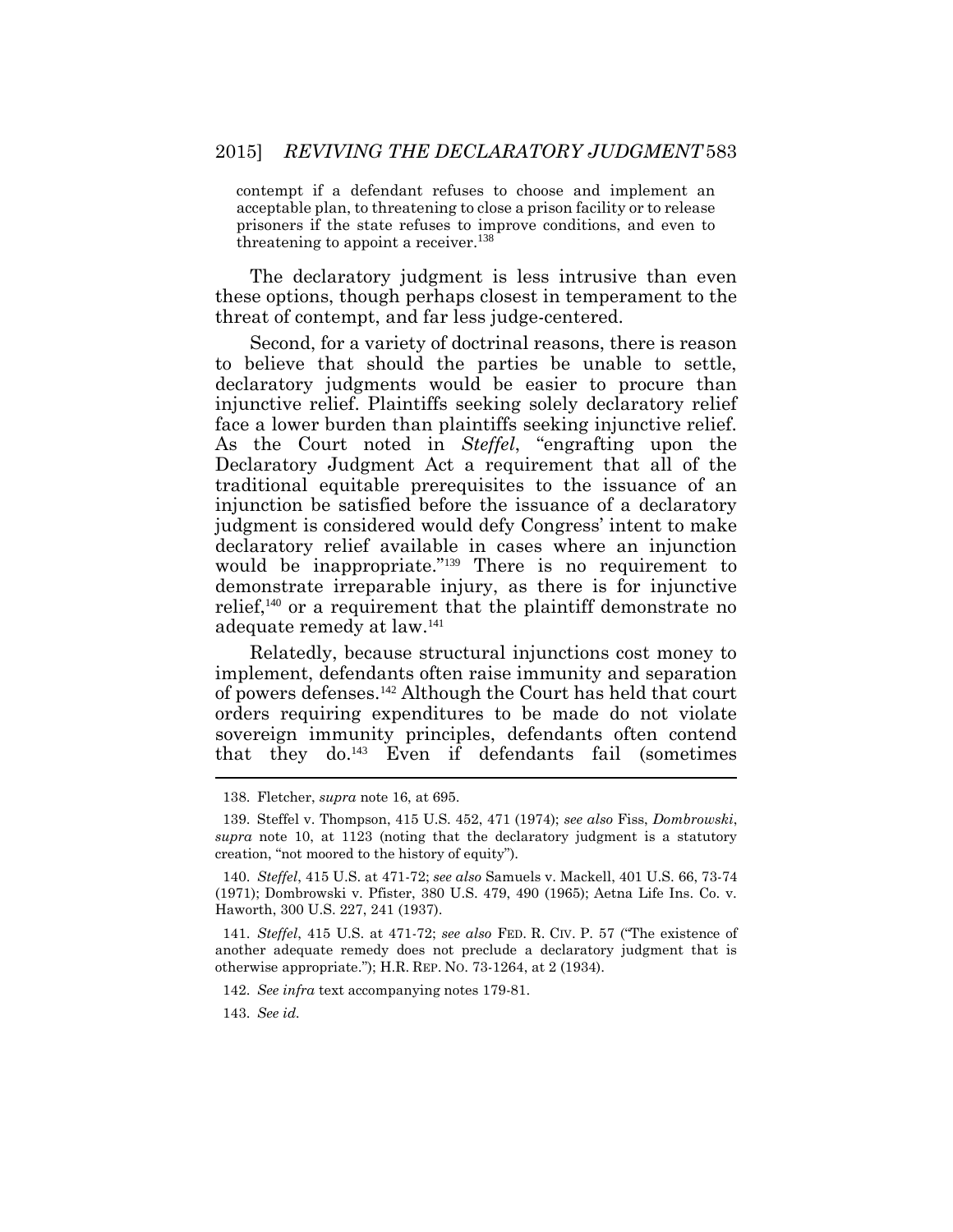contempt if a defendant refuses to choose and implement an acceptable plan, to threatening to close a prison facility or to release prisoners if the state refuses to improve conditions, and even to threatening to appoint a receiver.[138]

The declaratory judgment is less intrusive than even these options, though perhaps closest in temperament to the threat of contempt, and far less judge-centered.

Second, for a variety of doctrinal reasons, there is reason to believe that should the parties be unable to settle, declaratory judgments would be easier to procure than injunctive relief. Plaintiffs seeking solely declaratory relief face a lower burden than plaintiffs seeking injunctive relief. As the Court noted in *Steffel*, "engrafting upon the Declaratory Judgment Act a requirement that all of the traditional equitable prerequisites to the issuance of an injunction be satisfied before the issuance of a declaratory judgment is considered would defy Congress' intent to make declaratory relief available in cases where an injunction would be inappropriate."[139] There is no requirement to demonstrate irreparable injury, as there is for injunctive relief,[140] or a requirement that the plaintiff demonstrate no adequate remedy at law.[141]

Relatedly, because structural injunctions cost money to implement, defendants often raise immunity and separation of powers defenses.[142] Although the Court has held that court orders requiring expenditures to be made do not violate sovereign immunity principles, defendants often contend that they do.[143] Even if defendants fail (sometimes

---

138. Fletcher, *supra* note 16, at 695.

139. Steffel v. Thompson, 415 U.S. 452, 471 (1974); *see also* Fiss, *Dombrowski*, *supra* note 10, at 1123 (noting that the declaratory judgment is a statutory creation, "not moored to the history of equity").

140. *Steffel*, 415 U.S. at 471-72; *see also* Samuels v. Mackell, 401 U.S. 66, 73-74 (1971); Dombrowski v. Pfister, 380 U.S. 479, 490 (1965); Aetna Life Ins. Co. v. Haworth, 300 U.S. 227, 241 (1937).

141. *Steffel*, 415 U.S. at 471-72; *see also* FED. R. CIV. P. 57 ("The existence of another adequate remedy does not preclude a declaratory judgment that is otherwise appropriate."); H.R. REP. NO. 73-1264, at 2 (1934).

142. *See infra* text accompanying notes 179-81.

143. *See id.*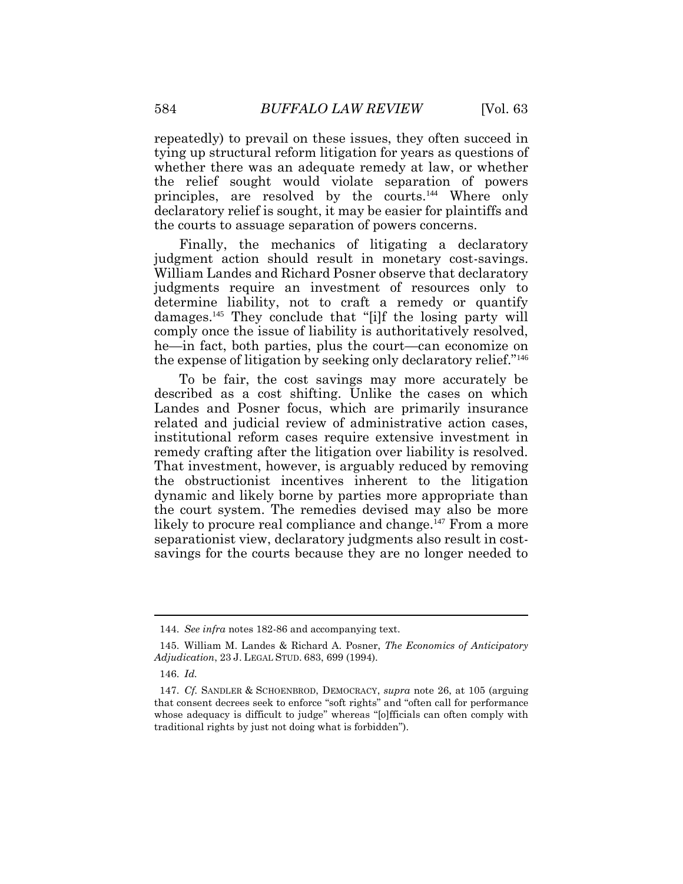repeatedly) to prevail on these issues, they often succeed in tying up structural reform litigation for years as questions of whether there was an adequate remedy at law, or whether the relief sought would violate separation of powers principles, are resolved by the courts.[144] Where only declaratory relief is sought, it may be easier for plaintiffs and the courts to assuage separation of powers concerns.

Finally, the mechanics of litigating a declaratory judgment action should result in monetary cost-savings. William Landes and Richard Posner observe that declaratory judgments require an investment of resources only to determine liability, not to craft a remedy or quantify damages.[145] They conclude that "[i]f the losing party will comply once the issue of liability is authoritatively resolved, he—in fact, both parties, plus the court—can economize on the expense of litigation by seeking only declaratory relief."[146]

To be fair, the cost savings may more accurately be described as a cost shifting. Unlike the cases on which Landes and Posner focus, which are primarily insurance related and judicial review of administrative action cases, institutional reform cases require extensive investment in remedy crafting after the litigation over liability is resolved. That investment, however, is arguably reduced by removing the obstructionist incentives inherent to the litigation dynamic and likely borne by parties more appropriate than the court system. The remedies devised may also be more likely to procure real compliance and change.[147] From a more separationist view, declaratory judgments also result in cost-savings for the courts because they are no longer needed to

---

144. *See infra* notes 182-86 and accompanying text.

145. William M. Landes & Richard A. Posner, *The Economics of Anticipatory Adjudication*, 23 J. LEGAL STUD. 683, 699 (1994).

146. *Id.*

147. *Cf.* SANDLER & SCHOENBROD, DEMOCRACY, *supra* note 26, at 105 (arguing that consent decrees seek to enforce "soft rights" and "often call for performance whose adequacy is difficult to judge" whereas "[o]fficials can often comply with traditional rights by just not doing what is forbidden").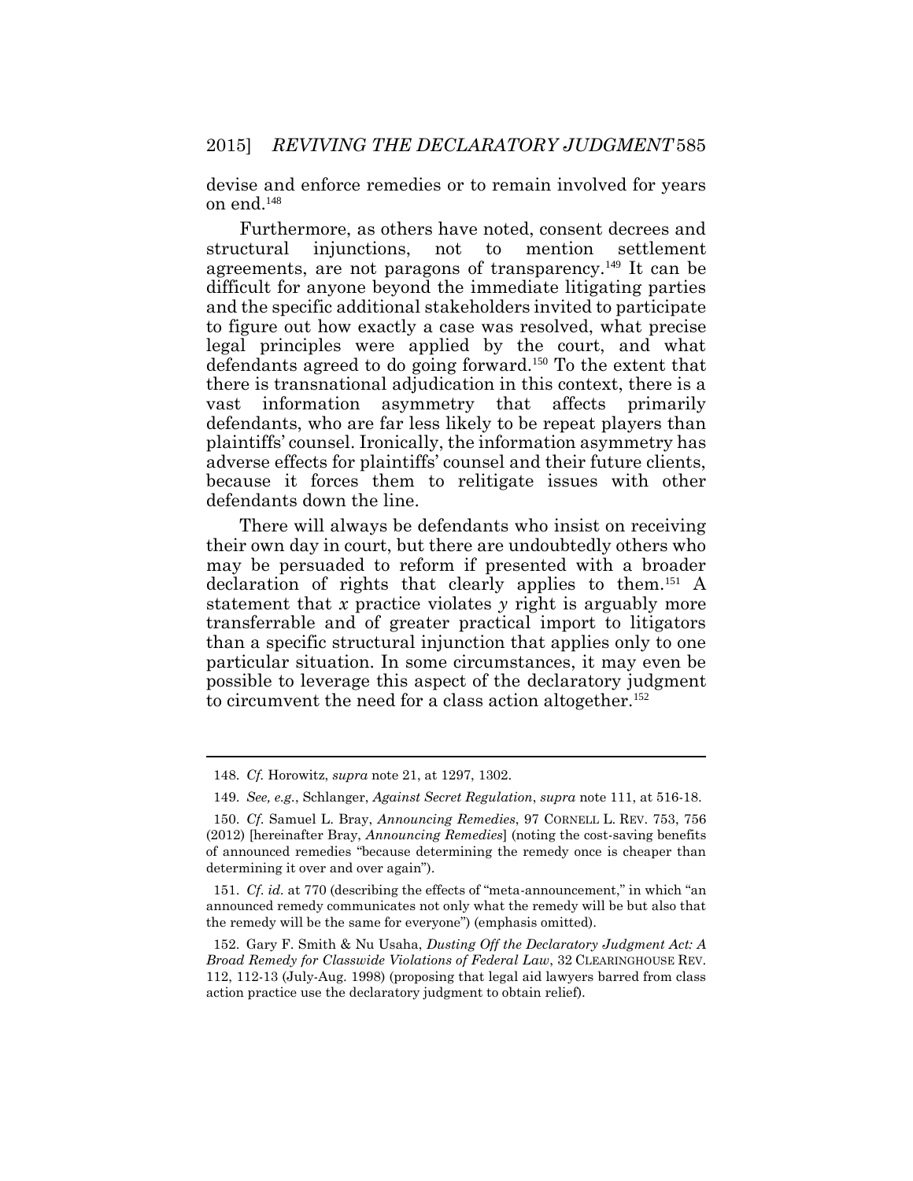devise and enforce remedies or to remain involved for years on end.[148]

Furthermore, as others have noted, consent decrees and structural injunctions, not to mention settlement agreements, are not paragons of transparency.[149] It can be difficult for anyone beyond the immediate litigating parties and the specific additional stakeholders invited to participate to figure out how exactly a case was resolved, what precise legal principles were applied by the court, and what defendants agreed to do going forward.[150] To the extent that there is transnational adjudication in this context, there is a vast information asymmetry that affects primarily defendants, who are far less likely to be repeat players than plaintiffs' counsel. Ironically, the information asymmetry has adverse effects for plaintiffs' counsel and their future clients, because it forces them to relitigate issues with other defendants down the line.

There will always be defendants who insist on receiving their own day in court, but there are undoubtedly others who may be persuaded to reform if presented with a broader declaration of rights that clearly applies to them.[151] A statement that *x* practice violates *y* right is arguably more transferrable and of greater practical import to litigators than a specific structural injunction that applies only to one particular situation. In some circumstances, it may even be possible to leverage this aspect of the declaratory judgment to circumvent the need for a class action altogether.[152]

---

148. *Cf.* Horowitz, *supra* note 21, at 1297, 1302.

149. *See, e.g.*, Schlanger, *Against Secret Regulation*, *supra* note 111, at 516-18.

150. *Cf.* Samuel L. Bray, *Announcing Remedies*, 97 CORNELL L. REV. 753, 756 (2012) [hereinafter Bray, *Announcing Remedies*] (noting the cost-saving benefits of announced remedies "because determining the remedy once is cheaper than determining it over and over again").

151. *Cf. id.* at 770 (describing the effects of "meta-announcement," in which "an announced remedy communicates not only what the remedy will be but also that the remedy will be the same for everyone") (emphasis omitted).

152. Gary F. Smith & Nu Usaha, *Dusting Off the Declaratory Judgment Act: A Broad Remedy for Classwide Violations of Federal Law*, 32 CLEARINGHOUSE REV. 112, 112-13 (July-Aug. 1998) (proposing that legal aid lawyers barred from class action practice use the declaratory judgment to obtain relief).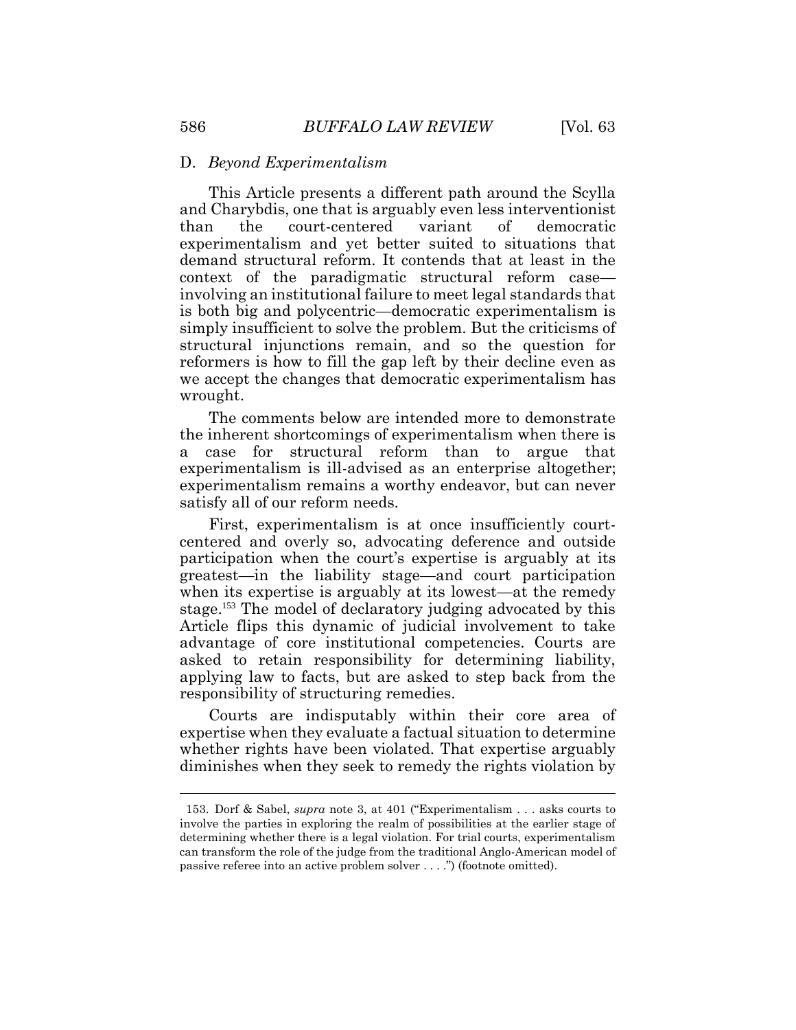### D. *Beyond Experimentalism*

This Article presents a different path around the Scylla and Charybdis, one that is arguably even less interventionist than the court-centered variant of democratic experimentalism and yet better suited to situations that demand structural reform. It contends that at least in the context of the paradigmatic structural reform case—involving an institutional failure to meet legal standards that is both big and polycentric—democratic experimentalism is simply insufficient to solve the problem. But the criticisms of structural injunctions remain, and so the question for reformers is how to fill the gap left by their decline even as we accept the changes that democratic experimentalism has wrought.

The comments below are intended more to demonstrate the inherent shortcomings of experimentalism when there is a case for structural reform than to argue that experimentalism is ill-advised as an enterprise altogether; experimentalism remains a worthy endeavor, but can never satisfy all of our reform needs.

First, experimentalism is at once insufficiently court-centered and overly so, advocating deference and outside participation when the court's expertise is arguably at its greatest—in the liability stage—and court participation when its expertise is arguably at its lowest—at the remedy stage.[153] The model of declaratory judging advocated by this Article flips this dynamic of judicial involvement to take advantage of core institutional competencies. Courts are asked to retain responsibility for determining liability, applying law to facts, but are asked to step back from the responsibility of structuring remedies.

Courts are indisputably within their core area of expertise when they evaluate a factual situation to determine whether rights have been violated. That expertise arguably diminishes when they seek to remedy the rights violation by

---

153. Dorf & Sabel, *supra* note 3, at 401 ("Experimentalism . . . asks courts to involve the parties in exploring the realm of possibilities at the earlier stage of determining whether there is a legal violation. For trial courts, experimentalism can transform the role of the judge from the traditional Anglo-American model of passive referee into an active problem solver . . . .") (footnote omitted).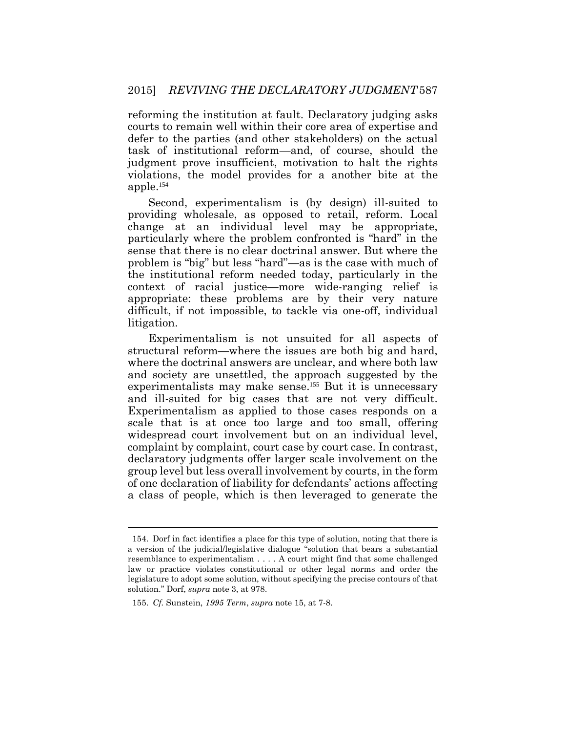reforming the institution at fault. Declaratory judging asks courts to remain well within their core area of expertise and defer to the parties (and other stakeholders) on the actual task of institutional reform—and, of course, should the judgment prove insufficient, motivation to halt the rights violations, the model provides for a another bite at the apple.[154]

Second, experimentalism is (by design) ill-suited to providing wholesale, as opposed to retail, reform. Local change at an individual level may be appropriate, particularly where the problem confronted is "hard" in the sense that there is no clear doctrinal answer. But where the problem is "big" but less "hard"—as is the case with much of the institutional reform needed today, particularly in the context of racial justice—more wide-ranging relief is appropriate: these problems are by their very nature difficult, if not impossible, to tackle via one-off, individual litigation.

Experimentalism is not unsuited for all aspects of structural reform—where the issues are both big and hard, where the doctrinal answers are unclear, and where both law and society are unsettled, the approach suggested by the experimentalists may make sense.[155] But it is unnecessary and ill-suited for big cases that are not very difficult. Experimentalism as applied to those cases responds on a scale that is at once too large and too small, offering widespread court involvement but on an individual level, complaint by complaint, court case by court case. In contrast, declaratory judgments offer larger scale involvement on the group level but less overall involvement by courts, in the form of one declaration of liability for defendants' actions affecting a class of people, which is then leveraged to generate the

---

154. Dorf in fact identifies a place for this type of solution, noting that there is a version of the judicial/legislative dialogue "solution that bears a substantial resemblance to experimentalism . . . . A court might find that some challenged law or practice violates constitutional or other legal norms and order the legislature to adopt some solution, without specifying the precise contours of that solution." Dorf, *supra* note 3, at 978.

155. *Cf.* Sunstein, *1995 Term*, *supra* note 15, at 7-8.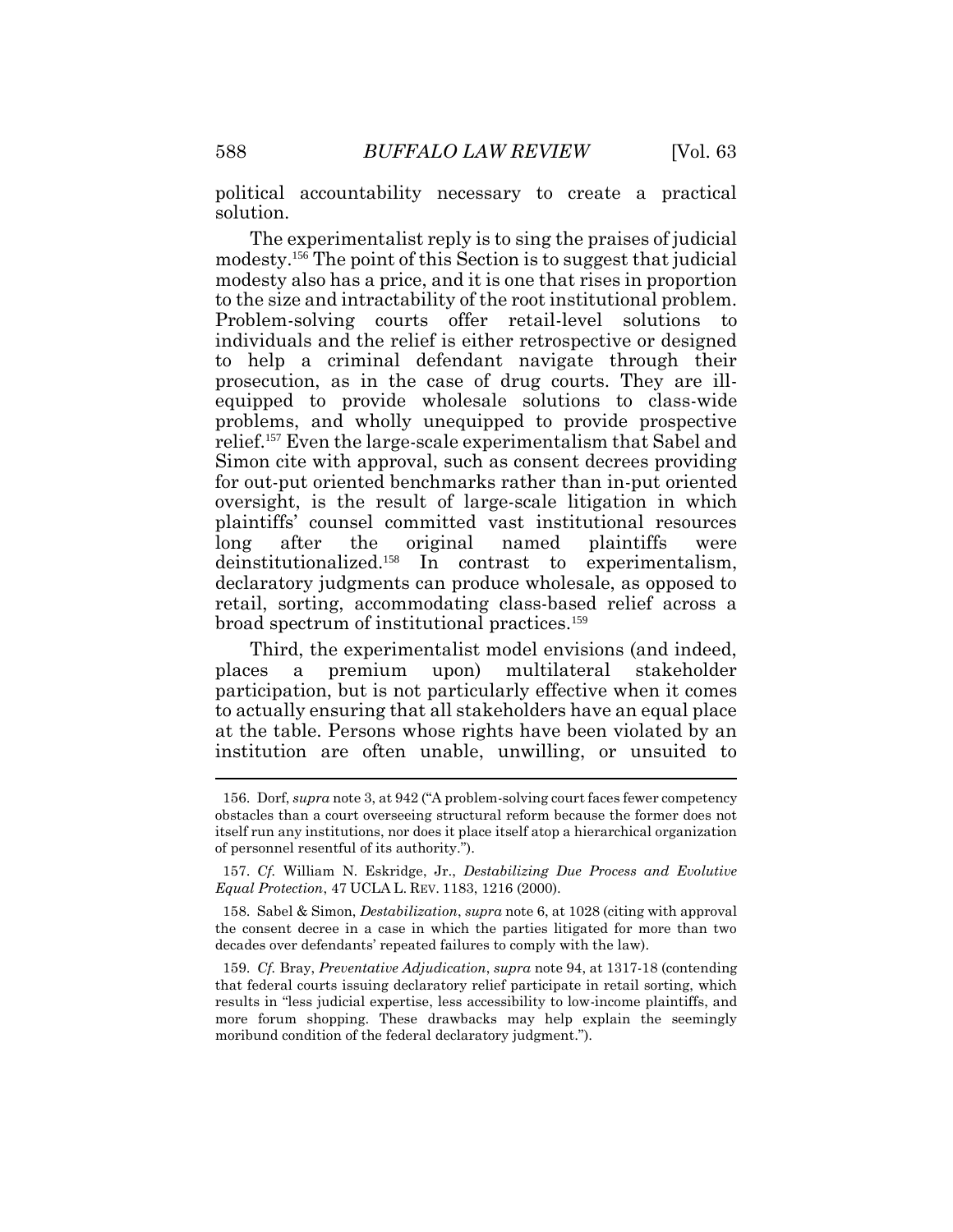political accountability necessary to create a practical solution.

The experimentalist reply is to sing the praises of judicial modesty.[156] The point of this Section is to suggest that judicial modesty also has a price, and it is one that rises in proportion to the size and intractability of the root institutional problem. Problem-solving courts offer retail-level solutions to individuals and the relief is either retrospective or designed to help a criminal defendant navigate through their prosecution, as in the case of drug courts. They are ill-equipped to provide wholesale solutions to class-wide problems, and wholly unequipped to provide prospective relief.[157] Even the large-scale experimentalism that Sabel and Simon cite with approval, such as consent decrees providing for out-put oriented benchmarks rather than in-put oriented oversight, is the result of large-scale litigation in which plaintiffs' counsel committed vast institutional resources long after the original named plaintiffs were deinstitutionalized.[158] In contrast to experimentalism, declaratory judgments can produce wholesale, as opposed to retail, sorting, accommodating class-based relief across a broad spectrum of institutional practices.[159]

Third, the experimentalist model envisions (and indeed, places a premium upon) multilateral stakeholder participation, but is not particularly effective when it comes to actually ensuring that all stakeholders have an equal place at the table. Persons whose rights have been violated by an institution are often unable, unwilling, or unsuited to

---

156. Dorf, *supra* note 3, at 942 ("A problem-solving court faces fewer competency obstacles than a court overseeing structural reform because the former does not itself run any institutions, nor does it place itself atop a hierarchical organization of personnel resentful of its authority.").

157. *Cf.* William N. Eskridge, Jr., *Destabilizing Due Process and Evolutive Equal Protection*, 47 UCLA L. REV. 1183, 1216 (2000).

158. Sabel & Simon, *Destabilization*, *supra* note 6, at 1028 (citing with approval the consent decree in a case in which the parties litigated for more than two decades over defendants' repeated failures to comply with the law).

159. *Cf.* Bray, *Preventative Adjudication*, *supra* note 94, at 1317-18 (contending that federal courts issuing declaratory relief participate in retail sorting, which results in "less judicial expertise, less accessibility to low-income plaintiffs, and more forum shopping. These drawbacks may help explain the seemingly moribund condition of the federal declaratory judgment.").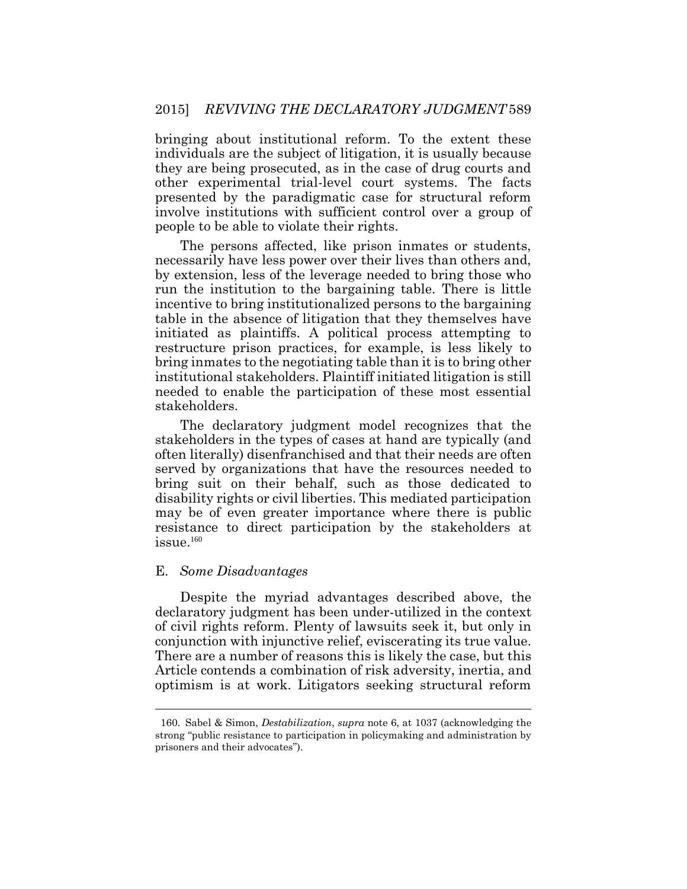bringing about institutional reform. To the extent these individuals are the subject of litigation, it is usually because they are being prosecuted, as in the case of drug courts and other experimental trial-level court systems. The facts presented by the paradigmatic case for structural reform involve institutions with sufficient control over a group of people to be able to violate their rights.

The persons affected, like prison inmates or students, necessarily have less power over their lives than others and, by extension, less of the leverage needed to bring those who run the institution to the bargaining table. There is little incentive to bring institutionalized persons to the bargaining table in the absence of litigation that they themselves have initiated as plaintiffs. A political process attempting to restructure prison practices, for example, is less likely to bring inmates to the negotiating table than it is to bring other institutional stakeholders. Plaintiff initiated litigation is still needed to enable the participation of these most essential stakeholders.

The declaratory judgment model recognizes that the stakeholders in the types of cases at hand are typically (and often literally) disenfranchised and that their needs are often served by organizations that have the resources needed to bring suit on their behalf, such as those dedicated to disability rights or civil liberties. This mediated participation may be of even greater importance where there is public resistance to direct participation by the stakeholders at issue.[160]

### E. *Some Disadvantages*

Despite the myriad advantages described above, the declaratory judgment has been under-utilized in the context of civil rights reform. Plenty of lawsuits seek it, but only in conjunction with injunctive relief, eviscerating its true value. There are a number of reasons this is likely the case, but this Article contends a combination of risk adversity, inertia, and optimism is at work. Litigators seeking structural reform

---

160. Sabel & Simon, *Destabilization*, *supra* note 6, at 1037 (acknowledging the strong "public resistance to participation in policymaking and administration by prisoners and their advocates").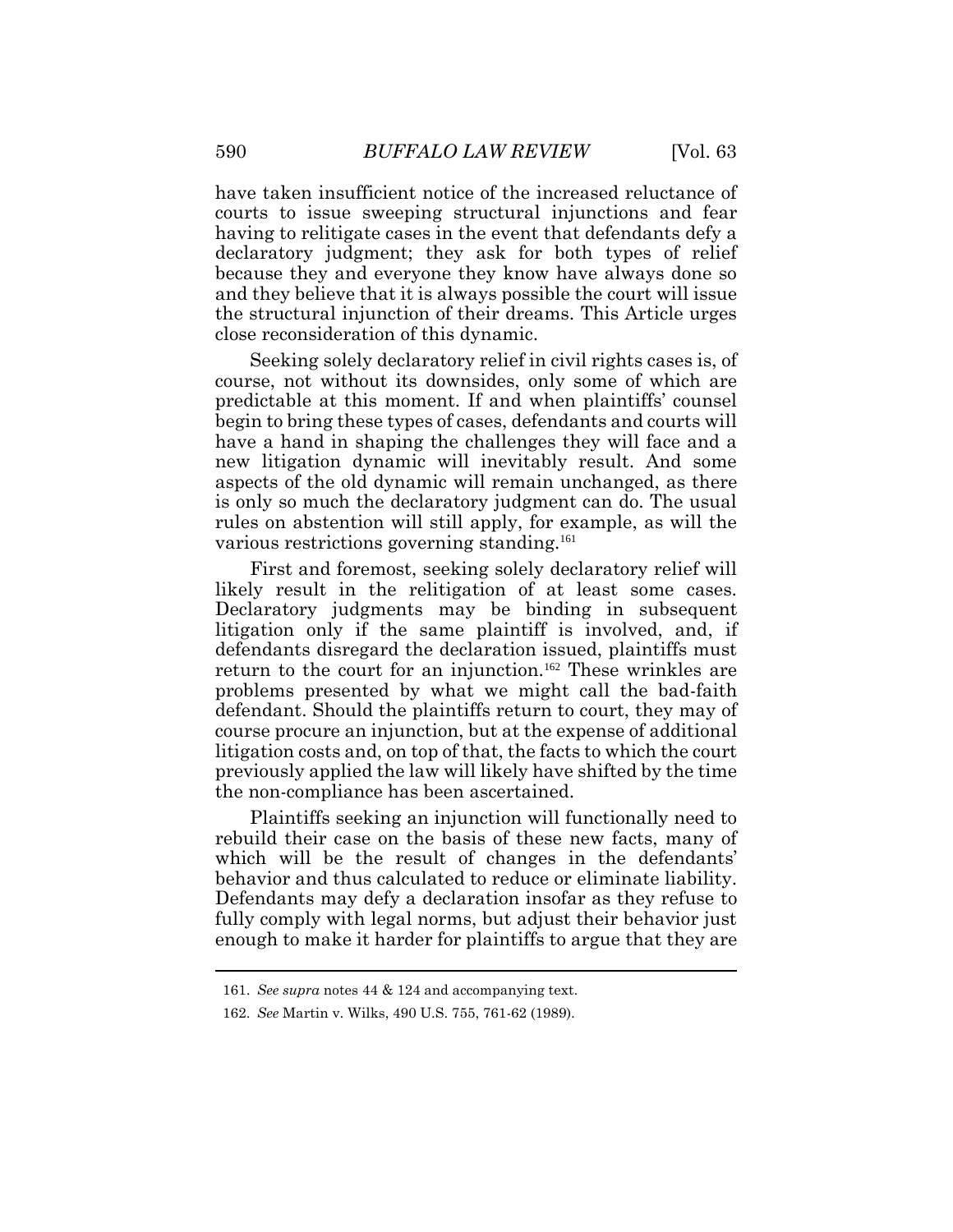have taken insufficient notice of the increased reluctance of courts to issue sweeping structural injunctions and fear having to relitigate cases in the event that defendants defy a declaratory judgment; they ask for both types of relief because they and everyone they know have always done so and they believe that it is always possible the court will issue the structural injunction of their dreams. This Article urges close reconsideration of this dynamic.

Seeking solely declaratory relief in civil rights cases is, of course, not without its downsides, only some of which are predictable at this moment. If and when plaintiffs' counsel begin to bring these types of cases, defendants and courts will have a hand in shaping the challenges they will face and a new litigation dynamic will inevitably result. And some aspects of the old dynamic will remain unchanged, as there is only so much the declaratory judgment can do. The usual rules on abstention will still apply, for example, as will the various restrictions governing standing.[161]

First and foremost, seeking solely declaratory relief will likely result in the relitigation of at least some cases. Declaratory judgments may be binding in subsequent litigation only if the same plaintiff is involved, and, if defendants disregard the declaration issued, plaintiffs must return to the court for an injunction.[162] These wrinkles are problems presented by what we might call the bad-faith defendant. Should the plaintiffs return to court, they may of course procure an injunction, but at the expense of additional litigation costs and, on top of that, the facts to which the court previously applied the law will likely have shifted by the time the non-compliance has been ascertained.

Plaintiffs seeking an injunction will functionally need to rebuild their case on the basis of these new facts, many of which will be the result of changes in the defendants' behavior and thus calculated to reduce or eliminate liability. Defendants may defy a declaration insofar as they refuse to fully comply with legal norms, but adjust their behavior just enough to make it harder for plaintiffs to argue that they are

161. *See supra* notes 44 & 124 and accompanying text.

162. *See* Martin v. Wilks, 490 U.S. 755, 761-62 (1989).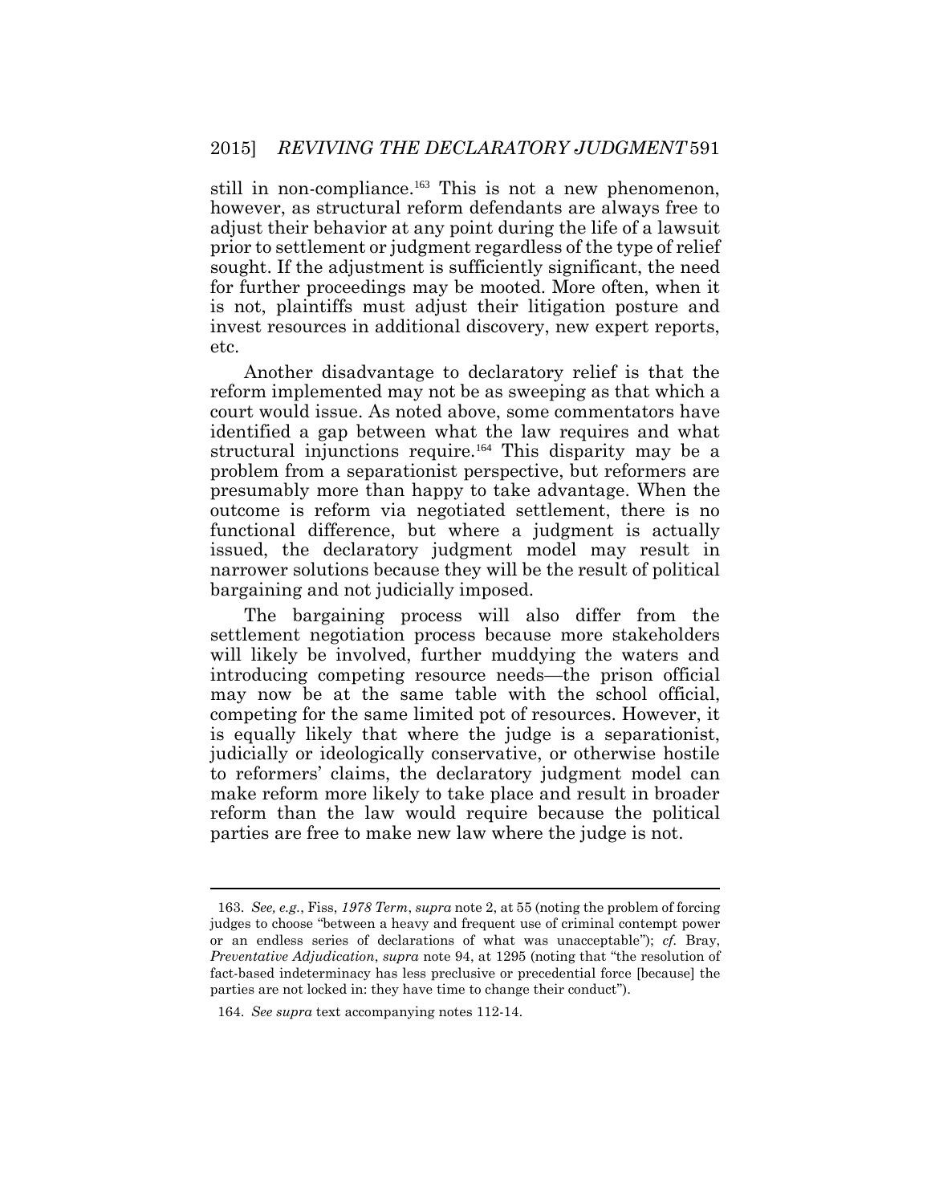still in non-compliance.[163] This is not a new phenomenon, however, as structural reform defendants are always free to adjust their behavior at any point during the life of a lawsuit prior to settlement or judgment regardless of the type of relief sought. If the adjustment is sufficiently significant, the need for further proceedings may be mooted. More often, when it is not, plaintiffs must adjust their litigation posture and invest resources in additional discovery, new expert reports, etc.

Another disadvantage to declaratory relief is that the reform implemented may not be as sweeping as that which a court would issue. As noted above, some commentators have identified a gap between what the law requires and what structural injunctions require.[164] This disparity may be a problem from a separationist perspective, but reformers are presumably more than happy to take advantage. When the outcome is reform via negotiated settlement, there is no functional difference, but where a judgment is actually issued, the declaratory judgment model may result in narrower solutions because they will be the result of political bargaining and not judicially imposed.

The bargaining process will also differ from the settlement negotiation process because more stakeholders will likely be involved, further muddying the waters and introducing competing resource needs—the prison official may now be at the same table with the school official, competing for the same limited pot of resources. However, it is equally likely that where the judge is a separationist, judicially or ideologically conservative, or otherwise hostile to reformers' claims, the declaratory judgment model can make reform more likely to take place and result in broader reform than the law would require because the political parties are free to make new law where the judge is not.

---

163. *See, e.g.*, Fiss, *1978 Term*, *supra* note 2, at 55 (noting the problem of forcing judges to choose "between a heavy and frequent use of criminal contempt power or an endless series of declarations of what was unacceptable"); *cf.* Bray, *Preventative Adjudication*, *supra* note 94, at 1295 (noting that "the resolution of fact-based indeterminacy has less preclusive or precedential force [because] the parties are not locked in: they have time to change their conduct").

164. *See supra* text accompanying notes 112-14.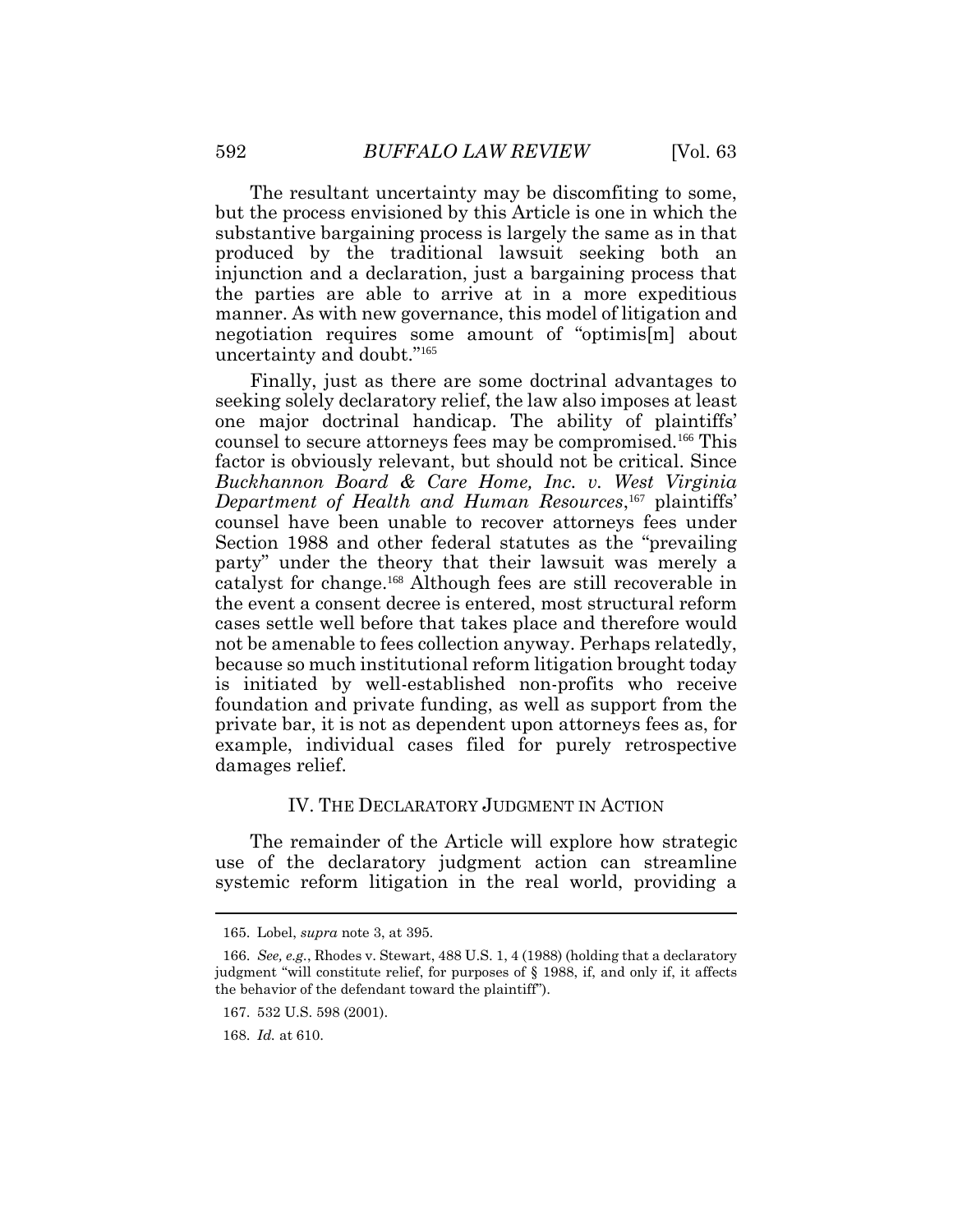The resultant uncertainty may be discomfiting to some, but the process envisioned by this Article is one in which the substantive bargaining process is largely the same as in that produced by the traditional lawsuit seeking both an injunction and a declaration, just a bargaining process that the parties are able to arrive at in a more expeditious manner. As with new governance, this model of litigation and negotiation requires some amount of "optimis[m] about uncertainty and doubt."[165]

Finally, just as there are some doctrinal advantages to seeking solely declaratory relief, the law also imposes at least one major doctrinal handicap. The ability of plaintiffs' counsel to secure attorneys fees may be compromised.[166] This factor is obviously relevant, but should not be critical. Since *Buckhannon Board & Care Home, Inc. v. West Virginia Department of Health and Human Resources*,[167] plaintiffs' counsel have been unable to recover attorneys fees under Section 1988 and other federal statutes as the "prevailing party" under the theory that their lawsuit was merely a catalyst for change.[168] Although fees are still recoverable in the event a consent decree is entered, most structural reform cases settle well before that takes place and therefore would not be amenable to fees collection anyway. Perhaps relatedly, because so much institutional reform litigation brought today is initiated by well-established non-profits who receive foundation and private funding, as well as support from the private bar, it is not as dependent upon attorneys fees as, for example, individual cases filed for purely retrospective damages relief.

## IV. THE DECLARATORY JUDGMENT IN ACTION

The remainder of the Article will explore how strategic use of the declaratory judgment action can streamline systemic reform litigation in the real world, providing a

---

165. Lobel, *supra* note 3, at 395.

166. *See, e.g.*, Rhodes v. Stewart, 488 U.S. 1, 4 (1988) (holding that a declaratory judgment "will constitute relief, for purposes of § 1988, if, and only if, it affects the behavior of the defendant toward the plaintiff").

167. 532 U.S. 598 (2001).

168. *Id.* at 610.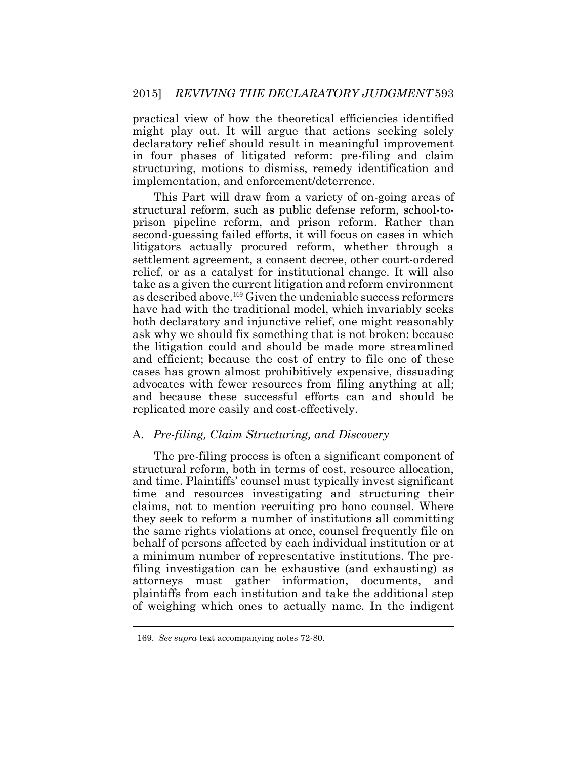practical view of how the theoretical efficiencies identified might play out. It will argue that actions seeking solely declaratory relief should result in meaningful improvement in four phases of litigated reform: pre-filing and claim structuring, motions to dismiss, remedy identification and implementation, and enforcement/deterrence.

This Part will draw from a variety of on-going areas of structural reform, such as public defense reform, school-to-prison pipeline reform, and prison reform. Rather than second-guessing failed efforts, it will focus on cases in which litigators actually procured reform, whether through a settlement agreement, a consent decree, other court-ordered relief, or as a catalyst for institutional change. It will also take as a given the current litigation and reform environment as described above.[169] Given the undeniable success reformers have had with the traditional model, which invariably seeks both declaratory and injunctive relief, one might reasonably ask why we should fix something that is not broken: because the litigation could and should be made more streamlined and efficient; because the cost of entry to file one of these cases has grown almost prohibitively expensive, dissuading advocates with fewer resources from filing anything at all; and because these successful efforts can and should be replicated more easily and cost-effectively.

### A. *Pre-filing, Claim Structuring, and Discovery*

The pre-filing process is often a significant component of structural reform, both in terms of cost, resource allocation, and time. Plaintiffs' counsel must typically invest significant time and resources investigating and structuring their claims, not to mention recruiting pro bono counsel. Where they seek to reform a number of institutions all committing the same rights violations at once, counsel frequently file on behalf of persons affected by each individual institution or at a minimum number of representative institutions. The pre-filing investigation can be exhaustive (and exhausting) as attorneys must gather information, documents, and plaintiffs from each institution and take the additional step of weighing which ones to actually name. In the indigent

169. *See supra* text accompanying notes 72-80.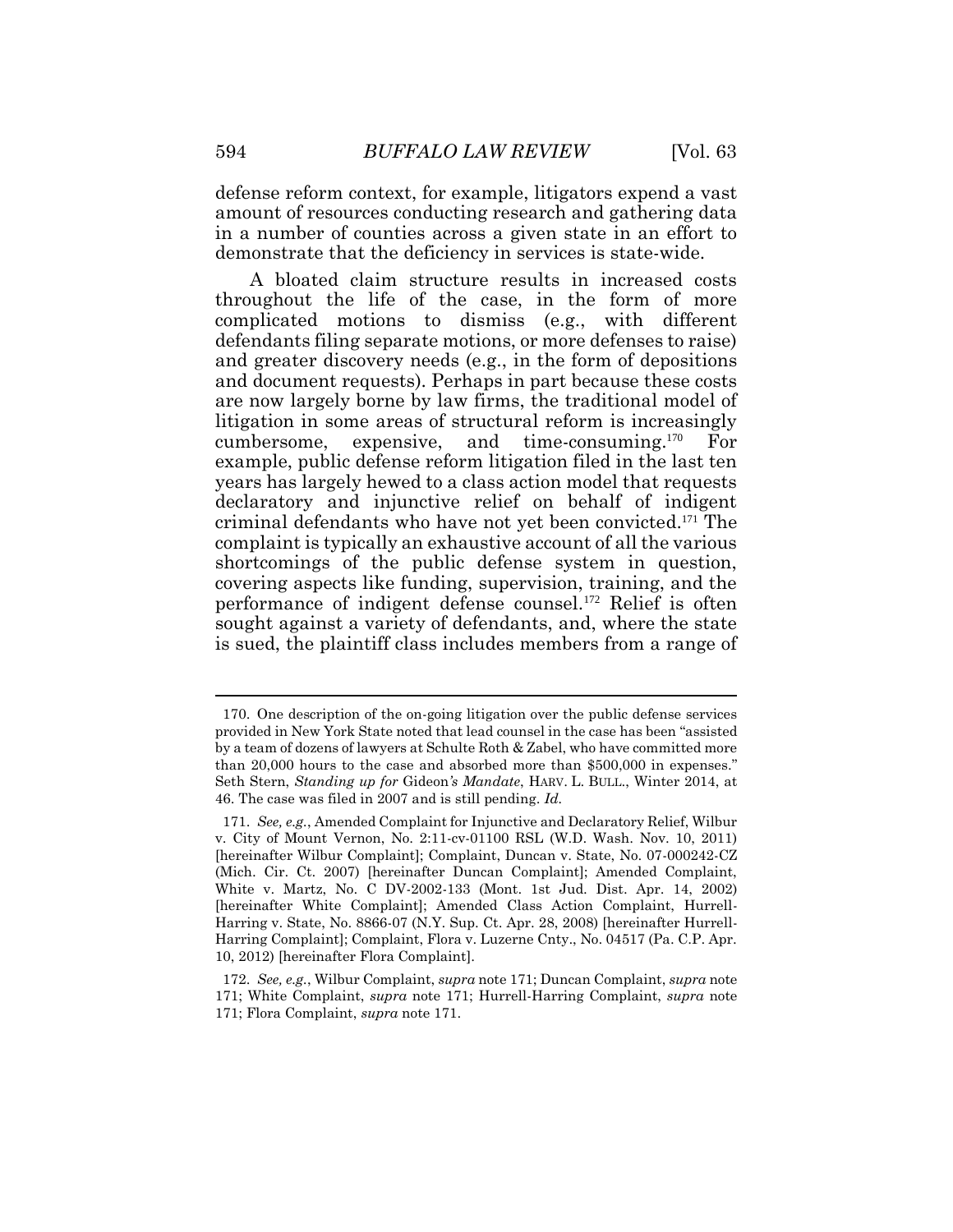defense reform context, for example, litigators expend a vast amount of resources conducting research and gathering data in a number of counties across a given state in an effort to demonstrate that the deficiency in services is state-wide.

A bloated claim structure results in increased costs throughout the life of the case, in the form of more complicated motions to dismiss (e.g., with different defendants filing separate motions, or more defenses to raise) and greater discovery needs (e.g., in the form of depositions and document requests). Perhaps in part because these costs are now largely borne by law firms, the traditional model of litigation in some areas of structural reform is increasingly cumbersome, expensive, and time-consuming.[170] For example, public defense reform litigation filed in the last ten years has largely hewed to a class action model that requests declaratory and injunctive relief on behalf of indigent criminal defendants who have not yet been convicted.[171] The complaint is typically an exhaustive account of all the various shortcomings of the public defense system in question, covering aspects like funding, supervision, training, and the performance of indigent defense counsel.[172] Relief is often sought against a variety of defendants, and, where the state is sued, the plaintiff class includes members from a range of

---

170. One description of the on-going litigation over the public defense services provided in New York State noted that lead counsel in the case has been "assisted by a team of dozens of lawyers at Schulte Roth & Zabel, who have committed more than 20,000 hours to the case and absorbed more than $500,000 in expenses." Seth Stern, *Standing up for* Gideon*'s Mandate*, HARV. L. BULL., Winter 2014, at 46. The case was filed in 2007 and is still pending. *Id.*

171. *See, e.g.*, Amended Complaint for Injunctive and Declaratory Relief, Wilbur v. City of Mount Vernon, No. 2:11-cv-01100 RSL (W.D. Wash. Nov. 10, 2011) [hereinafter Wilbur Complaint]; Complaint, Duncan v. State, No. 07-000242-CZ (Mich. Cir. Ct. 2007) [hereinafter Duncan Complaint]; Amended Complaint, White v. Martz, No. C DV-2002-133 (Mont. 1st Jud. Dist. Apr. 14, 2002) [hereinafter White Complaint]; Amended Class Action Complaint, Hurrell-Harring v. State, No. 8866-07 (N.Y. Sup. Ct. Apr. 28, 2008) [hereinafter Hurrell-Harring Complaint]; Complaint, Flora v. Luzerne Cnty., No. 04517 (Pa. C.P. Apr. 10, 2012) [hereinafter Flora Complaint].

172. *See, e.g.*, Wilbur Complaint, *supra* note 171; Duncan Complaint, *supra* note 171; White Complaint, *supra* note 171; Hurrell-Harring Complaint, *supra* note 171; Flora Complaint, *supra* note 171.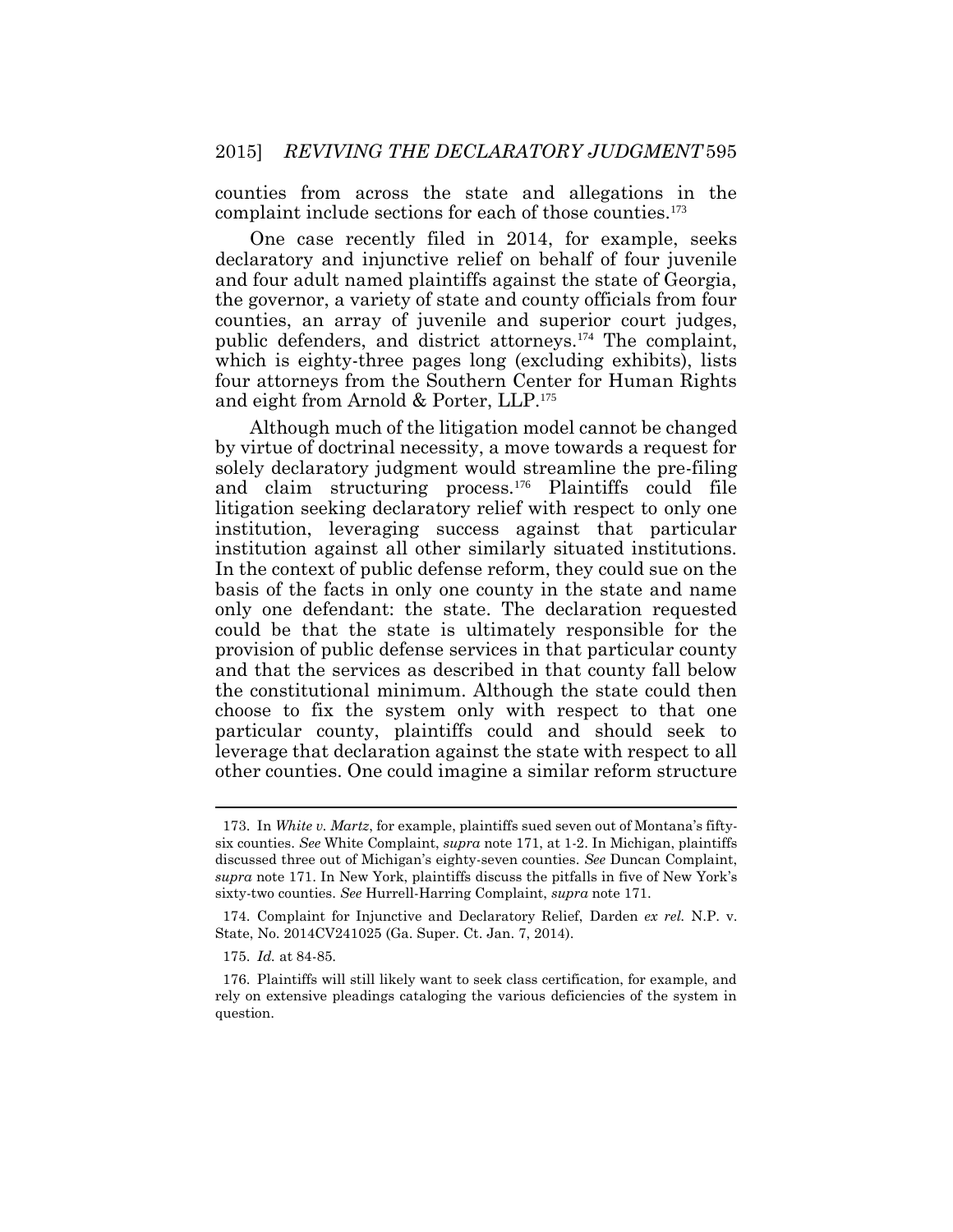counties from across the state and allegations in the complaint include sections for each of those counties.[173]

One case recently filed in 2014, for example, seeks declaratory and injunctive relief on behalf of four juvenile and four adult named plaintiffs against the state of Georgia, the governor, a variety of state and county officials from four counties, an array of juvenile and superior court judges, public defenders, and district attorneys.[174] The complaint, which is eighty-three pages long (excluding exhibits), lists four attorneys from the Southern Center for Human Rights and eight from Arnold & Porter, LLP.[175]

Although much of the litigation model cannot be changed by virtue of doctrinal necessity, a move towards a request for solely declaratory judgment would streamline the pre-filing and claim structuring process.[176] Plaintiffs could file litigation seeking declaratory relief with respect to only one institution, leveraging success against that particular institution against all other similarly situated institutions. In the context of public defense reform, they could sue on the basis of the facts in only one county in the state and name only one defendant: the state. The declaration requested could be that the state is ultimately responsible for the provision of public defense services in that particular county and that the services as described in that county fall below the constitutional minimum. Although the state could then choose to fix the system only with respect to that one particular county, plaintiffs could and should seek to leverage that declaration against the state with respect to all other counties. One could imagine a similar reform structure

---

173. In *White v. Martz*, for example, plaintiffs sued seven out of Montana's fifty-six counties. *See* White Complaint, *supra* note 171, at 1-2. In Michigan, plaintiffs discussed three out of Michigan's eighty-seven counties. *See* Duncan Complaint, *supra* note 171. In New York, plaintiffs discuss the pitfalls in five of New York's sixty-two counties. *See* Hurrell-Harring Complaint, *supra* note 171.

174. Complaint for Injunctive and Declaratory Relief, Darden *ex rel.* N.P. v. State, No. 2014CV241025 (Ga. Super. Ct. Jan. 7, 2014).

175. *Id.* at 84-85.

176. Plaintiffs will still likely want to seek class certification, for example, and rely on extensive pleadings cataloging the various deficiencies of the system in question.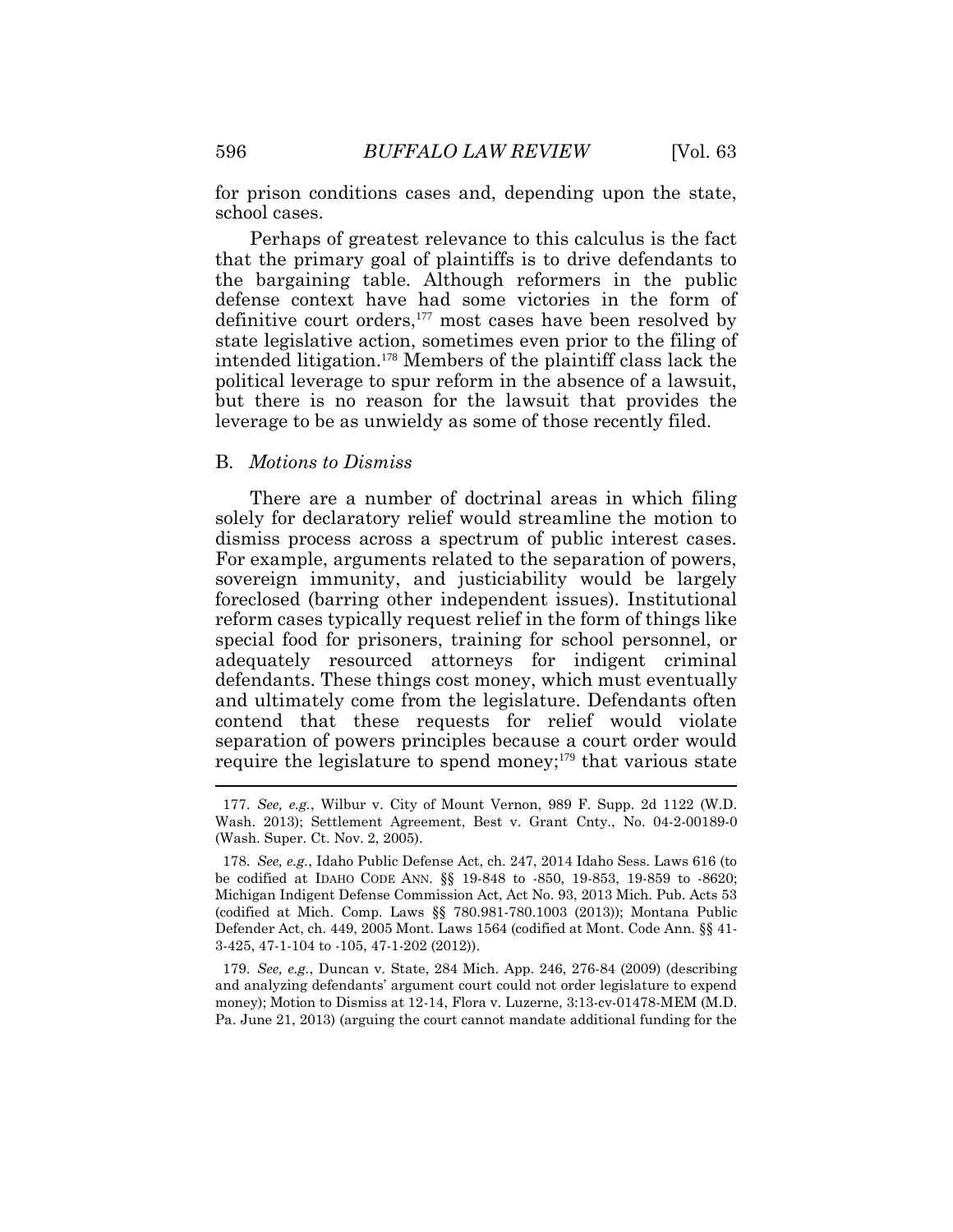for prison conditions cases and, depending upon the state, school cases.

Perhaps of greatest relevance to this calculus is the fact that the primary goal of plaintiffs is to drive defendants to the bargaining table. Although reformers in the public defense context have had some victories in the form of definitive court orders,[177] most cases have been resolved by state legislative action, sometimes even prior to the filing of intended litigation.[178] Members of the plaintiff class lack the political leverage to spur reform in the absence of a lawsuit, but there is no reason for the lawsuit that provides the leverage to be as unwieldy as some of those recently filed.

### B. *Motions to Dismiss*

There are a number of doctrinal areas in which filing solely for declaratory relief would streamline the motion to dismiss process across a spectrum of public interest cases. For example, arguments related to the separation of powers, sovereign immunity, and justiciability would be largely foreclosed (barring other independent issues). Institutional reform cases typically request relief in the form of things like special food for prisoners, training for school personnel, or adequately resourced attorneys for indigent criminal defendants. These things cost money, which must eventually and ultimately come from the legislature. Defendants often contend that these requests for relief would violate separation of powers principles because a court order would require the legislature to spend money;[179] that various state

---

177. *See, e.g.*, Wilbur v. City of Mount Vernon, 989 F. Supp. 2d 1122 (W.D. Wash. 2013); Settlement Agreement, Best v. Grant Cnty., No. 04-2-00189-0 (Wash. Super. Ct. Nov. 2, 2005).

178. *See, e.g.*, Idaho Public Defense Act, ch. 247, 2014 Idaho Sess. Laws 616 (to be codified at IDAHO CODE ANN. §§ 19-848 to -850, 19-853, 19-859 to -8620; Michigan Indigent Defense Commission Act, Act No. 93, 2013 Mich. Pub. Acts 53 (codified at Mich. Comp. Laws §§ 780.981-780.1003 (2013)); Montana Public Defender Act, ch. 449, 2005 Mont. Laws 1564 (codified at Mont. Code Ann. §§ 41-3-425, 47-1-104 to -105, 47-1-202 (2012)).

179. *See, e.g.*, Duncan v. State, 284 Mich. App. 246, 276-84 (2009) (describing and analyzing defendants' argument court could not order legislature to expend money); Motion to Dismiss at 12-14, Flora v. Luzerne, 3:13-cv-01478-MEM (M.D. Pa. June 21, 2013) (arguing the court cannot mandate additional funding for the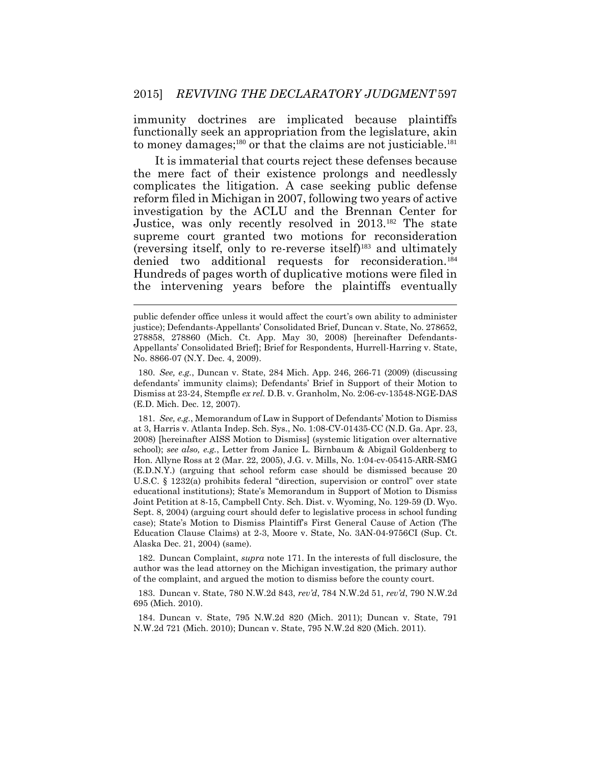immunity doctrines are implicated because plaintiffs functionally seek an appropriation from the legislature, akin to money damages;[180] or that the claims are not justiciable.[181]

It is immaterial that courts reject these defenses because the mere fact of their existence prolongs and needlessly complicates the litigation. A case seeking public defense reform filed in Michigan in 2007, following two years of active investigation by the ACLU and the Brennan Center for Justice, was only recently resolved in 2013.[182] The state supreme court granted two motions for reconsideration (reversing itself, only to re-reverse itself)[183] and ultimately denied two additional requests for reconsideration.[184] Hundreds of pages worth of duplicative motions were filed in the intervening years before the plaintiffs eventually

---

public defender office unless it would affect the court's own ability to administer justice); Defendants-Appellants' Consolidated Brief, Duncan v. State, No. 278652, 278858, 278860 (Mich. Ct. App. May 30, 2008) [hereinafter Defendants-Appellants' Consolidated Brief]; Brief for Respondents, Hurrell-Harring v. State, No. 8866-07 (N.Y. Dec. 4, 2009).

180. *See, e.g.*, Duncan v. State, 284 Mich. App. 246, 266-71 (2009) (discussing defendants' immunity claims); Defendants' Brief in Support of their Motion to Dismiss at 23-24, Stempfle *ex rel.* D.B. v. Granholm, No. 2:06-cv-13548-NGE-DAS (E.D. Mich. Dec. 12, 2007).

181. *See, e.g.*, Memorandum of Law in Support of Defendants' Motion to Dismiss at 3, Harris v. Atlanta Indep. Sch. Sys., No. 1:08-CV-01435-CC (N.D. Ga. Apr. 23, 2008) [hereinafter AISS Motion to Dismiss] (systemic litigation over alternative school); *see also, e.g.*, Letter from Janice L. Birnbaum & Abigail Goldenberg to Hon. Allyne Ross at 2 (Mar. 22, 2005), J.G. v. Mills, No. 1:04-cv-05415-ARR-SMG (E.D.N.Y.) (arguing that school reform case should be dismissed because 20 U.S.C. § 1232(a) prohibits federal "direction, supervision or control" over state educational institutions); State's Memorandum in Support of Motion to Dismiss Joint Petition at 8-15, Campbell Cnty. Sch. Dist. v. Wyoming, No. 129-59 (D. Wyo. Sept. 8, 2004) (arguing court should defer to legislative process in school funding case); State's Motion to Dismiss Plaintiff's First General Cause of Action (The Education Clause Claims) at 2-3, Moore v. State, No. 3AN-04-9756CI (Sup. Ct. Alaska Dec. 21, 2004) (same).

182. Duncan Complaint, *supra* note 171. In the interests of full disclosure, the author was the lead attorney on the Michigan investigation, the primary author of the complaint, and argued the motion to dismiss before the county court.

183. Duncan v. State, 780 N.W.2d 843, *rev'd*, 784 N.W.2d 51, *rev'd*, 790 N.W.2d 695 (Mich. 2010).

184. Duncan v. State, 795 N.W.2d 820 (Mich. 2011); Duncan v. State, 791 N.W.2d 721 (Mich. 2010); Duncan v. State, 795 N.W.2d 820 (Mich. 2011).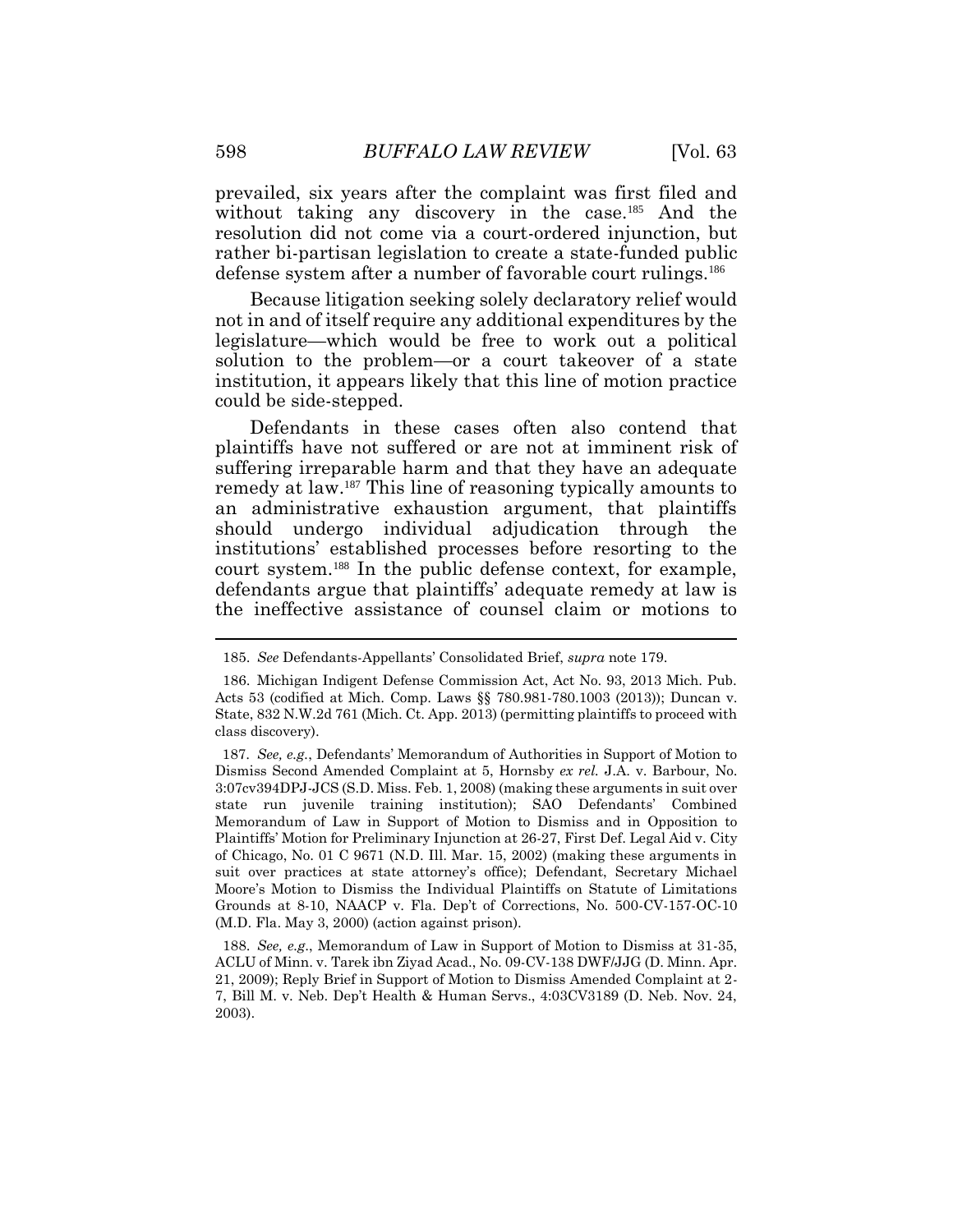prevailed, six years after the complaint was first filed and without taking any discovery in the case.[185] And the resolution did not come via a court-ordered injunction, but rather bi-partisan legislation to create a state-funded public defense system after a number of favorable court rulings.[186]

Because litigation seeking solely declaratory relief would not in and of itself require any additional expenditures by the legislature—which would be free to work out a political solution to the problem—or a court takeover of a state institution, it appears likely that this line of motion practice could be side-stepped.

Defendants in these cases often also contend that plaintiffs have not suffered or are not at imminent risk of suffering irreparable harm and that they have an adequate remedy at law.[187] This line of reasoning typically amounts to an administrative exhaustion argument, that plaintiffs should undergo individual adjudication through the institutions' established processes before resorting to the court system.[188] In the public defense context, for example, defendants argue that plaintiffs' adequate remedy at law is the ineffective assistance of counsel claim or motions to

---

185. *See* Defendants-Appellants' Consolidated Brief, *supra* note 179.

186. Michigan Indigent Defense Commission Act, Act No. 93, 2013 Mich. Pub. Acts 53 (codified at Mich. Comp. Laws §§ 780.981-780.1003 (2013)); Duncan v. State, 832 N.W.2d 761 (Mich. Ct. App. 2013) (permitting plaintiffs to proceed with class discovery).

187. *See, e.g.*, Defendants' Memorandum of Authorities in Support of Motion to Dismiss Second Amended Complaint at 5, Hornsby *ex rel.* J.A. v. Barbour, No. 3:07cv394DPJ-JCS (S.D. Miss. Feb. 1, 2008) (making these arguments in suit over state run juvenile training institution); SAO Defendants' Combined Memorandum of Law in Support of Motion to Dismiss and in Opposition to Plaintiffs' Motion for Preliminary Injunction at 26-27, First Def. Legal Aid v. City of Chicago, No. 01 C 9671 (N.D. Ill. Mar. 15, 2002) (making these arguments in suit over practices at state attorney's office); Defendant, Secretary Michael Moore's Motion to Dismiss the Individual Plaintiffs on Statute of Limitations Grounds at 8-10, NAACP v. Fla. Dep't of Corrections, No. 500-CV-157-OC-10 (M.D. Fla. May 3, 2000) (action against prison).

188. *See, e.g.*, Memorandum of Law in Support of Motion to Dismiss at 31-35, ACLU of Minn. v. Tarek ibn Ziyad Acad., No. 09-CV-138 DWF/JJG (D. Minn. Apr. 21, 2009); Reply Brief in Support of Motion to Dismiss Amended Complaint at 2-7, Bill M. v. Neb. Dep't Health & Human Servs., 4:03CV3189 (D. Neb. Nov. 24, 2003).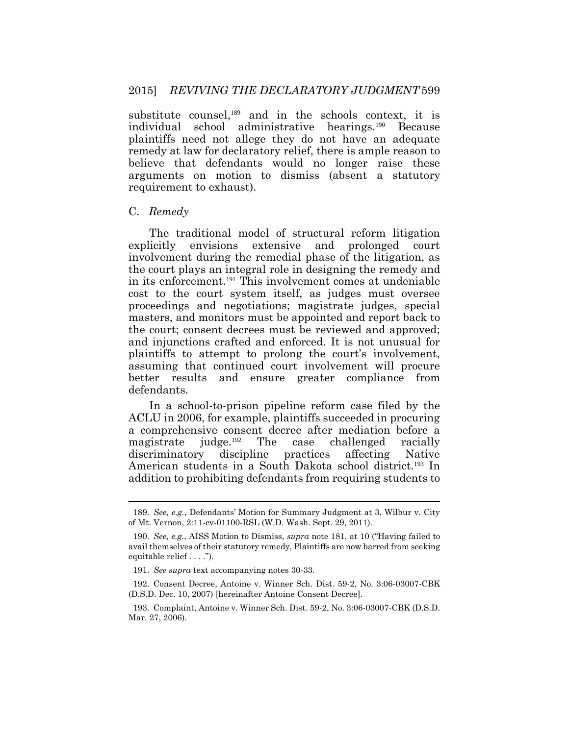substitute counsel,[189] and in the schools context, it is individual school administrative hearings.[190] Because plaintiffs need not allege they do not have an adequate remedy at law for declaratory relief, there is ample reason to believe that defendants would no longer raise these arguments on motion to dismiss (absent a statutory requirement to exhaust).

### C. *Remedy*

The traditional model of structural reform litigation explicitly envisions extensive and prolonged court involvement during the remedial phase of the litigation, as the court plays an integral role in designing the remedy and in its enforcement.[191] This involvement comes at undeniable cost to the court system itself, as judges must oversee proceedings and negotiations; magistrate judges, special masters, and monitors must be appointed and report back to the court; consent decrees must be reviewed and approved; and injunctions crafted and enforced. It is not unusual for plaintiffs to attempt to prolong the court's involvement, assuming that continued court involvement will procure better results and ensure greater compliance from defendants.

In a school-to-prison pipeline reform case filed by the ACLU in 2006, for example, plaintiffs succeeded in procuring a comprehensive consent decree after mediation before a magistrate judge.[192] The case challenged racially discriminatory discipline practices affecting Native American students in a South Dakota school district.[193] In addition to prohibiting defendants from requiring students to

---

189. *See, e.g.*, Defendants' Motion for Summary Judgment at 3, Wilbur v. City of Mt. Vernon, 2:11-cv-01100-RSL (W.D. Wash. Sept. 29, 2011).

190. *See, e.g.*, AISS Motion to Dismiss, *supra* note 181, at 10 ("Having failed to avail themselves of their statutory remedy, Plaintiffs are now barred from seeking equitable relief . . . .").

191. *See supra* text accompanying notes 30-33.

192. Consent Decree, Antoine v. Winner Sch. Dist. 59-2, No. 3:06-03007-CBK (D.S.D. Dec. 10, 2007) [hereinafter Antoine Consent Decree].

193. Complaint, Antoine v. Winner Sch. Dist. 59-2, No. 3:06-03007-CBK (D.S.D. Mar. 27, 2006).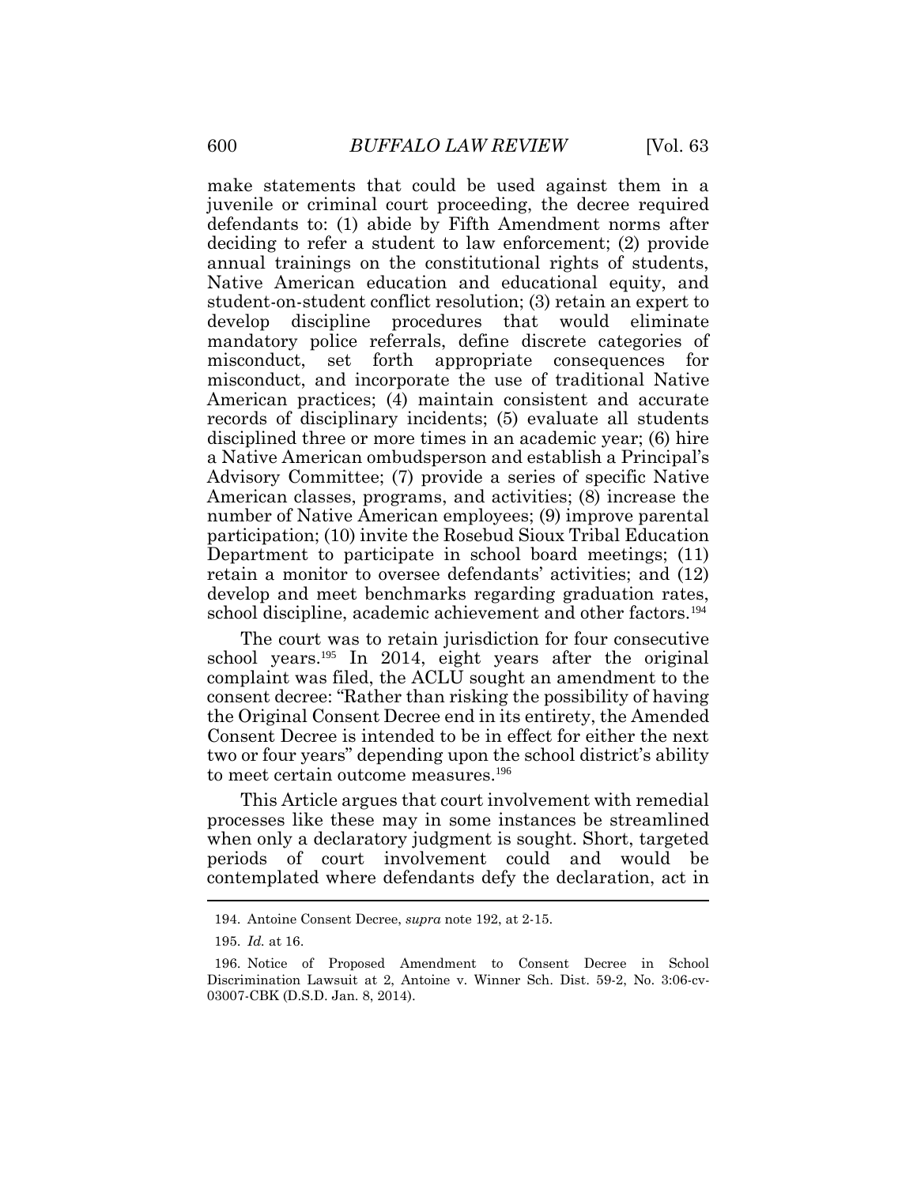make statements that could be used against them in a juvenile or criminal court proceeding, the decree required defendants to: (1) abide by Fifth Amendment norms after deciding to refer a student to law enforcement; (2) provide annual trainings on the constitutional rights of students, Native American education and educational equity, and student-on-student conflict resolution; (3) retain an expert to develop discipline procedures that would eliminate mandatory police referrals, define discrete categories of misconduct, set forth appropriate consequences for misconduct, and incorporate the use of traditional Native American practices; (4) maintain consistent and accurate records of disciplinary incidents; (5) evaluate all students disciplined three or more times in an academic year; (6) hire a Native American ombudsperson and establish a Principal's Advisory Committee; (7) provide a series of specific Native American classes, programs, and activities; (8) increase the number of Native American employees; (9) improve parental participation; (10) invite the Rosebud Sioux Tribal Education Department to participate in school board meetings; (11) retain a monitor to oversee defendants' activities; and (12) develop and meet benchmarks regarding graduation rates, school discipline, academic achievement and other factors.[194]

The court was to retain jurisdiction for four consecutive school years.[195] In 2014, eight years after the original complaint was filed, the ACLU sought an amendment to the consent decree: "Rather than risking the possibility of having the Original Consent Decree end in its entirety, the Amended Consent Decree is intended to be in effect for either the next two or four years" depending upon the school district's ability to meet certain outcome measures.[196]

This Article argues that court involvement with remedial processes like these may in some instances be streamlined when only a declaratory judgment is sought. Short, targeted periods of court involvement could and would be contemplated where defendants defy the declaration, act in

---

194. Antoine Consent Decree, *supra* note 192, at 2-15.

195. *Id.* at 16.

196. Notice of Proposed Amendment to Consent Decree in School Discrimination Lawsuit at 2, Antoine v. Winner Sch. Dist. 59-2, No. 3:06-cv-03007-CBK (D.S.D. Jan. 8, 2014).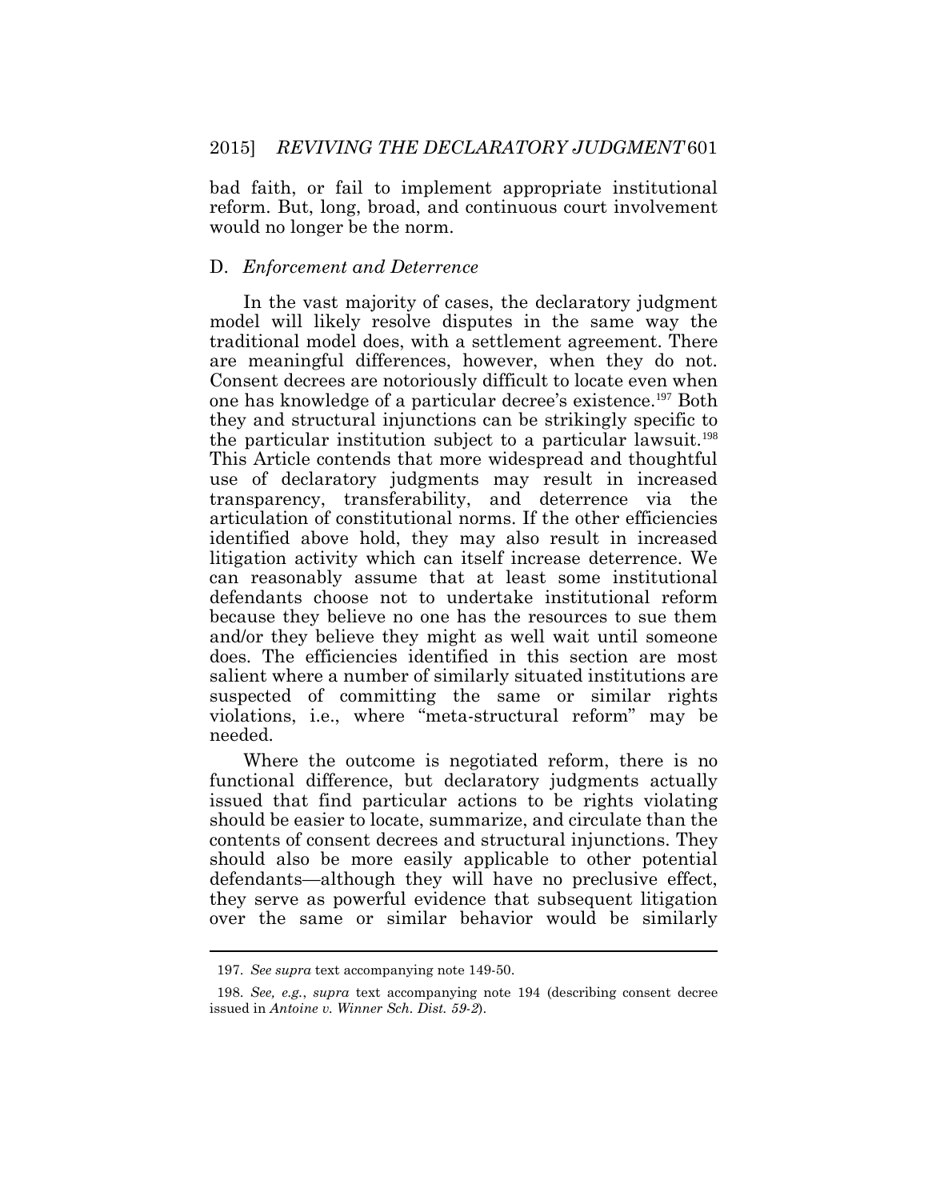bad faith, or fail to implement appropriate institutional reform. But, long, broad, and continuous court involvement would no longer be the norm.

### D. *Enforcement and Deterrence*

In the vast majority of cases, the declaratory judgment model will likely resolve disputes in the same way the traditional model does, with a settlement agreement. There are meaningful differences, however, when they do not. Consent decrees are notoriously difficult to locate even when one has knowledge of a particular decree's existence.[197] Both they and structural injunctions can be strikingly specific to the particular institution subject to a particular lawsuit.[198] This Article contends that more widespread and thoughtful use of declaratory judgments may result in increased transparency, transferability, and deterrence via the articulation of constitutional norms. If the other efficiencies identified above hold, they may also result in increased litigation activity which can itself increase deterrence. We can reasonably assume that at least some institutional defendants choose not to undertake institutional reform because they believe no one has the resources to sue them and/or they believe they might as well wait until someone does. The efficiencies identified in this section are most salient where a number of similarly situated institutions are suspected of committing the same or similar rights violations, i.e., where "meta-structural reform" may be needed.

Where the outcome is negotiated reform, there is no functional difference, but declaratory judgments actually issued that find particular actions to be rights violating should be easier to locate, summarize, and circulate than the contents of consent decrees and structural injunctions. They should also be more easily applicable to other potential defendants—although they will have no preclusive effect, they serve as powerful evidence that subsequent litigation over the same or similar behavior would be similarly

---

197. *See supra* text accompanying note 149-50.

198. *See, e.g.*, *supra* text accompanying note 194 (describing consent decree issued in *Antoine v. Winner Sch. Dist. 59-2*).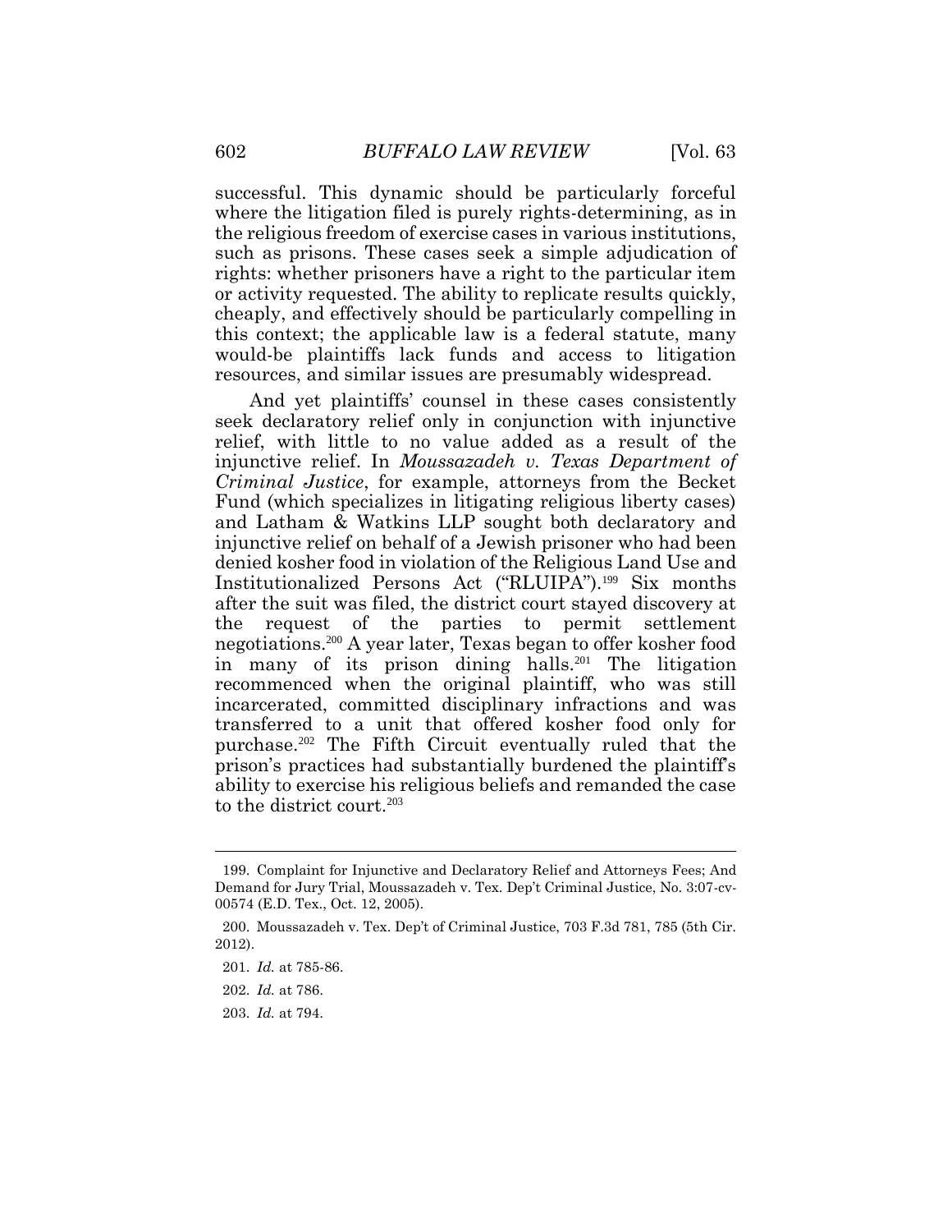successful. This dynamic should be particularly forceful where the litigation filed is purely rights-determining, as in the religious freedom of exercise cases in various institutions, such as prisons. These cases seek a simple adjudication of rights: whether prisoners have a right to the particular item or activity requested. The ability to replicate results quickly, cheaply, and effectively should be particularly compelling in this context; the applicable law is a federal statute, many would-be plaintiffs lack funds and access to litigation resources, and similar issues are presumably widespread.

And yet plaintiffs' counsel in these cases consistently seek declaratory relief only in conjunction with injunctive relief, with little to no value added as a result of the injunctive relief. In *Moussazadeh v. Texas Department of Criminal Justice*, for example, attorneys from the Becket Fund (which specializes in litigating religious liberty cases) and Latham & Watkins LLP sought both declaratory and injunctive relief on behalf of a Jewish prisoner who had been denied kosher food in violation of the Religious Land Use and Institutionalized Persons Act ("RLUIPA").[199] Six months after the suit was filed, the district court stayed discovery at the request of the parties to permit settlement negotiations.[200] A year later, Texas began to offer kosher food in many of its prison dining halls.[201] The litigation recommenced when the original plaintiff, who was still incarcerated, committed disciplinary infractions and was transferred to a unit that offered kosher food only for purchase.[202] The Fifth Circuit eventually ruled that the prison's practices had substantially burdened the plaintiff's ability to exercise his religious beliefs and remanded the case to the district court.[203]

---

199. Complaint for Injunctive and Declaratory Relief and Attorneys Fees; And Demand for Jury Trial, Moussazadeh v. Tex. Dep't Criminal Justice, No. 3:07-cv-00574 (E.D. Tex., Oct. 12, 2005).

200. Moussazadeh v. Tex. Dep't of Criminal Justice, 703 F.3d 781, 785 (5th Cir. 2012).

201. *Id.* at 785-86.

202. *Id.* at 786.

203. *Id.* at 794.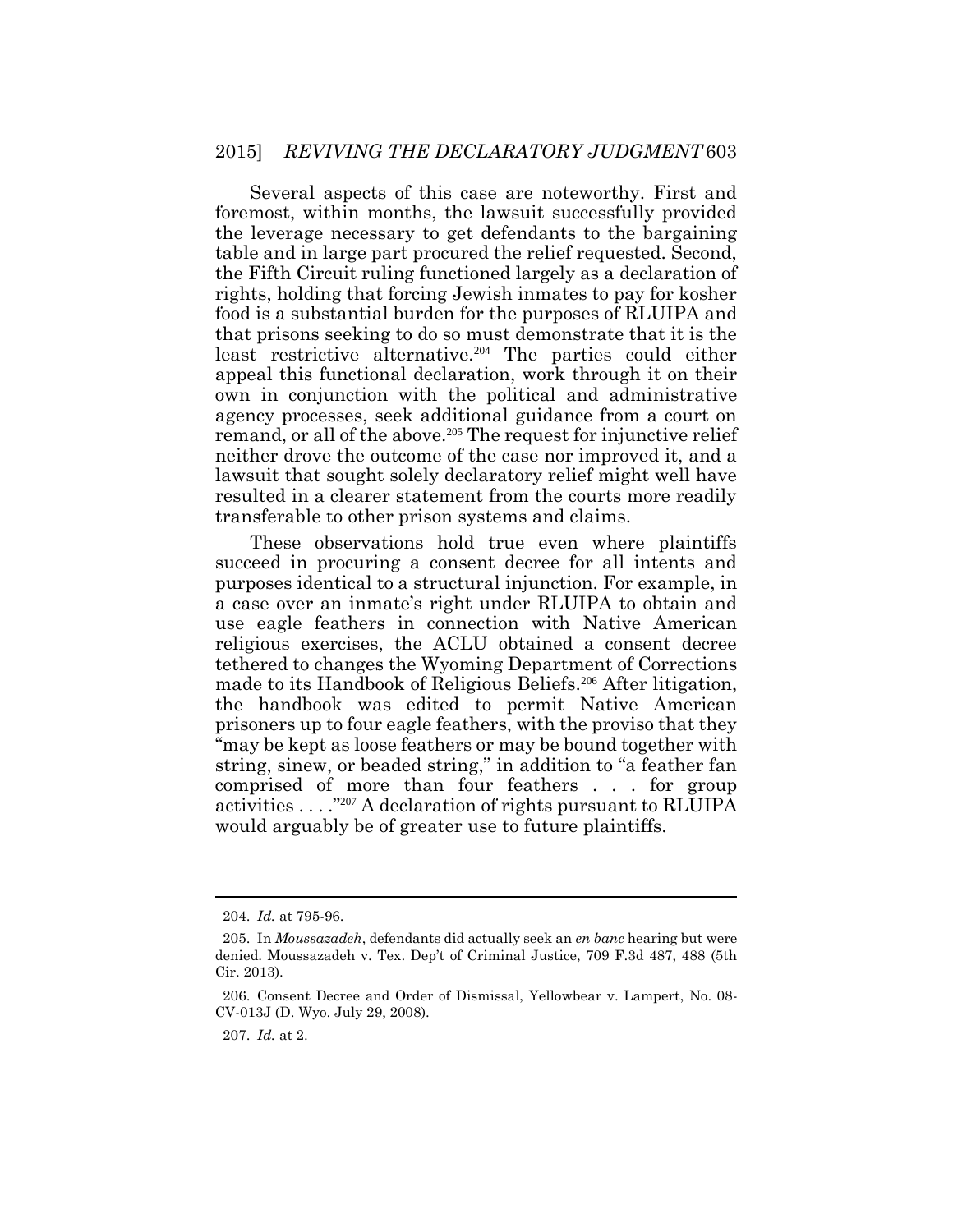Several aspects of this case are noteworthy. First and foremost, within months, the lawsuit successfully provided the leverage necessary to get defendants to the bargaining table and in large part procured the relief requested. Second, the Fifth Circuit ruling functioned largely as a declaration of rights, holding that forcing Jewish inmates to pay for kosher food is a substantial burden for the purposes of RLUIPA and that prisons seeking to do so must demonstrate that it is the least restrictive alternative.[204] The parties could either appeal this functional declaration, work through it on their own in conjunction with the political and administrative agency processes, seek additional guidance from a court on remand, or all of the above.[205] The request for injunctive relief neither drove the outcome of the case nor improved it, and a lawsuit that sought solely declaratory relief might well have resulted in a clearer statement from the courts more readily transferable to other prison systems and claims.

These observations hold true even where plaintiffs succeed in procuring a consent decree for all intents and purposes identical to a structural injunction. For example, in a case over an inmate's right under RLUIPA to obtain and use eagle feathers in connection with Native American religious exercises, the ACLU obtained a consent decree tethered to changes the Wyoming Department of Corrections made to its Handbook of Religious Beliefs.[206] After litigation, the handbook was edited to permit Native American prisoners up to four eagle feathers, with the proviso that they "may be kept as loose feathers or may be bound together with string, sinew, or beaded string," in addition to "a feather fan comprised of more than four feathers . . . for group activities . . . ."[207] A declaration of rights pursuant to RLUIPA would arguably be of greater use to future plaintiffs.

---

204. *Id.* at 795-96.

205. In *Moussazadeh*, defendants did actually seek an *en banc* hearing but were denied. Moussazadeh v. Tex. Dep't of Criminal Justice, 709 F.3d 487, 488 (5th Cir. 2013).

206. Consent Decree and Order of Dismissal, Yellowbear v. Lampert, No. 08-CV-013J (D. Wyo. July 29, 2008).

207. *Id.* at 2.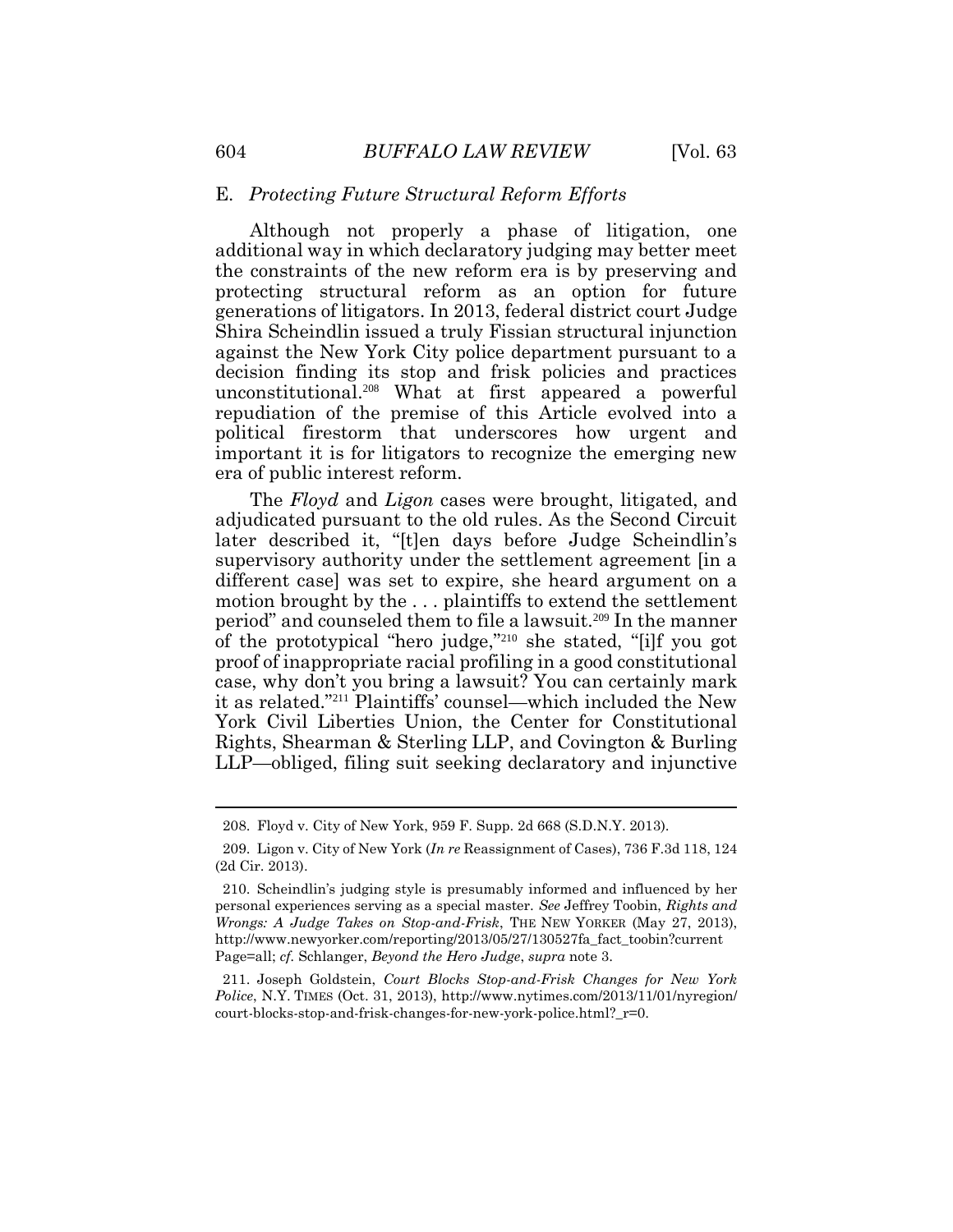### E. *Protecting Future Structural Reform Efforts*

Although not properly a phase of litigation, one additional way in which declaratory judging may better meet the constraints of the new reform era is by preserving and protecting structural reform as an option for future generations of litigators. In 2013, federal district court Judge Shira Scheindlin issued a truly Fissian structural injunction against the New York City police department pursuant to a decision finding its stop and frisk policies and practices unconstitutional.[208] What at first appeared a powerful repudiation of the premise of this Article evolved into a political firestorm that underscores how urgent and important it is for litigators to recognize the emerging new era of public interest reform.

The *Floyd* and *Ligon* cases were brought, litigated, and adjudicated pursuant to the old rules. As the Second Circuit later described it, "[t]en days before Judge Scheindlin's supervisory authority under the settlement agreement [in a different case] was set to expire, she heard argument on a motion brought by the . . . plaintiffs to extend the settlement period" and counseled them to file a lawsuit.[209] In the manner of the prototypical "hero judge,"[210] she stated, "[i]f you got proof of inappropriate racial profiling in a good constitutional case, why don't you bring a lawsuit? You can certainly mark it as related."[211] Plaintiffs' counsel—which included the New York Civil Liberties Union, the Center for Constitutional Rights, Shearman & Sterling LLP, and Covington & Burling LLP—obliged, filing suit seeking declaratory and injunctive

---

208. Floyd v. City of New York, 959 F. Supp. 2d 668 (S.D.N.Y. 2013).

209. Ligon v. City of New York (*In re* Reassignment of Cases), 736 F.3d 118, 124 (2d Cir. 2013).

210. Scheindlin's judging style is presumably informed and influenced by her personal experiences serving as a special master. *See* Jeffrey Toobin, *Rights and Wrongs: A Judge Takes on Stop-and-Frisk*, THE NEW YORKER (May 27, 2013), http://www.newyorker.com/reporting/2013/05/27/130527fa_fact_toobin?currentPage=all; *cf.* Schlanger, *Beyond the Hero Judge*, *supra* note 3.

211. Joseph Goldstein, *Court Blocks Stop-and-Frisk Changes for New York Police*, N.Y. TIMES (Oct. 31, 2013), http://www.nytimes.com/2013/11/01/nyregion/court-blocks-stop-and-frisk-changes-for-new-york-police.html?_r=0.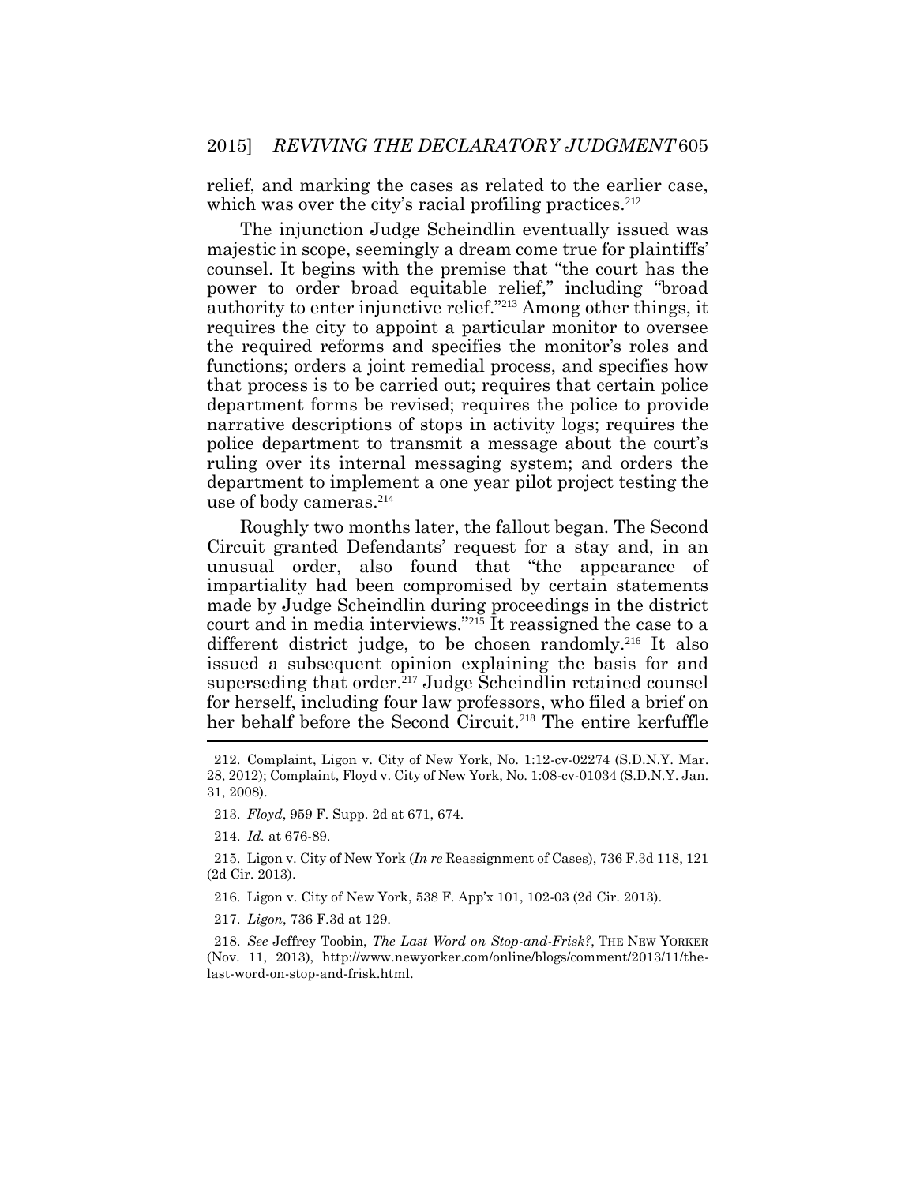relief, and marking the cases as related to the earlier case, which was over the city's racial profiling practices.[212]

The injunction Judge Scheindlin eventually issued was majestic in scope, seemingly a dream come true for plaintiffs' counsel. It begins with the premise that "the court has the power to order broad equitable relief," including "broad authority to enter injunctive relief."[213] Among other things, it requires the city to appoint a particular monitor to oversee the required reforms and specifies the monitor's roles and functions; orders a joint remedial process, and specifies how that process is to be carried out; requires that certain police department forms be revised; requires the police to provide narrative descriptions of stops in activity logs; requires the police department to transmit a message about the court's ruling over its internal messaging system; and orders the department to implement a one year pilot project testing the use of body cameras.[214]

Roughly two months later, the fallout began. The Second Circuit granted Defendants' request for a stay and, in an unusual order, also found that "the appearance of impartiality had been compromised by certain statements made by Judge Scheindlin during proceedings in the district court and in media interviews."[215] It reassigned the case to a different district judge, to be chosen randomly.[216] It also issued a subsequent opinion explaining the basis for and superseding that order.[217] Judge Scheindlin retained counsel for herself, including four law professors, who filed a brief on her behalf before the Second Circuit.[218] The entire kerfuffle

---

212. Complaint, Ligon v. City of New York, No. 1:12-cv-02274 (S.D.N.Y. Mar. 28, 2012); Complaint, Floyd v. City of New York, No. 1:08-cv-01034 (S.D.N.Y. Jan. 31, 2008).

213. *Floyd*, 959 F. Supp. 2d at 671, 674.

214. *Id.* at 676-89.

215. Ligon v. City of New York (*In re* Reassignment of Cases), 736 F.3d 118, 121 (2d Cir. 2013).

216. Ligon v. City of New York, 538 F. App'x 101, 102-03 (2d Cir. 2013).

217. *Ligon*, 736 F.3d at 129.

218. *See* Jeffrey Toobin, *The Last Word on Stop-and-Frisk?*, THE NEW YORKER (Nov. 11, 2013), http://www.newyorker.com/online/blogs/comment/2013/11/the-last-word-on-stop-and-frisk.html.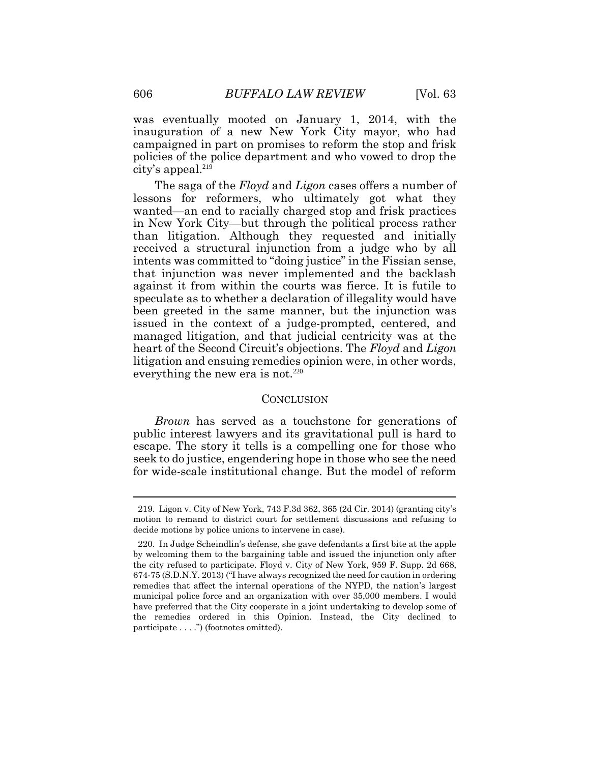was eventually mooted on January 1, 2014, with the inauguration of a new New York City mayor, who had campaigned in part on promises to reform the stop and frisk policies of the police department and who vowed to drop the city's appeal.[219]

The saga of the *Floyd* and *Ligon* cases offers a number of lessons for reformers, who ultimately got what they wanted—an end to racially charged stop and frisk practices in New York City—but through the political process rather than litigation. Although they requested and initially received a structural injunction from a judge who by all intents was committed to "doing justice" in the Fissian sense, that injunction was never implemented and the backlash against it from within the courts was fierce. It is futile to speculate as to whether a declaration of illegality would have been greeted in the same manner, but the injunction was issued in the context of a judge-prompted, centered, and managed litigation, and that judicial centricity was at the heart of the Second Circuit's objections. The *Floyd* and *Ligon* litigation and ensuing remedies opinion were, in other words, everything the new era is not.[220]

## CONCLUSION

*Brown* has served as a touchstone for generations of public interest lawyers and its gravitational pull is hard to escape. The story it tells is a compelling one for those who seek to do justice, engendering hope in those who see the need for wide-scale institutional change. But the model of reform

---

219. Ligon v. City of New York, 743 F.3d 362, 365 (2d Cir. 2014) (granting city's motion to remand to district court for settlement discussions and refusing to decide motions by police unions to intervene in case).

220. In Judge Scheindlin's defense, she gave defendants a first bite at the apple by welcoming them to the bargaining table and issued the injunction only after the city refused to participate. Floyd v. City of New York, 959 F. Supp. 2d 668, 674-75 (S.D.N.Y. 2013) ("I have always recognized the need for caution in ordering remedies that affect the internal operations of the NYPD, the nation's largest municipal police force and an organization with over 35,000 members. I would have preferred that the City cooperate in a joint undertaking to develop some of the remedies ordered in this Opinion. Instead, the City declined to participate . . . .") (footnotes omitted).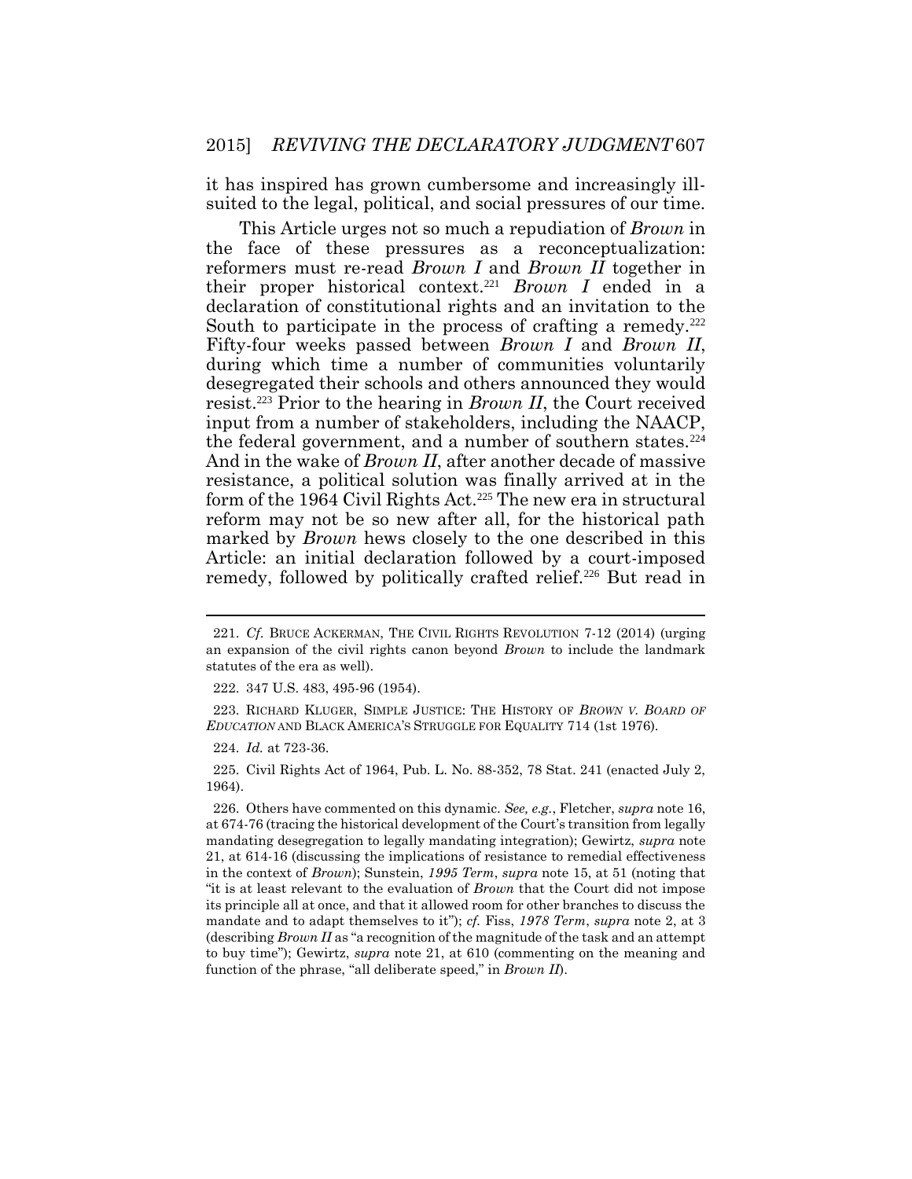it has inspired has grown cumbersome and increasingly ill-suited to the legal, political, and social pressures of our time.

This Article urges not so much a repudiation of *Brown* in the face of these pressures as a reconceptualization: reformers must re-read *Brown I* and *Brown II* together in their proper historical context.[221] *Brown I* ended in a declaration of constitutional rights and an invitation to the South to participate in the process of crafting a remedy.[222] Fifty-four weeks passed between *Brown I* and *Brown II*, during which time a number of communities voluntarily desegregated their schools and others announced they would resist.[223] Prior to the hearing in *Brown II*, the Court received input from a number of stakeholders, including the NAACP, the federal government, and a number of southern states.[224] And in the wake of *Brown II*, after another decade of massive resistance, a political solution was finally arrived at in the form of the 1964 Civil Rights Act.[225] The new era in structural reform may not be so new after all, for the historical path marked by *Brown* hews closely to the one described in this Article: an initial declaration followed by a court-imposed remedy, followed by politically crafted relief.[226] But read in

---

221. *Cf.* BRUCE ACKERMAN, THE CIVIL RIGHTS REVOLUTION 7-12 (2014) (urging an expansion of the civil rights canon beyond *Brown* to include the landmark statutes of the era as well).

222. 347 U.S. 483, 495-96 (1954).

223. RICHARD KLUGER, SIMPLE JUSTICE: THE HISTORY OF *BROWN V. BOARD OF EDUCATION* AND BLACK AMERICA'S STRUGGLE FOR EQUALITY 714 (1st 1976).

224. *Id.* at 723-36.

225. Civil Rights Act of 1964, Pub. L. No. 88-352, 78 Stat. 241 (enacted July 2, 1964).

226. Others have commented on this dynamic. *See, e.g.*, Fletcher, *supra* note 16, at 674-76 (tracing the historical development of the Court's transition from legally mandating desegregation to legally mandating integration); Gewirtz, *supra* note 21, at 614-16 (discussing the implications of resistance to remedial effectiveness in the context of *Brown*); Sunstein, *1995 Term*, *supra* note 15, at 51 (noting that "it is at least relevant to the evaluation of *Brown* that the Court did not impose its principle all at once, and that it allowed room for other branches to discuss the mandate and to adapt themselves to it"); *cf.* Fiss, *1978 Term*, *supra* note 2, at 3 (describing *Brown II* as "a recognition of the magnitude of the task and an attempt to buy time"); Gewirtz, *supra* note 21, at 610 (commenting on the meaning and function of the phrase, "all deliberate speed," in *Brown II*).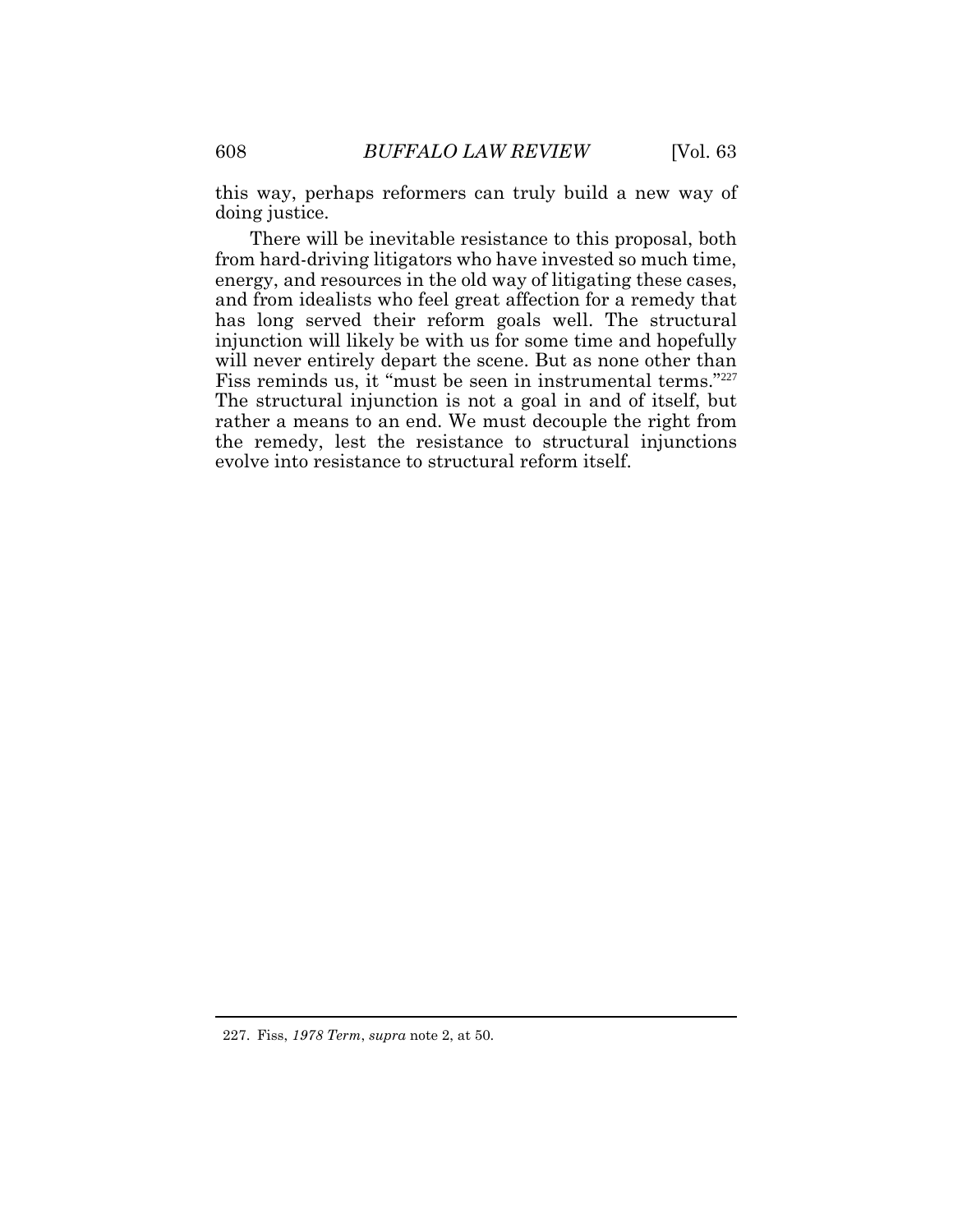this way, perhaps reformers can truly build a new way of doing justice.

There will be inevitable resistance to this proposal, both from hard-driving litigators who have invested so much time, energy, and resources in the old way of litigating these cases, and from idealists who feel great affection for a remedy that has long served their reform goals well. The structural injunction will likely be with us for some time and hopefully will never entirely depart the scene. But as none other than Fiss reminds us, it "must be seen in instrumental terms."[227] The structural injunction is not a goal in and of itself, but rather a means to an end. We must decouple the right from the remedy, lest the resistance to structural injunctions evolve into resistance to structural reform itself.

---

227. Fiss, *1978 Term*, *supra* note 2, at 50.